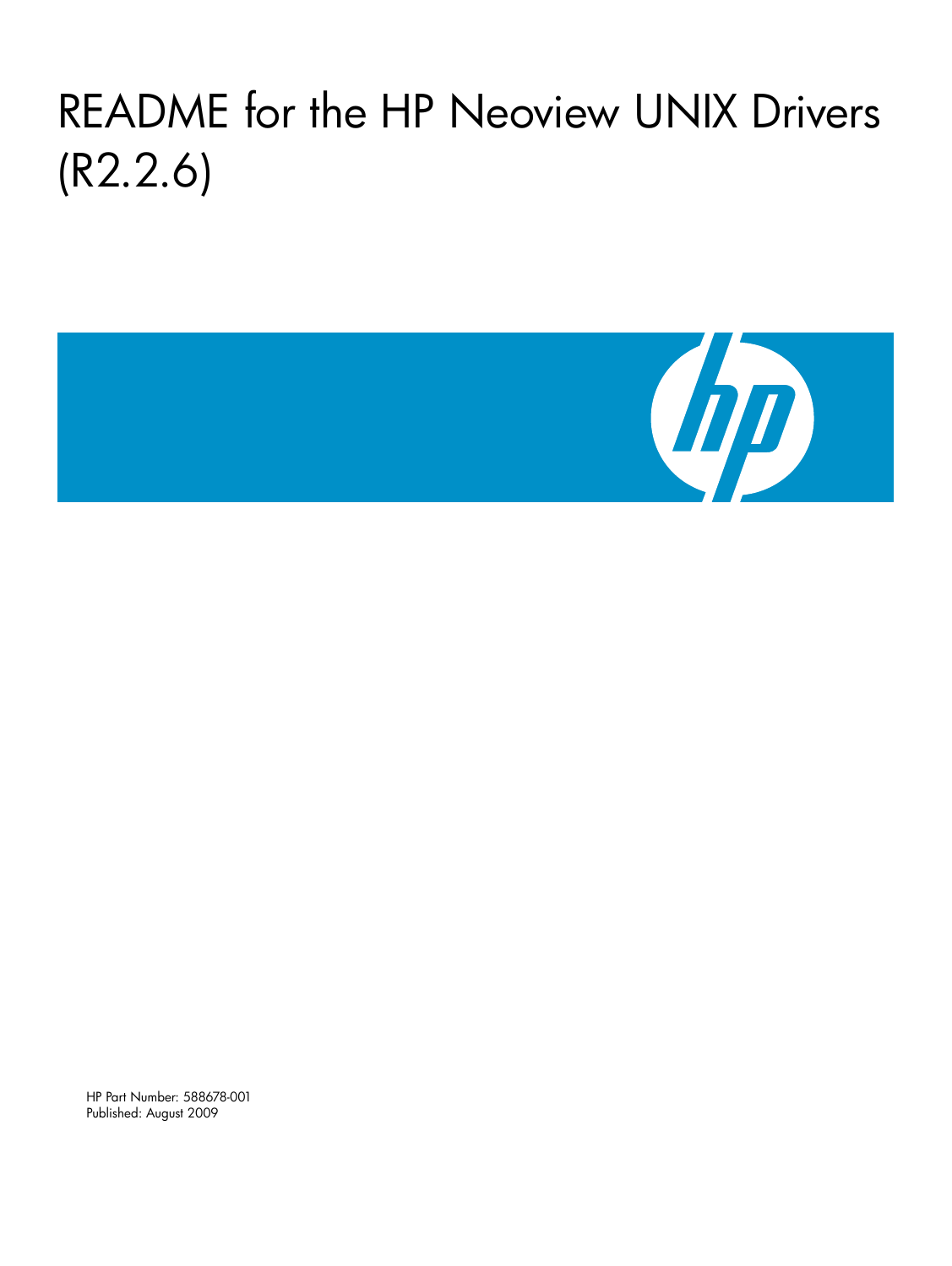# README for the HP Neoview UNIX Drivers (R2.2.6)

HP Part Number: 588678-001
Published: August 2009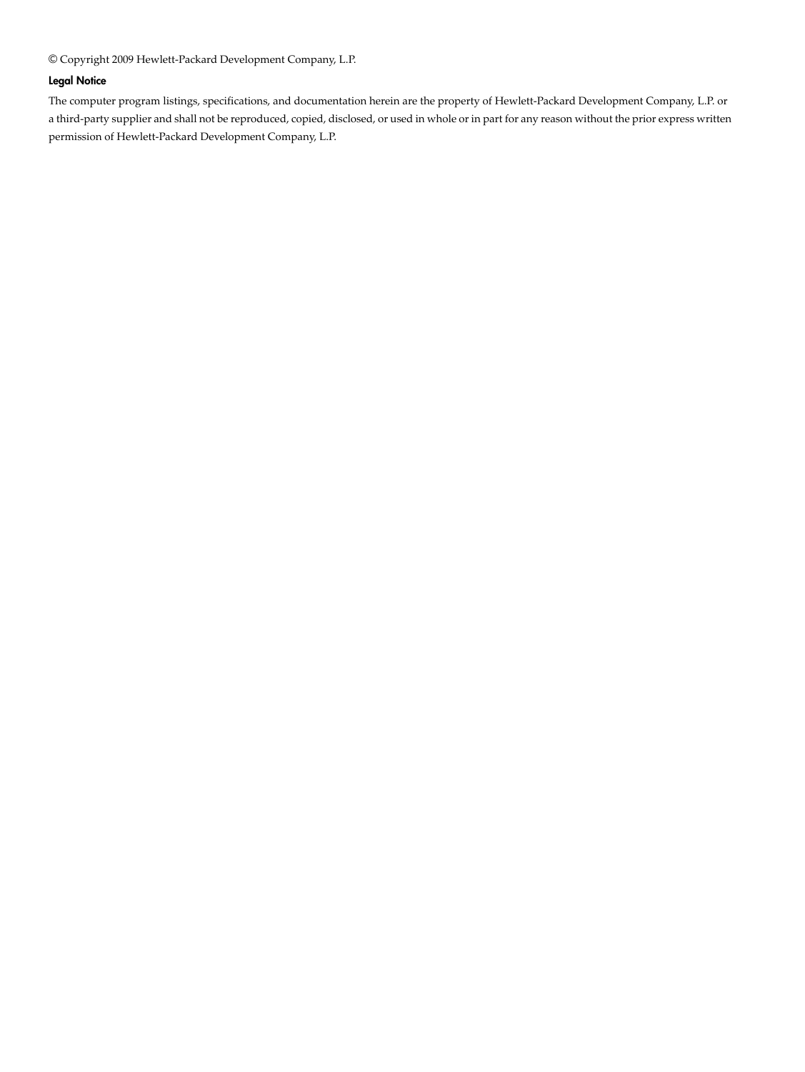© Copyright 2009 Hewlett-Packard Development Company, L.P.

**Legal Notice**

The computer program listings, specifications, and documentation herein are the property of Hewlett-Packard Development Company, L.P. or a third-party supplier and shall not be reproduced, copied, disclosed, or used in whole or in part for any reason without the prior express written permission of Hewlett-Packard Development Company, L.P.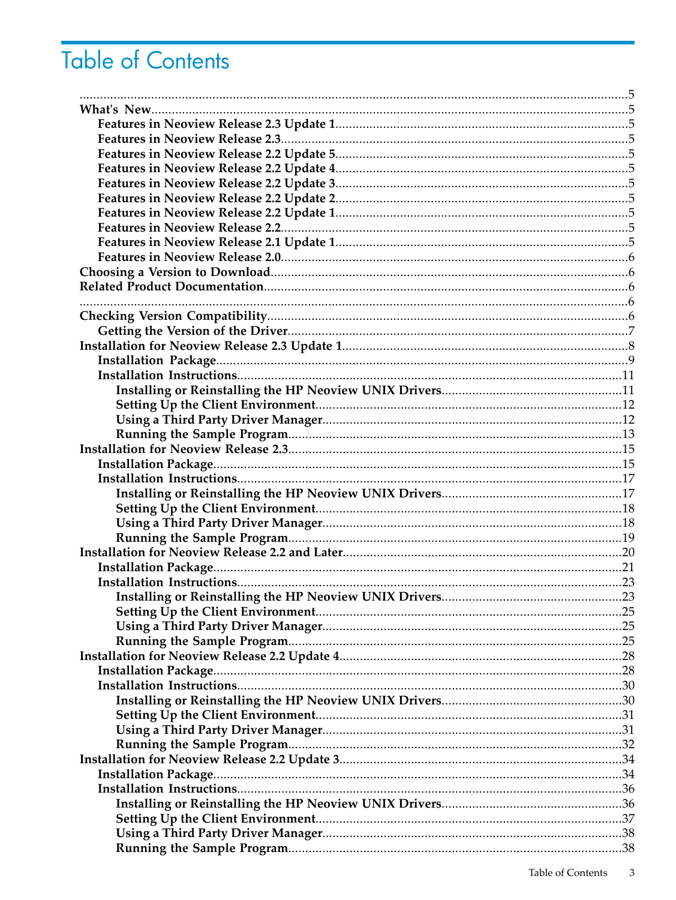# Table of Contents

.....................................................................................................................................5
**What's New**.......................................................................................................................5
  **Features in Neoview Release 2.3 Update 1**.............................................................5
  **Features in Neoview Release 2.3**..................................................................................5
  **Features in Neoview Release 2.2 Update 5**.............................................................5
  **Features in Neoview Release 2.2 Update 4**.............................................................5
  **Features in Neoview Release 2.2 Update 3**.............................................................5
  **Features in Neoview Release 2.2 Update 2**.............................................................5
  **Features in Neoview Release 2.2 Update 1**.............................................................5
  **Features in Neoview Release 2.2**..................................................................................5
  **Features in Neoview Release 2.1 Update 1**.............................................................5
  **Features in Neoview Release 2.0**..................................................................................6
**Choosing a Version to Download**....................................................................................6
**Related Product Documentation**.....................................................................................6
.....................................................................................................................................6
**Checking Version Compatibility**....................................................................................6
  **Getting the Version of the Driver**...............................................................................7
**Installation for Neoview Release 2.3 Update 1**............................................................8
  **Installation Package**........................................................................................................9
  **Installation Instructions**...............................................................................................11
    **Installing or Reinstalling the HP Neoview UNIX Drivers**.................................11
    **Setting Up the Client Environment**.........................................................................12
    **Using a Third Party Driver Manager**.......................................................................12
    **Running the Sample Program**...................................................................................13
**Installation for Neoview Release 2.3**...............................................................................15
  **Installation Package**......................................................................................................15
  **Installation Instructions**...............................................................................................17
    **Installing or Reinstalling the HP Neoview UNIX Drivers**.................................17
    **Setting Up the Client Environment**.........................................................................18
    **Using a Third Party Driver Manager**.......................................................................18
    **Running the Sample Program**...................................................................................19
**Installation for Neoview Release 2.2 and Later**..........................................................20
  **Installation Package**......................................................................................................21
  **Installation Instructions**...............................................................................................23
    **Installing or Reinstalling the HP Neoview UNIX Drivers**.................................23
    **Setting Up the Client Environment**.........................................................................25
    **Using a Third Party Driver Manager**.......................................................................25
    **Running the Sample Program**...................................................................................25
**Installation for Neoview Release 2.2 Update 4**............................................................28
  **Installation Package**......................................................................................................28
  **Installation Instructions**...............................................................................................30
    **Installing or Reinstalling the HP Neoview UNIX Drivers**.................................30
    **Setting Up the Client Environment**.........................................................................31
    **Using a Third Party Driver Manager**.......................................................................31
    **Running the Sample Program**...................................................................................32
**Installation for Neoview Release 2.2 Update 3**............................................................34
  **Installation Package**......................................................................................................34
  **Installation Instructions**...............................................................................................36
    **Installing or Reinstalling the HP Neoview UNIX Drivers**.................................36
    **Setting Up the Client Environment**.........................................................................37
    **Using a Third Party Driver Manager**.......................................................................38
    **Running the Sample Program**...................................................................................38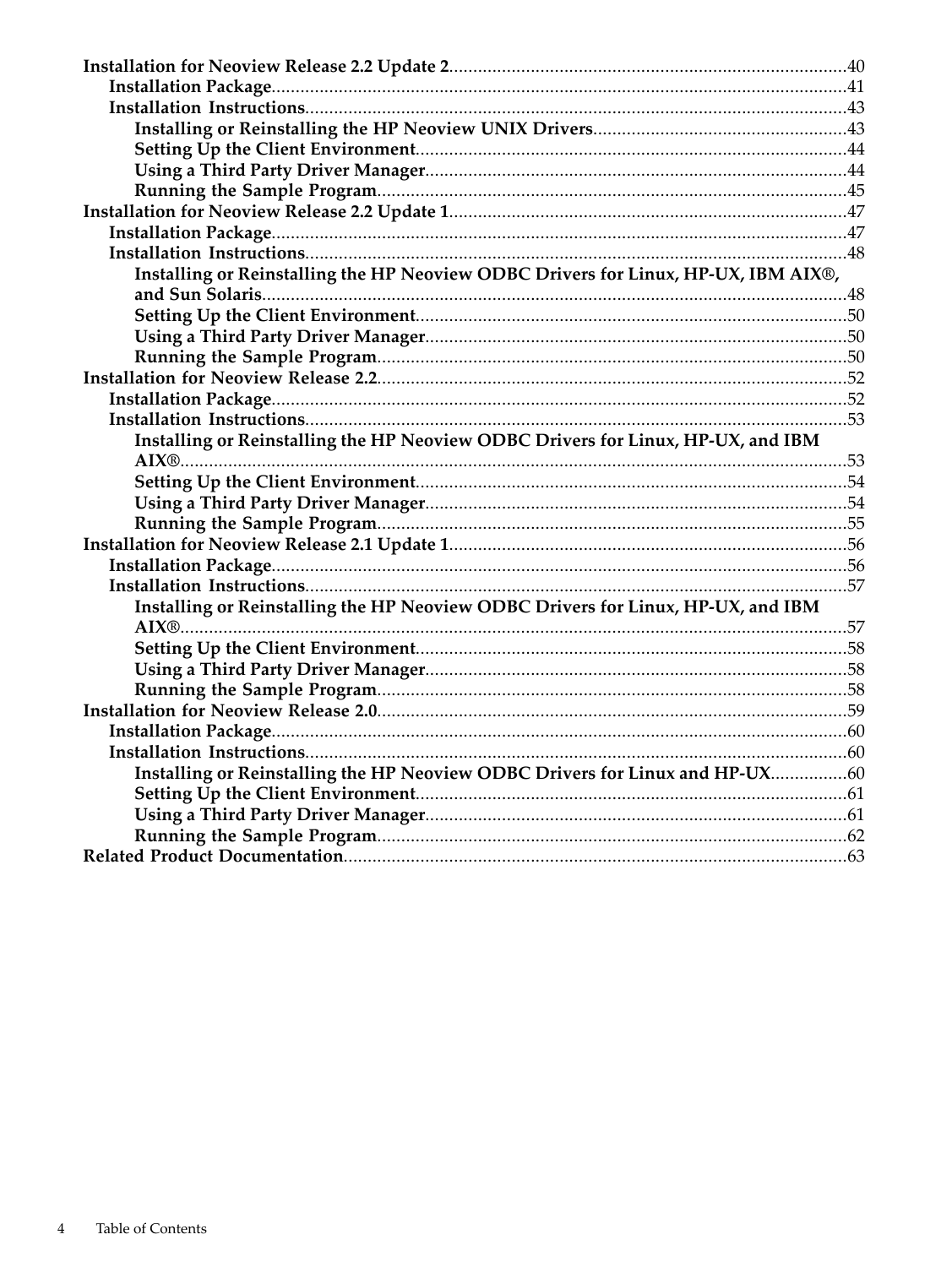- Installation for Neoview Release 2.2 Update 2 .......... 40
  - Installation Package .......... 41
  - Installation Instructions .......... 43
    - Installing or Reinstalling the HP Neoview UNIX Drivers .......... 43
    - Setting Up the Client Environment .......... 44
    - Using a Third Party Driver Manager .......... 44
    - Running the Sample Program .......... 45
- Installation for Neoview Release 2.2 Update 1 .......... 47
  - Installation Package .......... 47
  - Installation Instructions .......... 48
    - Installing or Reinstalling the HP Neoview ODBC Drivers for Linux, HP-UX, IBM AIX®, and Sun Solaris .......... 48
    - Setting Up the Client Environment .......... 50
    - Using a Third Party Driver Manager .......... 50
    - Running the Sample Program .......... 50
- Installation for Neoview Release 2.2 .......... 52
  - Installation Package .......... 52
  - Installation Instructions .......... 53
    - Installing or Reinstalling the HP Neoview ODBC Drivers for Linux, HP-UX, and IBM AIX® .......... 53
    - Setting Up the Client Environment .......... 54
    - Using a Third Party Driver Manager .......... 54
    - Running the Sample Program .......... 55
- Installation for Neoview Release 2.1 Update 1 .......... 56
  - Installation Package .......... 56
  - Installation Instructions .......... 57
    - Installing or Reinstalling the HP Neoview ODBC Drivers for Linux, HP-UX, and IBM AIX® .......... 57
    - Setting Up the Client Environment .......... 58
    - Using a Third Party Driver Manager .......... 58
    - Running the Sample Program .......... 58
- Installation for Neoview Release 2.0 .......... 59
  - Installation Package .......... 60
  - Installation Instructions .......... 60
    - Installing or Reinstalling the HP Neoview ODBC Drivers for Linux and HP-UX .......... 60
    - Setting Up the Client Environment .......... 61
    - Using a Third Party Driver Manager .......... 61
    - Running the Sample Program .......... 62
- Related Product Documentation .......... 63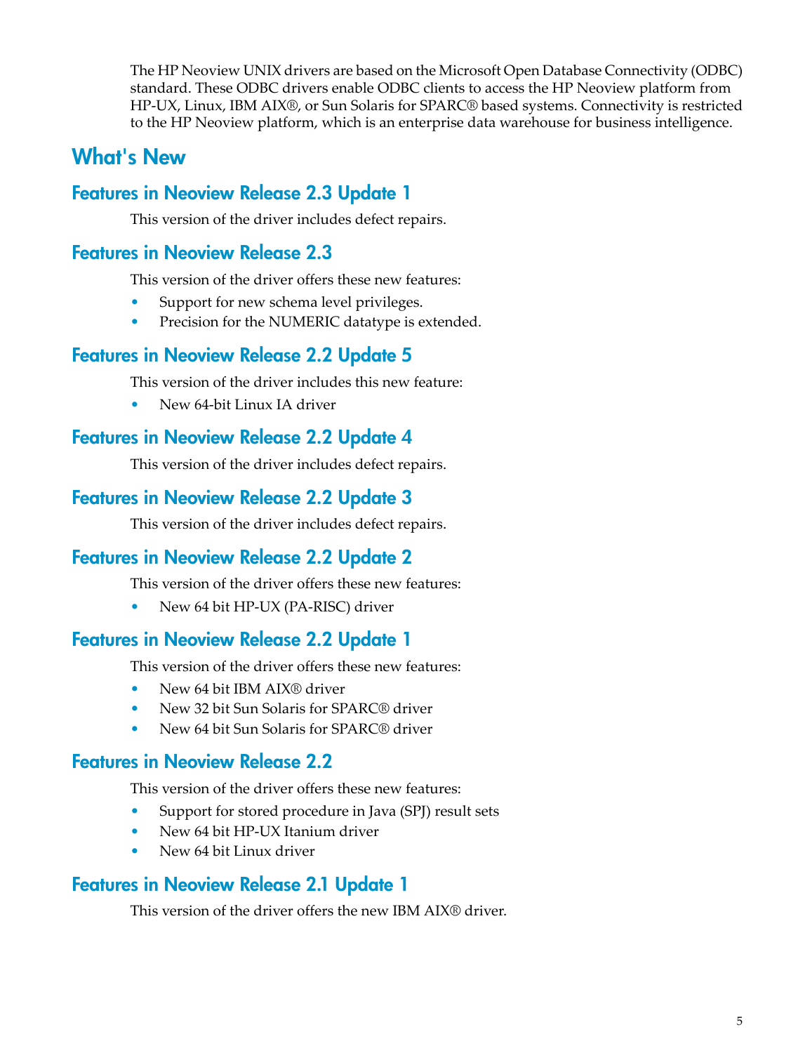The HP Neoview UNIX drivers are based on the Microsoft Open Database Connectivity (ODBC) standard. These ODBC drivers enable ODBC clients to access the HP Neoview platform from HP-UX, Linux, IBM AIX®, or Sun Solaris for SPARC® based systems. Connectivity is restricted to the HP Neoview platform, which is an enterprise data warehouse for business intelligence.

# What's New

## Features in Neoview Release 2.3 Update 1

This version of the driver includes defect repairs.

## Features in Neoview Release 2.3

This version of the driver offers these new features:

- Support for new schema level privileges.
- Precision for the NUMERIC datatype is extended.

## Features in Neoview Release 2.2 Update 5

This version of the driver includes this new feature:

- New 64-bit Linux IA driver

## Features in Neoview Release 2.2 Update 4

This version of the driver includes defect repairs.

## Features in Neoview Release 2.2 Update 3

This version of the driver includes defect repairs.

## Features in Neoview Release 2.2 Update 2

This version of the driver offers these new features:

- New 64 bit HP-UX (PA-RISC) driver

## Features in Neoview Release 2.2 Update 1

This version of the driver offers these new features:

- New 64 bit IBM AIX® driver
- New 32 bit Sun Solaris for SPARC® driver
- New 64 bit Sun Solaris for SPARC® driver

## Features in Neoview Release 2.2

This version of the driver offers these new features:

- Support for stored procedure in Java (SPJ) result sets
- New 64 bit HP-UX Itanium driver
- New 64 bit Linux driver

## Features in Neoview Release 2.1 Update 1

This version of the driver offers the new IBM AIX® driver.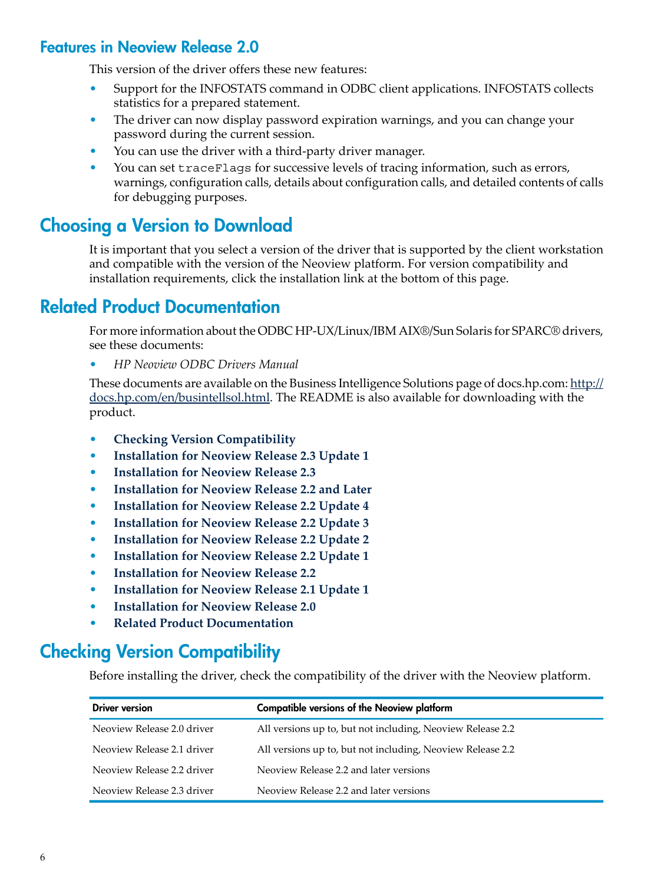## Features in Neoview Release 2.0

This version of the driver offers these new features:

- Support for the INFOSTATS command in ODBC client applications. INFOSTATS collects statistics for a prepared statement.
- The driver can now display password expiration warnings, and you can change your password during the current session.
- You can use the driver with a third-party driver manager.
- You can set `traceFlags` for successive levels of tracing information, such as errors, warnings, configuration calls, details about configuration calls, and detailed contents of calls for debugging purposes.

# Choosing a Version to Download

It is important that you select a version of the driver that is supported by the client workstation and compatible with the version of the Neoview platform. For version compatibility and installation requirements, click the installation link at the bottom of this page.

# Related Product Documentation

For more information about the ODBC HP-UX/Linux/IBM AIX®/Sun Solaris for SPARC® drivers, see these documents:

- *HP Neoview ODBC Drivers Manual*

These documents are available on the Business Intelligence Solutions page of docs.hp.com: http://docs.hp.com/en/busintellsol.html. The README is also available for downloading with the product.

- **Checking Version Compatibility**
- **Installation for Neoview Release 2.3 Update 1**
- **Installation for Neoview Release 2.3**
- **Installation for Neoview Release 2.2 and Later**
- **Installation for Neoview Release 2.2 Update 4**
- **Installation for Neoview Release 2.2 Update 3**
- **Installation for Neoview Release 2.2 Update 2**
- **Installation for Neoview Release 2.2 Update 1**
- **Installation for Neoview Release 2.2**
- **Installation for Neoview Release 2.1 Update 1**
- **Installation for Neoview Release 2.0**
- **Related Product Documentation**

# Checking Version Compatibility

Before installing the driver, check the compatibility of the driver with the Neoview platform.

| Driver version | Compatible versions of the Neoview platform |
|---|---|
| Neoview Release 2.0 driver | All versions up to, but not including, Neoview Release 2.2 |
| Neoview Release 2.1 driver | All versions up to, but not including, Neoview Release 2.2 |
| Neoview Release 2.2 driver | Neoview Release 2.2 and later versions |
| Neoview Release 2.3 driver | Neoview Release 2.2 and later versions |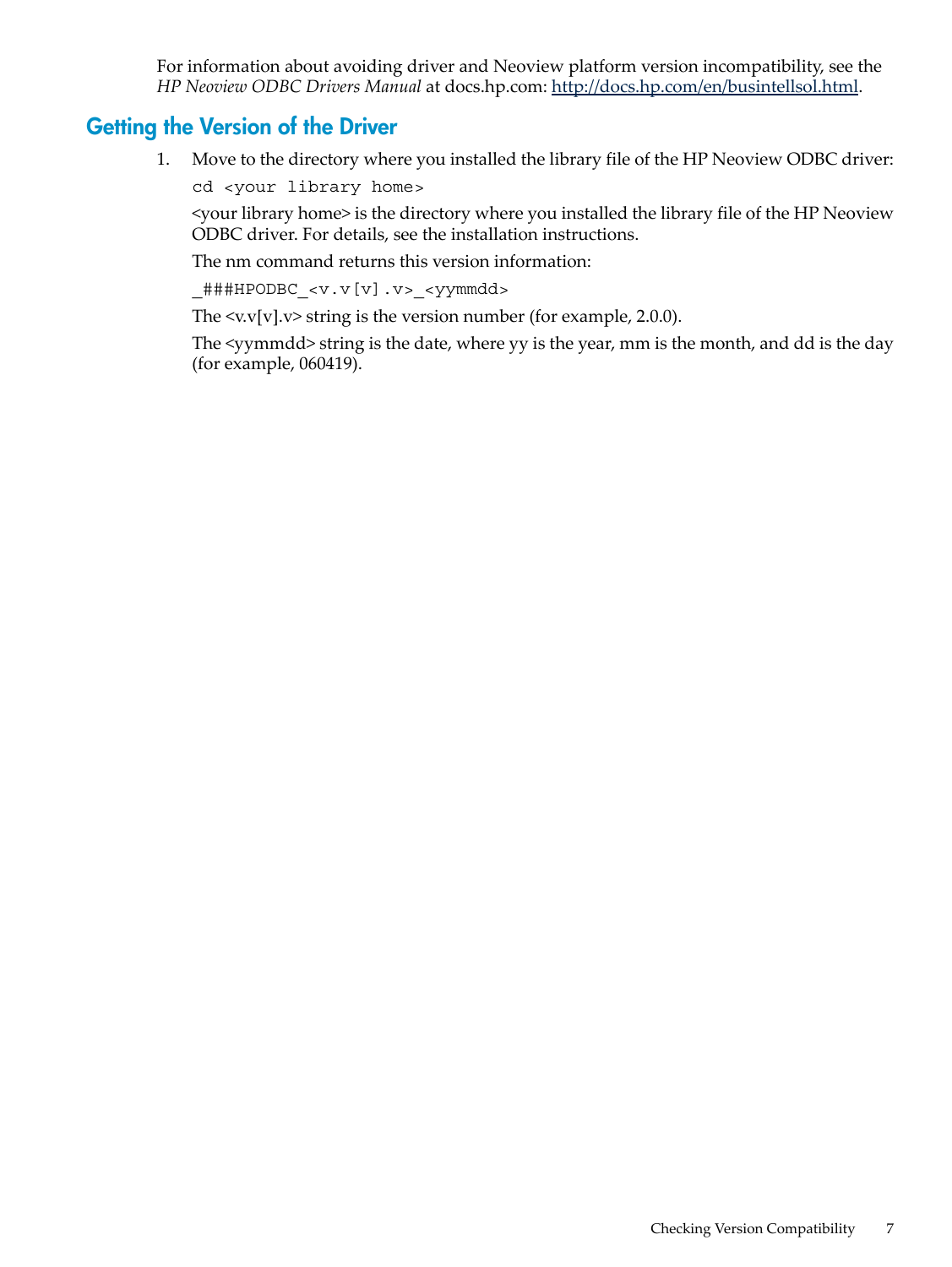For information about avoiding driver and Neoview platform version incompatibility, see the *HP Neoview ODBC Drivers Manual* at docs.hp.com: [http://docs.hp.com/en/busintellsol.html](http://docs.hp.com/en/busintellsol.html).

## Getting the Version of the Driver

1. Move to the directory where you installed the library file of the HP Neoview ODBC driver:

   ```
   cd <your library home>
   ```

   <your library home> is the directory where you installed the library file of the HP Neoview ODBC driver. For details, see the installation instructions.

   The nm command returns this version information:

   ```
   _###HPODBC_<v.v[v].v>_<yymmdd>
   ```

   The <v.v[v].v> string is the version number (for example, 2.0.0).

   The <yymmdd> string is the date, where yy is the year, mm is the month, and dd is the day (for example, 060419).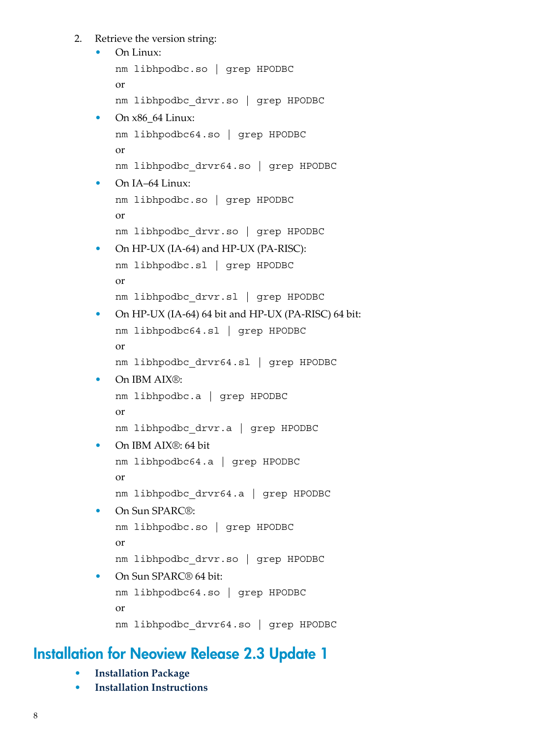2. Retrieve the version string:
   - On Linux:

     ```
     nm libhpodbc.so | grep HPODBC
     ```

     or

     ```
     nm libhpodbc_drvr.so | grep HPODBC
     ```

   - On x86_64 Linux:

     ```
     nm libhpodbc64.so | grep HPODBC
     ```

     or

     ```
     nm libhpodbc_drvr64.so | grep HPODBC
     ```

   - On IA–64 Linux:

     ```
     nm libhpodbc.so | grep HPODBC
     ```

     or

     ```
     nm libhpodbc_drvr.so | grep HPODBC
     ```

   - On HP-UX (IA-64) and HP-UX (PA-RISC):

     ```
     nm libhpodbc.sl | grep HPODBC
     ```

     or

     ```
     nm libhpodbc_drvr.sl | grep HPODBC
     ```

   - On HP-UX (IA-64) 64 bit and HP-UX (PA-RISC) 64 bit:

     ```
     nm libhpodbc64.sl | grep HPODBC
     ```

     or

     ```
     nm libhpodbc_drvr64.sl | grep HPODBC
     ```

   - On IBM AIX®:

     ```
     nm libhpodbc.a | grep HPODBC
     ```

     or

     ```
     nm libhpodbc_drvr.a | grep HPODBC
     ```

   - On IBM AIX®: 64 bit

     ```
     nm libhpodbc64.a | grep HPODBC
     ```

     or

     ```
     nm libhpodbc_drvr64.a | grep HPODBC
     ```

   - On Sun SPARC®:

     ```
     nm libhpodbc.so | grep HPODBC
     ```

     or

     ```
     nm libhpodbc_drvr.so | grep HPODBC
     ```

   - On Sun SPARC® 64 bit:

     ```
     nm libhpodbc64.so | grep HPODBC
     ```

     or

     ```
     nm libhpodbc_drvr64.so | grep HPODBC
     ```

## Installation for Neoview Release 2.3 Update 1

- **Installation Package**
- **Installation Instructions**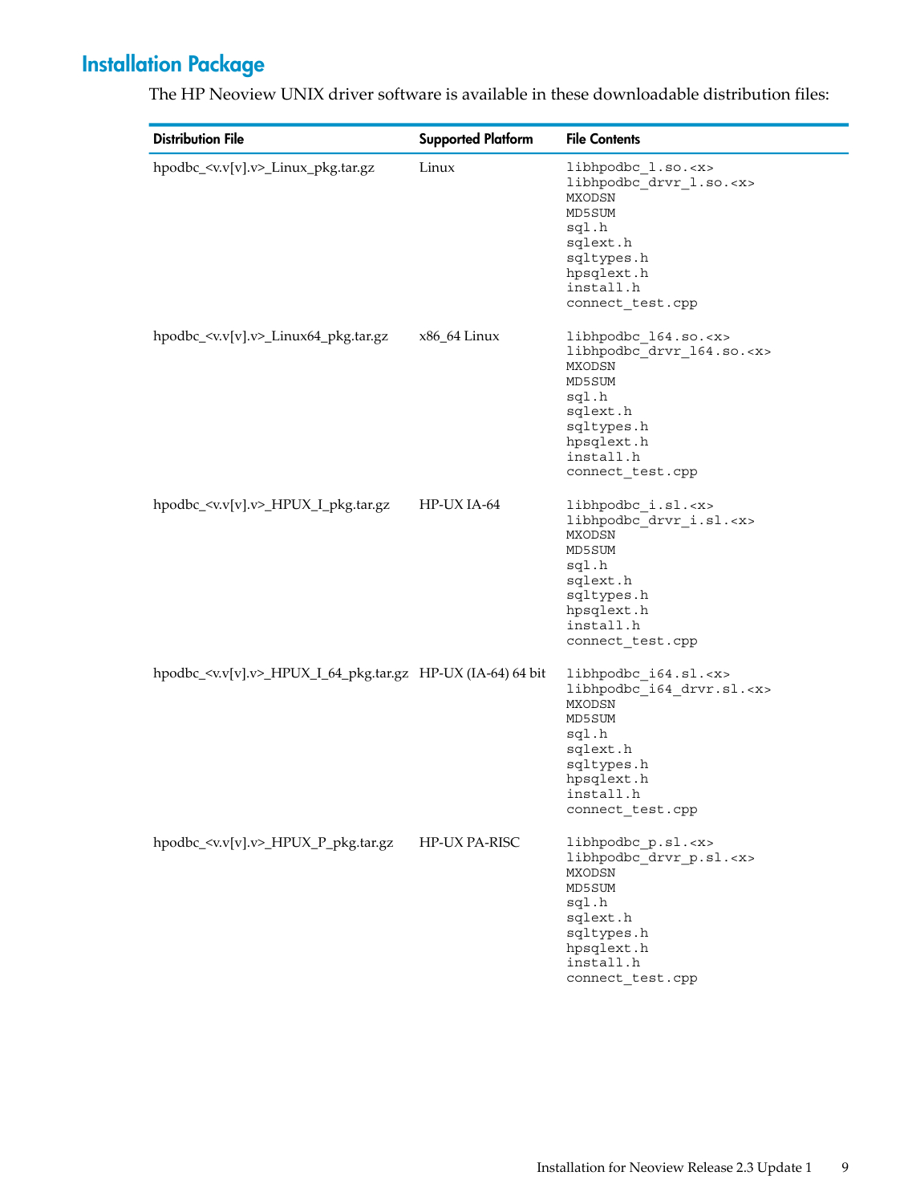## Installation Package

The HP Neoview UNIX driver software is available in these downloadable distribution files:

| Distribution File | Supported Platform | File Contents |
| --- | --- | --- |
| hpodbc_<v.v[v].v>_Linux_pkg.tar.gz | Linux | `libhpodbc_l.so.<x>`<br>`libhpodbc_drvr_l.so.<x>`<br>`MXODSN`<br>`MD5SUM`<br>`sql.h`<br>`sqlext.h`<br>`sqltypes.h`<br>`hpsqlext.h`<br>`install.h`<br>`connect_test.cpp` |
| hpodbc_<v.v[v].v>_Linux64_pkg.tar.gz | x86_64 Linux | `libhpodbc_l64.so.<x>`<br>`libhpodbc_drvr_l64.so.<x>`<br>`MXODSN`<br>`MD5SUM`<br>`sql.h`<br>`sqlext.h`<br>`sqltypes.h`<br>`hpsqlext.h`<br>`install.h`<br>`connect_test.cpp` |
| hpodbc_<v.v[v].v>_HPUX_I_pkg.tar.gz | HP-UX IA-64 | `libhpodbc_i.sl.<x>`<br>`libhpodbc_drvr_i.sl.<x>`<br>`MXODSN`<br>`MD5SUM`<br>`sql.h`<br>`sqlext.h`<br>`sqltypes.h`<br>`hpsqlext.h`<br>`install.h`<br>`connect_test.cpp` |
| hpodbc_<v.v[v].v>_HPUX_I_64_pkg.tar.gz | HP-UX (IA-64) 64 bit | `libhpodbc_i64.sl.<x>`<br>`libhpodbc_i64_drvr.sl.<x>`<br>`MXODSN`<br>`MD5SUM`<br>`sql.h`<br>`sqlext.h`<br>`sqltypes.h`<br>`hpsqlext.h`<br>`install.h`<br>`connect_test.cpp` |
| hpodbc_<v.v[v].v>_HPUX_P_pkg.tar.gz | HP-UX PA-RISC | `libhpodbc_p.sl.<x>`<br>`libhpodbc_drvr_p.sl.<x>`<br>`MXODSN`<br>`MD5SUM`<br>`sql.h`<br>`sqlext.h`<br>`sqltypes.h`<br>`hpsqlext.h`<br>`install.h`<br>`connect_test.cpp` |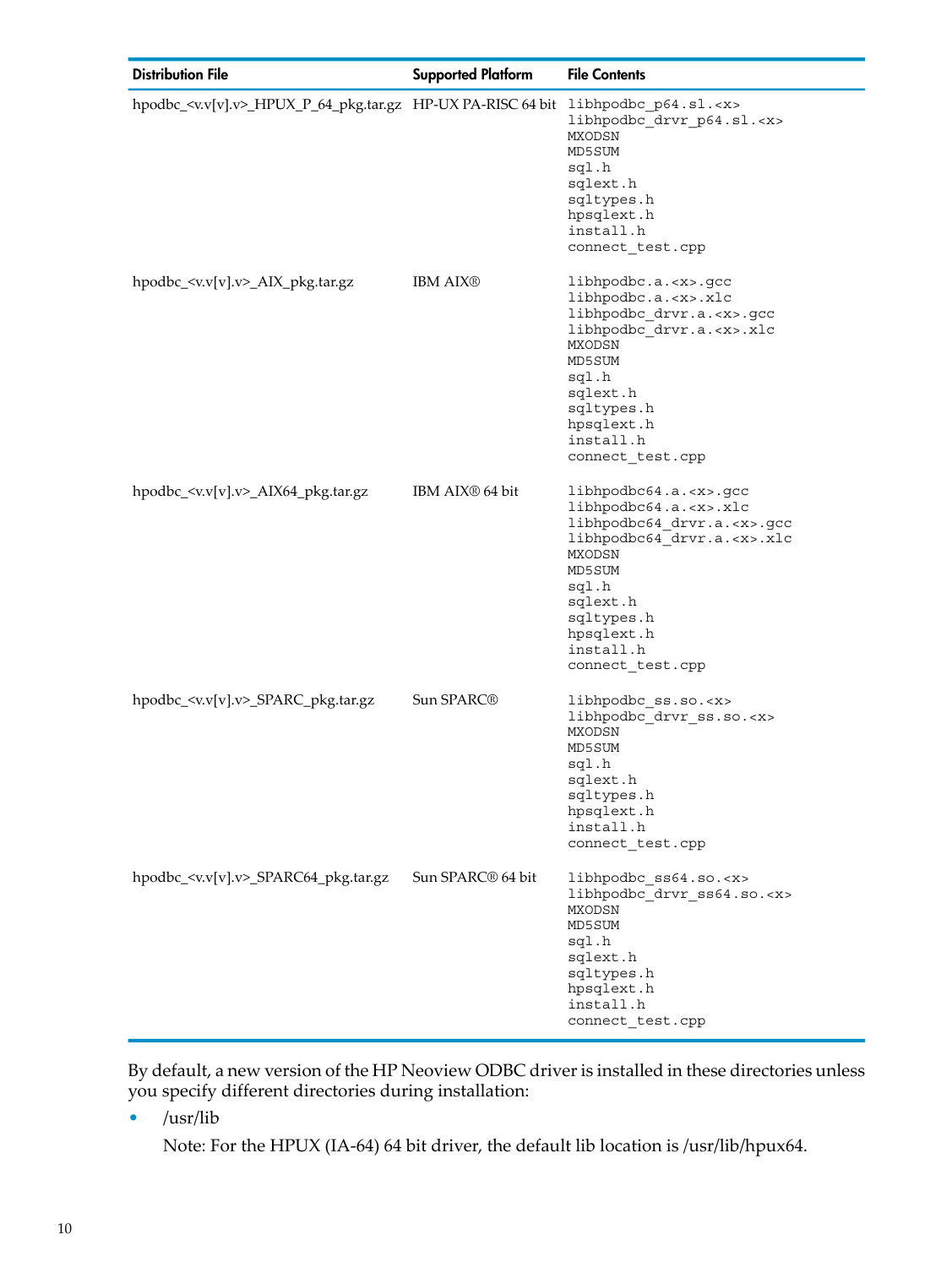| Distribution File | Supported Platform | File Contents |
| --- | --- | --- |
| hpodbc_<v.v[v].v>_HPUX_P_64_pkg.tar.gz | HP-UX PA-RISC 64 bit | libhpodbc_p64.sl.<x><br>libhpodbc_drvr_p64.sl.<x><br>MXODSN<br>MD5SUM<br>sql.h<br>sqlext.h<br>sqltypes.h<br>hpsqlext.h<br>install.h<br>connect_test.cpp |
| hpodbc_<v.v[v].v>_AIX_pkg.tar.gz | IBM AIX® | libhpodbc.a.<x>.gcc<br>libhpodbc.a.<x>.xlc<br>libhpodbc_drvr.a.<x>.gcc<br>libhpodbc_drvr.a.<x>.xlc<br>MXODSN<br>MD5SUM<br>sql.h<br>sqlext.h<br>sqltypes.h<br>hpsqlext.h<br>install.h<br>connect_test.cpp |
| hpodbc_<v.v[v].v>_AIX64_pkg.tar.gz | IBM AIX® 64 bit | libhpodbc64.a.<x>.gcc<br>libhpodbc64.a.<x>.xlc<br>libhpodbc64_drvr.a.<x>.gcc<br>libhpodbc64_drvr.a.<x>.xlc<br>MXODSN<br>MD5SUM<br>sql.h<br>sqlext.h<br>sqltypes.h<br>hpsqlext.h<br>install.h<br>connect_test.cpp |
| hpodbc_<v.v[v].v>_SPARC_pkg.tar.gz | Sun SPARC® | libhpodbc_ss.so.<x><br>libhpodbc_drvr_ss.so.<x><br>MXODSN<br>MD5SUM<br>sql.h<br>sqlext.h<br>sqltypes.h<br>hpsqlext.h<br>install.h<br>connect_test.cpp |
| hpodbc_<v.v[v].v>_SPARC64_pkg.tar.gz | Sun SPARC® 64 bit | libhpodbc_ss64.so.<x><br>libhpodbc_drvr_ss64.so.<x><br>MXODSN<br>MD5SUM<br>sql.h<br>sqlext.h<br>sqltypes.h<br>hpsqlext.h<br>install.h<br>connect_test.cpp |

By default, a new version of the HP Neoview ODBC driver is installed in these directories unless you specify different directories during installation:

- /usr/lib

  Note: For the HPUX (IA-64) 64 bit driver, the default lib location is /usr/lib/hpux64.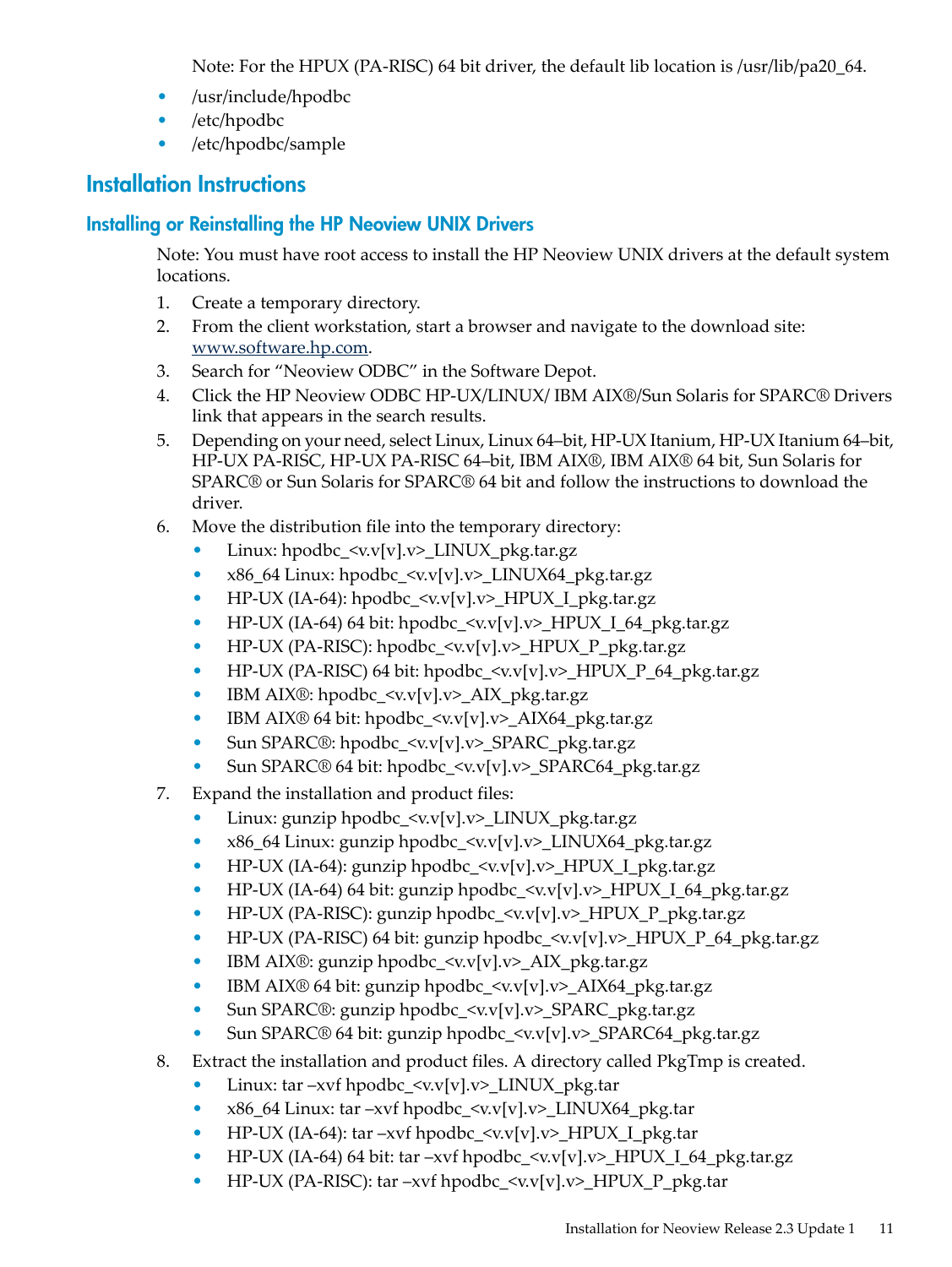Note: For the HPUX (PA-RISC) 64 bit driver, the default lib location is /usr/lib/pa20_64.

- /usr/include/hpodbc
- /etc/hpodbc
- /etc/hpodbc/sample

## Installation Instructions

### Installing or Reinstalling the HP Neoview UNIX Drivers

Note: You must have root access to install the HP Neoview UNIX drivers at the default system locations.

1. Create a temporary directory.
2. From the client workstation, start a browser and navigate to the download site: www.software.hp.com.
3. Search for "Neoview ODBC" in the Software Depot.
4. Click the HP Neoview ODBC HP-UX/LINUX/ IBM AIX®/Sun Solaris for SPARC® Drivers link that appears in the search results.
5. Depending on your need, select Linux, Linux 64–bit, HP-UX Itanium, HP-UX Itanium 64–bit, HP-UX PA-RISC, HP-UX PA-RISC 64–bit, IBM AIX®, IBM AIX® 64 bit, Sun Solaris for SPARC® or Sun Solaris for SPARC® 64 bit and follow the instructions to download the driver.
6. Move the distribution file into the temporary directory:
   - Linux: hpodbc_<v.v[v].v>_LINUX_pkg.tar.gz
   - x86_64 Linux: hpodbc_<v.v[v].v>_LINUX64_pkg.tar.gz
   - HP-UX (IA-64): hpodbc_<v.v[v].v>_HPUX_I_pkg.tar.gz
   - HP-UX (IA-64) 64 bit: hpodbc_<v.v[v].v>_HPUX_I_64_pkg.tar.gz
   - HP-UX (PA-RISC): hpodbc_<v.v[v].v>_HPUX_P_pkg.tar.gz
   - HP-UX (PA-RISC) 64 bit: hpodbc_<v.v[v].v>_HPUX_P_64_pkg.tar.gz
   - IBM AIX®: hpodbc_<v.v[v].v>_AIX_pkg.tar.gz
   - IBM AIX® 64 bit: hpodbc_<v.v[v].v>_AIX64_pkg.tar.gz
   - Sun SPARC®: hpodbc_<v.v[v].v>_SPARC_pkg.tar.gz
   - Sun SPARC® 64 bit: hpodbc_<v.v[v].v>_SPARC64_pkg.tar.gz
7. Expand the installation and product files:
   - Linux: gunzip hpodbc_<v.v[v].v>_LINUX_pkg.tar.gz
   - x86_64 Linux: gunzip hpodbc_<v.v[v].v>_LINUX64_pkg.tar.gz
   - HP-UX (IA-64): gunzip hpodbc_<v.v[v].v>_HPUX_I_pkg.tar.gz
   - HP-UX (IA-64) 64 bit: gunzip hpodbc_<v.v[v].v>_HPUX_I_64_pkg.tar.gz
   - HP-UX (PA-RISC): gunzip hpodbc_<v.v[v].v>_HPUX_P_pkg.tar.gz
   - HP-UX (PA-RISC) 64 bit: gunzip hpodbc_<v.v[v].v>_HPUX_P_64_pkg.tar.gz
   - IBM AIX®: gunzip hpodbc_<v.v[v].v>_AIX_pkg.tar.gz
   - IBM AIX® 64 bit: gunzip hpodbc_<v.v[v].v>_AIX64_pkg.tar.gz
   - Sun SPARC®: gunzip hpodbc_<v.v[v].v>_SPARC_pkg.tar.gz
   - Sun SPARC® 64 bit: gunzip hpodbc_<v.v[v].v>_SPARC64_pkg.tar.gz
8. Extract the installation and product files. A directory called PkgTmp is created.
   - Linux: tar –xvf hpodbc_<v.v[v].v>_LINUX_pkg.tar
   - x86_64 Linux: tar –xvf hpodbc_<v.v[v].v>_LINUX64_pkg.tar
   - HP-UX (IA-64): tar –xvf hpodbc_<v.v[v].v>_HPUX_I_pkg.tar
   - HP-UX (IA-64) 64 bit: tar –xvf hpodbc_<v.v[v].v>_HPUX_I_64_pkg.tar.gz
   - HP-UX (PA-RISC): tar –xvf hpodbc_<v.v[v].v>_HPUX_P_pkg.tar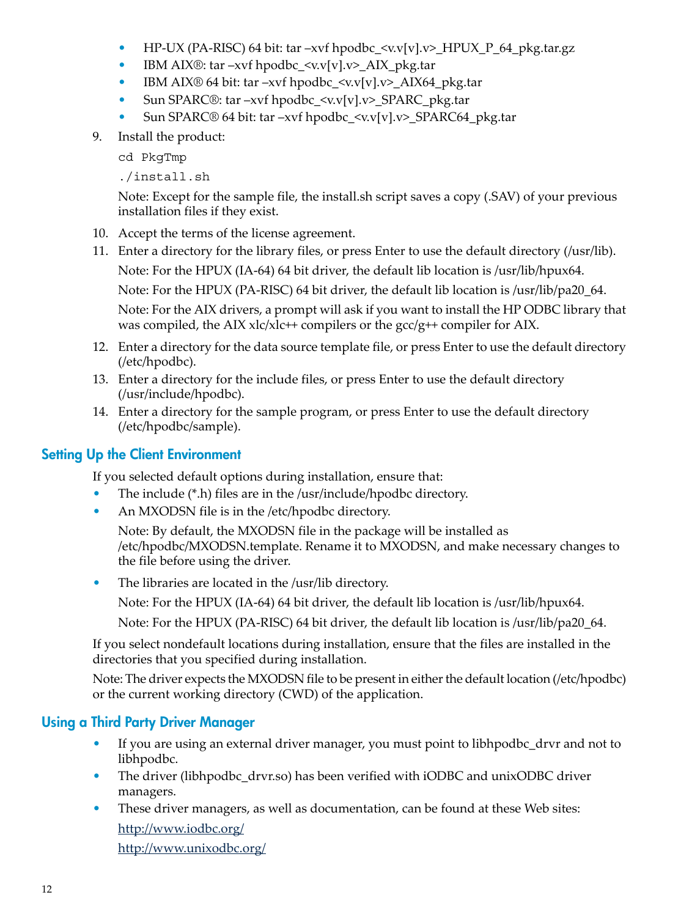- HP-UX (PA-RISC) 64 bit: tar –xvf hpodbc_<v.v[v].v>_HPUX_P_64_pkg.tar.gz
- IBM AIX®: tar –xvf hpodbc_<v.v[v].v>_AIX_pkg.tar
- IBM AIX® 64 bit: tar –xvf hpodbc_<v.v[v].v>_AIX64_pkg.tar
- Sun SPARC®: tar –xvf hpodbc_<v.v[v].v>_SPARC_pkg.tar
- Sun SPARC® 64 bit: tar –xvf hpodbc_<v.v[v].v>_SPARC64_pkg.tar

9. Install the product:

   ```
   cd PkgTmp
   ./install.sh
   ```

   Note: Except for the sample file, the install.sh script saves a copy (.SAV) of your previous installation files if they exist.

10. Accept the terms of the license agreement.
11. Enter a directory for the library files, or press Enter to use the default directory (/usr/lib).

    Note: For the HPUX (IA-64) 64 bit driver, the default lib location is /usr/lib/hpux64.

    Note: For the HPUX (PA-RISC) 64 bit driver, the default lib location is /usr/lib/pa20_64.

    Note: For the AIX drivers, a prompt will ask if you want to install the HP ODBC library that was compiled, the AIX xlc/xlc++ compilers or the gcc/g++ compiler for AIX.
12. Enter a directory for the data source template file, or press Enter to use the default directory (/etc/hpodbc).
13. Enter a directory for the include files, or press Enter to use the default directory (/usr/include/hpodbc).
14. Enter a directory for the sample program, or press Enter to use the default directory (/etc/hpodbc/sample).

## Setting Up the Client Environment

If you selected default options during installation, ensure that:

- The include (*.h) files are in the /usr/include/hpodbc directory.
- An MXODSN file is in the /etc/hpodbc directory.

  Note: By default, the MXODSN file in the package will be installed as /etc/hpodbc/MXODSN.template. Rename it to MXODSN, and make necessary changes to the file before using the driver.
- The libraries are located in the /usr/lib directory.

  Note: For the HPUX (IA-64) 64 bit driver, the default lib location is /usr/lib/hpux64.

  Note: For the HPUX (PA-RISC) 64 bit driver, the default lib location is /usr/lib/pa20_64.

If you select nondefault locations during installation, ensure that the files are installed in the directories that you specified during installation.

Note: The driver expects the MXODSN file to be present in either the default location (/etc/hpodbc) or the current working directory (CWD) of the application.

## Using a Third Party Driver Manager

- If you are using an external driver manager, you must point to libhpodbc_drvr and not to libhpodbc.
- The driver (libhpodbc_drvr.so) has been verified with iODBC and unixODBC driver managers.
- These driver managers, as well as documentation, can be found at these Web sites:

  http://www.iodbc.org/

  http://www.unixodbc.org/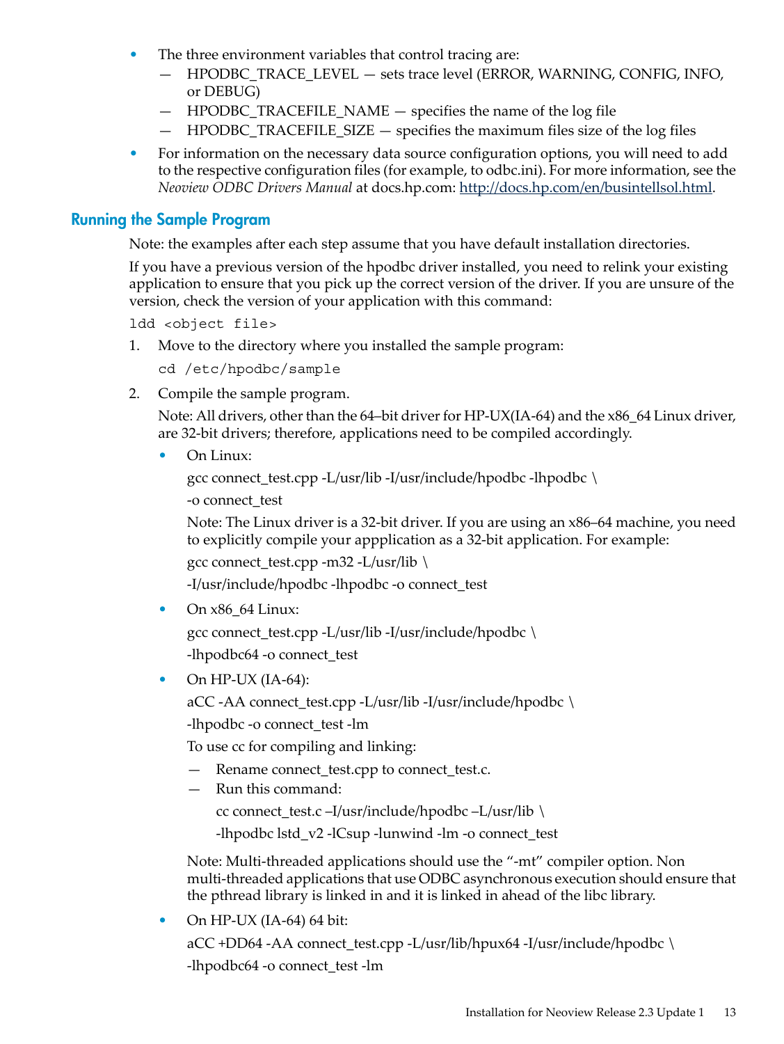- The three environment variables that control tracing are:
  - HPODBC_TRACE_LEVEL — sets trace level (ERROR, WARNING, CONFIG, INFO, or DEBUG)
  - HPODBC_TRACEFILE_NAME — specifies the name of the log file
  - HPODBC_TRACEFILE_SIZE — specifies the maximum files size of the log files
- For information on the necessary data source configuration options, you will need to add to the respective configuration files (for example, to odbc.ini). For more information, see the *Neoview ODBC Drivers Manual* at docs.hp.com: http://docs.hp.com/en/busintellsol.html.

## Running the Sample Program

Note: the examples after each step assume that you have default installation directories.

If you have a previous version of the hpodbc driver installed, you need to relink your existing application to ensure that you pick up the correct version of the driver. If you are unsure of the version, check the version of your application with this command:

```
ldd <object file>
```

1. Move to the directory where you installed the sample program:

   ```
   cd /etc/hpodbc/sample
   ```

2. Compile the sample program.

   Note: All drivers, other than the 64–bit driver for HP-UX(IA-64) and the x86_64 Linux driver, are 32-bit drivers; therefore, applications need to be compiled accordingly.

   - On Linux:

     ```
     gcc connect_test.cpp -L/usr/lib -I/usr/include/hpodbc -lhpodbc \
     -o connect_test
     ```

     Note: The Linux driver is a 32-bit driver. If you are using an x86–64 machine, you need to explicitly compile your appplication as a 32-bit application. For example:

     ```
     gcc connect_test.cpp -m32 -L/usr/lib \
     -I/usr/include/hpodbc -lhpodbc -o connect_test
     ```

   - On x86_64 Linux:

     ```
     gcc connect_test.cpp -L/usr/lib -I/usr/include/hpodbc \
     -lhpodbc64 -o connect_test
     ```

   - On HP-UX (IA-64):

     ```
     aCC -AA connect_test.cpp -L/usr/lib -I/usr/include/hpodbc \
     -lhpodbc -o connect_test -lm
     ```

     To use cc for compiling and linking:

     - Rename connect_test.cpp to connect_test.c.
     - Run this command:

       ```
       cc connect_test.c –I/usr/include/hpodbc –L/usr/lib \
       -lhpodbc lstd_v2 -lCsup -lunwind -lm -o connect_test
       ```

     Note: Multi-threaded applications should use the "-mt" compiler option. Non multi-threaded applications that use ODBC asynchronous execution should ensure that the pthread library is linked in and it is linked in ahead of the libc library.

   - On HP-UX (IA-64) 64 bit:

     ```
     aCC +DD64 -AA connect_test.cpp -L/usr/lib/hpux64 -I/usr/include/hpodbc \
     -lhpodbc64 -o connect_test -lm
     ```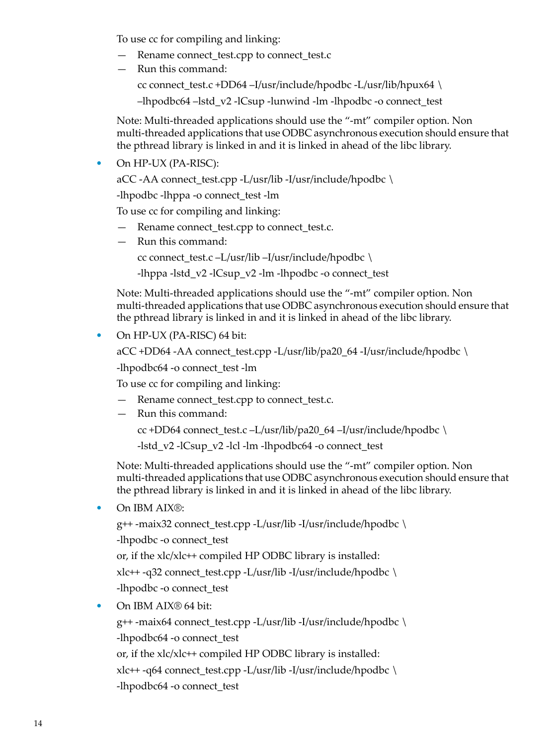To use cc for compiling and linking:

- Rename connect_test.cpp to connect_test.c
- Run this command:

  ```
  cc connect_test.c +DD64 –I/usr/include/hpodbc -L/usr/lib/hpux64 \
  –lhpodbc64 –lstd_v2 -lCsup -lunwind -lm -lhpodbc -o connect_test
  ```

Note: Multi-threaded applications should use the “-mt” compiler option. Non multi-threaded applications that use ODBC asynchronous execution should ensure that the pthread library is linked in and it is linked in ahead of the libc library.

- On HP-UX (PA-RISC):

  ```
  aCC -AA connect_test.cpp -L/usr/lib -I/usr/include/hpodbc \
  -lhpodbc -lhppa -o connect_test -lm
  ```

  To use cc for compiling and linking:

  - Rename connect_test.cpp to connect_test.c.
  - Run this command:

    ```
    cc connect_test.c –L/usr/lib –I/usr/include/hpodbc \
    -lhppa -lstd_v2 -lCsup_v2 -lm -lhpodbc -o connect_test
    ```

  Note: Multi-threaded applications should use the “-mt” compiler option. Non multi-threaded applications that use ODBC asynchronous execution should ensure that the pthread library is linked in and it is linked in ahead of the libc library.

- On HP-UX (PA-RISC) 64 bit:

  ```
  aCC +DD64 -AA connect_test.cpp -L/usr/lib/pa20_64 -I/usr/include/hpodbc \
  -lhpodbc64 -o connect_test -lm
  ```

  To use cc for compiling and linking:

  - Rename connect_test.cpp to connect_test.c.
  - Run this command:

    ```
    cc +DD64 connect_test.c –L/usr/lib/pa20_64 –I/usr/include/hpodbc \
    -lstd_v2 -lCsup_v2 -lcl -lm -lhpodbc64 -o connect_test
    ```

  Note: Multi-threaded applications should use the “-mt” compiler option. Non multi-threaded applications that use ODBC asynchronous execution should ensure that the pthread library is linked in and it is linked in ahead of the libc library.

- On IBM AIX®:

  ```
  g++ -maix32 connect_test.cpp -L/usr/lib -I/usr/include/hpodbc \
  -lhpodbc -o connect_test
  ```

  or, if the xlc/xlc++ compiled HP ODBC library is installed:

  ```
  xlc++ -q32 connect_test.cpp -L/usr/lib -I/usr/include/hpodbc \
  -lhpodbc -o connect_test
  ```

- On IBM AIX® 64 bit:

  ```
  g++ -maix64 connect_test.cpp -L/usr/lib -I/usr/include/hpodbc \
  -lhpodbc64 -o connect_test
  ```

  or, if the xlc/xlc++ compiled HP ODBC library is installed:

  ```
  xlc++ -q64 connect_test.cpp -L/usr/lib -I/usr/include/hpodbc \
  -lhpodbc64 -o connect_test
  ```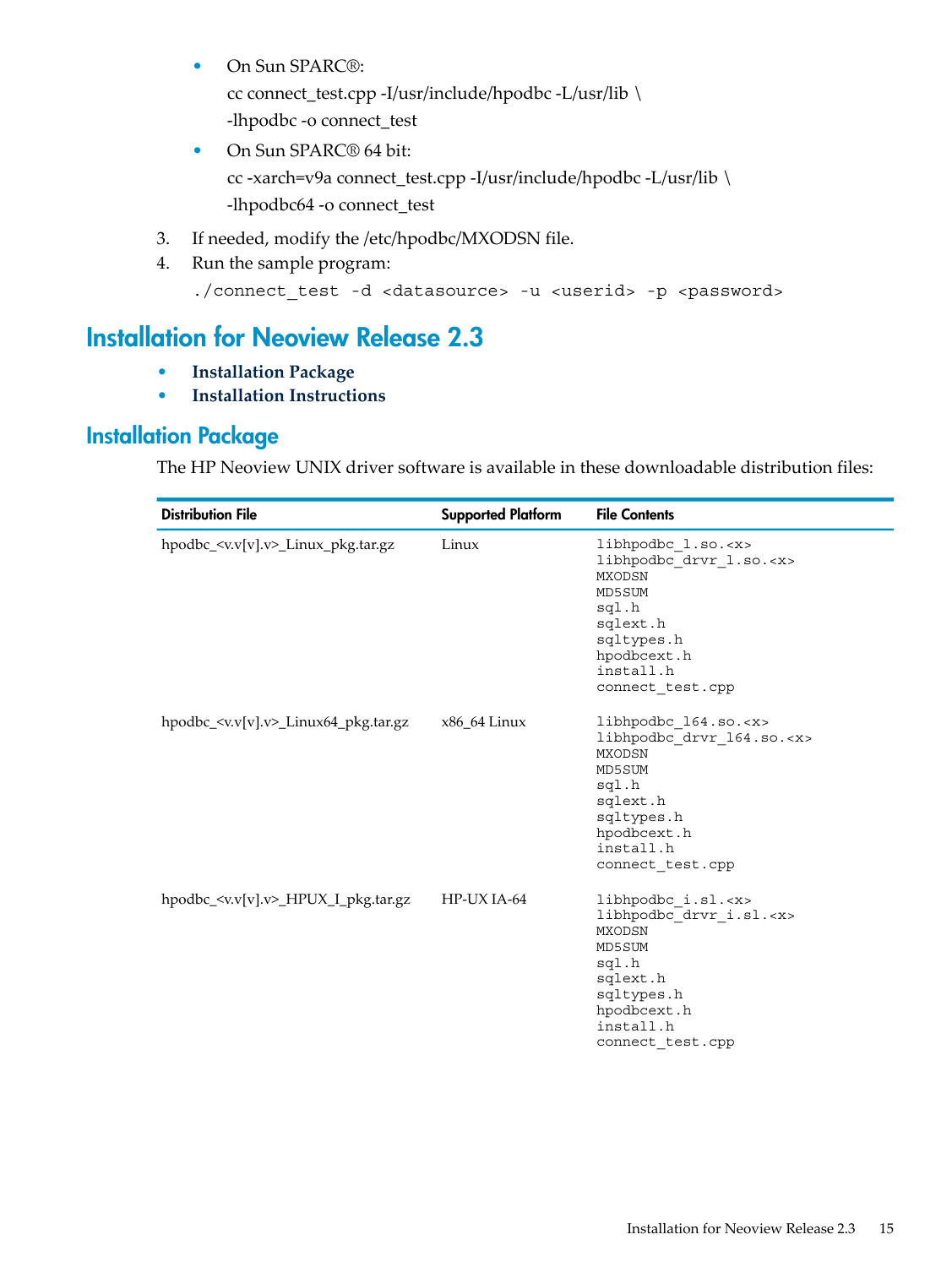- On Sun SPARC®:

  cc connect_test.cpp -I/usr/include/hpodbc -L/usr/lib \
  -lhpodbc -o connect_test

- On Sun SPARC® 64 bit:

  cc -xarch=v9a connect_test.cpp -I/usr/include/hpodbc -L/usr/lib \
  -lhpodbc64 -o connect_test

3. If needed, modify the /etc/hpodbc/MXODSN file.
4. Run the sample program:

   ```
   ./connect_test -d <datasource> -u <userid> -p <password>
   ```

## Installation for Neoview Release 2.3

- **Installation Package**
- **Installation Instructions**

### Installation Package

The HP Neoview UNIX driver software is available in these downloadable distribution files:

| Distribution File | Supported Platform | File Contents |
|---|---|---|
| hpodbc_<v.v[v].v>_Linux_pkg.tar.gz | Linux | libhpodbc_l.so.<x><br>libhpodbc_drvr_l.so.<x><br>MXODSN<br>MD5SUM<br>sql.h<br>sqlext.h<br>sqltypes.h<br>hpodbcext.h<br>install.h<br>connect_test.cpp |
| hpodbc_<v.v[v].v>_Linux64_pkg.tar.gz | x86_64 Linux | libhpodbc_l64.so.<x><br>libhpodbc_drvr_l64.so.<x><br>MXODSN<br>MD5SUM<br>sql.h<br>sqlext.h<br>sqltypes.h<br>hpodbcext.h<br>install.h<br>connect_test.cpp |
| hpodbc_<v.v[v].v>_HPUX_I_pkg.tar.gz | HP-UX IA-64 | libhpodbc_i.sl.<x><br>libhpodbc_drvr_i.sl.<x><br>MXODSN<br>MD5SUM<br>sql.h<br>sqlext.h<br>sqltypes.h<br>hpodbcext.h<br>install.h<br>connect_test.cpp |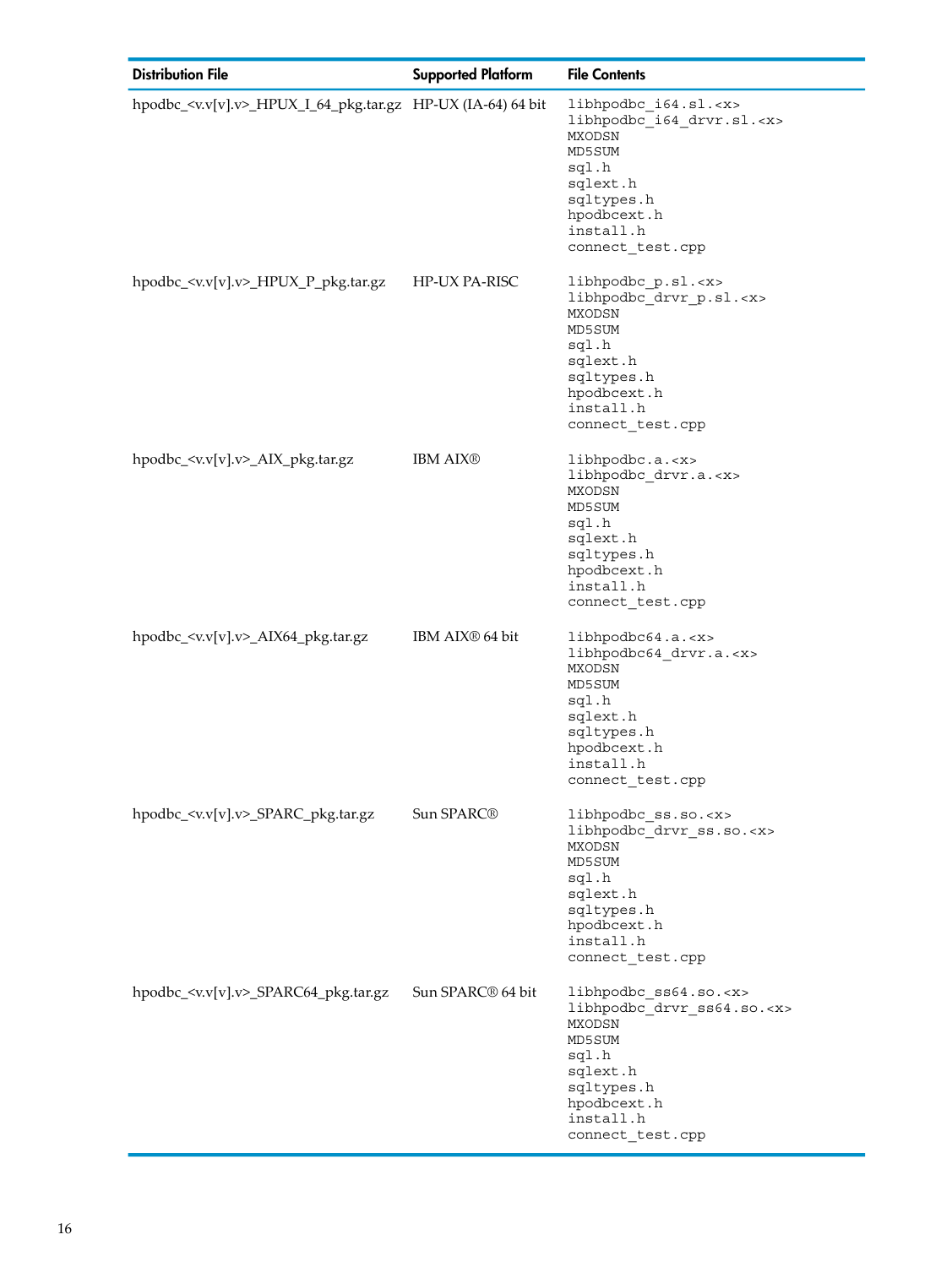| Distribution File | Supported Platform | File Contents |
|---|---|---|
| hpodbc_<v.v[v].v>_HPUX_I_64_pkg.tar.gz | HP-UX (IA-64) 64 bit | libhpodbc_i64.sl.<x><br>libhpodbc_i64_drvr.sl.<x><br>MXODSN<br>MD5SUM<br>sql.h<br>sqlext.h<br>sqltypes.h<br>hpodbcext.h<br>install.h<br>connect_test.cpp |
| hpodbc_<v.v[v].v>_HPUX_P_pkg.tar.gz | HP-UX PA-RISC | libhpodbc_p.sl.<x><br>libhpodbc_drvr_p.sl.<x><br>MXODSN<br>MD5SUM<br>sql.h<br>sqlext.h<br>sqltypes.h<br>hpodbcext.h<br>install.h<br>connect_test.cpp |
| hpodbc_<v.v[v].v>_AIX_pkg.tar.gz | IBM AIX® | libhpodbc.a.<x><br>libhpodbc_drvr.a.<x><br>MXODSN<br>MD5SUM<br>sql.h<br>sqlext.h<br>sqltypes.h<br>hpodbcext.h<br>install.h<br>connect_test.cpp |
| hpodbc_<v.v[v].v>_AIX64_pkg.tar.gz | IBM AIX® 64 bit | libhpodbc64.a.<x><br>libhpodbc64_drvr.a.<x><br>MXODSN<br>MD5SUM<br>sql.h<br>sqlext.h<br>sqltypes.h<br>hpodbcext.h<br>install.h<br>connect_test.cpp |
| hpodbc_<v.v[v].v>_SPARC_pkg.tar.gz | Sun SPARC® | libhpodbc_ss.so.<x><br>libhpodbc_drvr_ss.so.<x><br>MXODSN<br>MD5SUM<br>sql.h<br>sqlext.h<br>sqltypes.h<br>hpodbcext.h<br>install.h<br>connect_test.cpp |
| hpodbc_<v.v[v].v>_SPARC64_pkg.tar.gz | Sun SPARC® 64 bit | libhpodbc_ss64.so.<x><br>libhpodbc_drvr_ss64.so.<x><br>MXODSN<br>MD5SUM<br>sql.h<br>sqlext.h<br>sqltypes.h<br>hpodbcext.h<br>install.h<br>connect_test.cpp |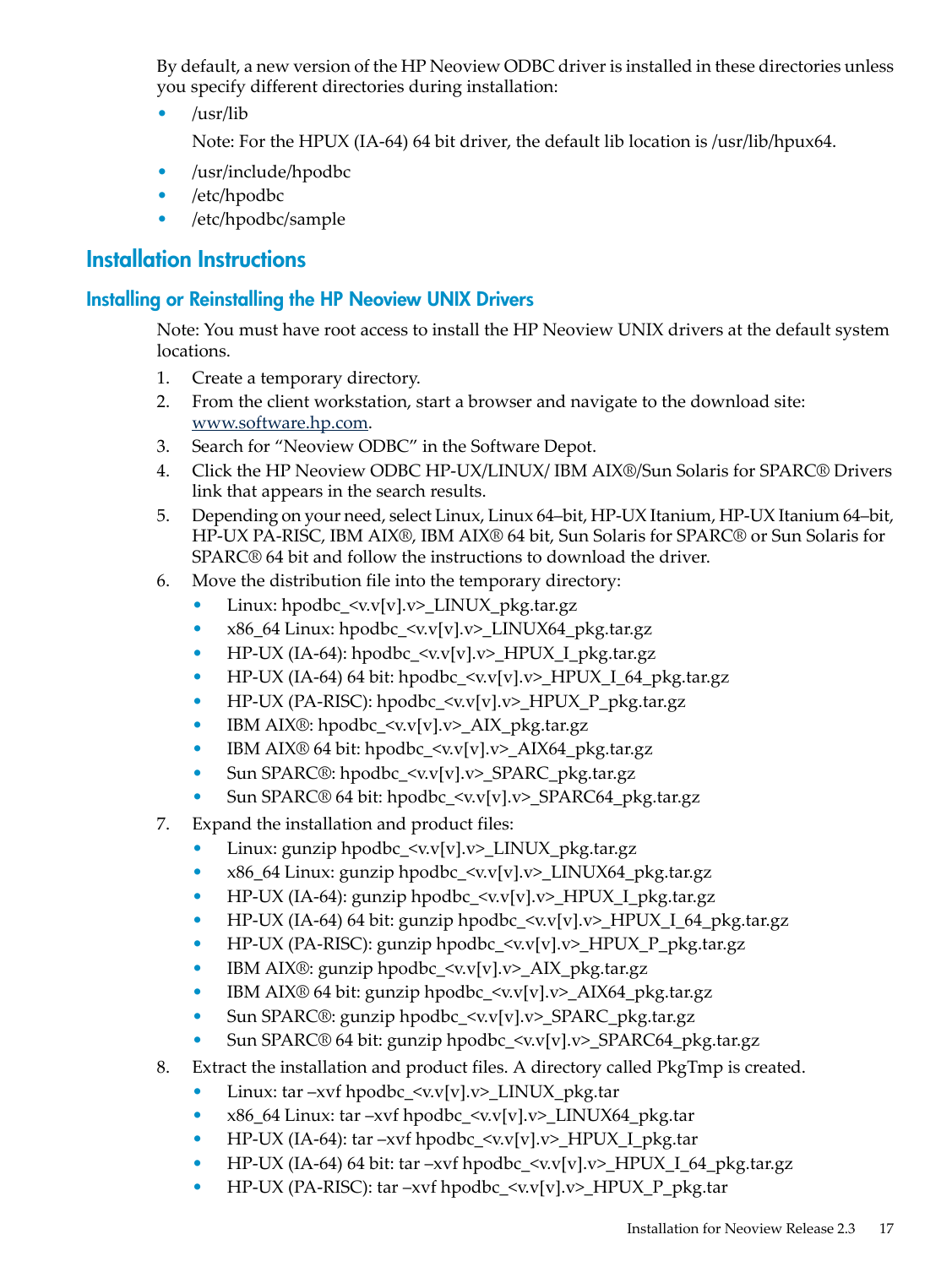By default, a new version of the HP Neoview ODBC driver is installed in these directories unless you specify different directories during installation:

- /usr/lib

  Note: For the HPUX (IA-64) 64 bit driver, the default lib location is /usr/lib/hpux64.
- /usr/include/hpodbc
- /etc/hpodbc
- /etc/hpodbc/sample

## Installation Instructions

### Installing or Reinstalling the HP Neoview UNIX Drivers

Note: You must have root access to install the HP Neoview UNIX drivers at the default system locations.

1. Create a temporary directory.
2. From the client workstation, start a browser and navigate to the download site: www.software.hp.com.
3. Search for "Neoview ODBC" in the Software Depot.
4. Click the HP Neoview ODBC HP-UX/LINUX/ IBM AIX®/Sun Solaris for SPARC® Drivers link that appears in the search results.
5. Depending on your need, select Linux, Linux 64–bit, HP-UX Itanium, HP-UX Itanium 64–bit, HP-UX PA-RISC, IBM AIX®, IBM AIX® 64 bit, Sun Solaris for SPARC® or Sun Solaris for SPARC® 64 bit and follow the instructions to download the driver.
6. Move the distribution file into the temporary directory:
   - Linux: hpodbc_<v.v[v].v>_LINUX_pkg.tar.gz
   - x86_64 Linux: hpodbc_<v.v[v].v>_LINUX64_pkg.tar.gz
   - HP-UX (IA-64): hpodbc_<v.v[v].v>_HPUX_I_pkg.tar.gz
   - HP-UX (IA-64) 64 bit: hpodbc_<v.v[v].v>_HPUX_I_64_pkg.tar.gz
   - HP-UX (PA-RISC): hpodbc_<v.v[v].v>_HPUX_P_pkg.tar.gz
   - IBM AIX®: hpodbc_<v.v[v].v>_AIX_pkg.tar.gz
   - IBM AIX® 64 bit: hpodbc_<v.v[v].v>_AIX64_pkg.tar.gz
   - Sun SPARC®: hpodbc_<v.v[v].v>_SPARC_pkg.tar.gz
   - Sun SPARC® 64 bit: hpodbc_<v.v[v].v>_SPARC64_pkg.tar.gz
7. Expand the installation and product files:
   - Linux: gunzip hpodbc_<v.v[v].v>_LINUX_pkg.tar.gz
   - x86_64 Linux: gunzip hpodbc_<v.v[v].v>_LINUX64_pkg.tar.gz
   - HP-UX (IA-64): gunzip hpodbc_<v.v[v].v>_HPUX_I_pkg.tar.gz
   - HP-UX (IA-64) 64 bit: gunzip hpodbc_<v.v[v].v>_HPUX_I_64_pkg.tar.gz
   - HP-UX (PA-RISC): gunzip hpodbc_<v.v[v].v>_HPUX_P_pkg.tar.gz
   - IBM AIX®: gunzip hpodbc_<v.v[v].v>_AIX_pkg.tar.gz
   - IBM AIX® 64 bit: gunzip hpodbc_<v.v[v].v>_AIX64_pkg.tar.gz
   - Sun SPARC®: gunzip hpodbc_<v.v[v].v>_SPARC_pkg.tar.gz
   - Sun SPARC® 64 bit: gunzip hpodbc_<v.v[v].v>_SPARC64_pkg.tar.gz
8. Extract the installation and product files. A directory called PkgTmp is created.
   - Linux: tar –xvf hpodbc_<v.v[v].v>_LINUX_pkg.tar
   - x86_64 Linux: tar –xvf hpodbc_<v.v[v].v>_LINUX64_pkg.tar
   - HP-UX (IA-64): tar –xvf hpodbc_<v.v[v].v>_HPUX_I_pkg.tar
   - HP-UX (IA-64) 64 bit: tar –xvf hpodbc_<v.v[v].v>_HPUX_I_64_pkg.tar.gz
   - HP-UX (PA-RISC): tar –xvf hpodbc_<v.v[v].v>_HPUX_P_pkg.tar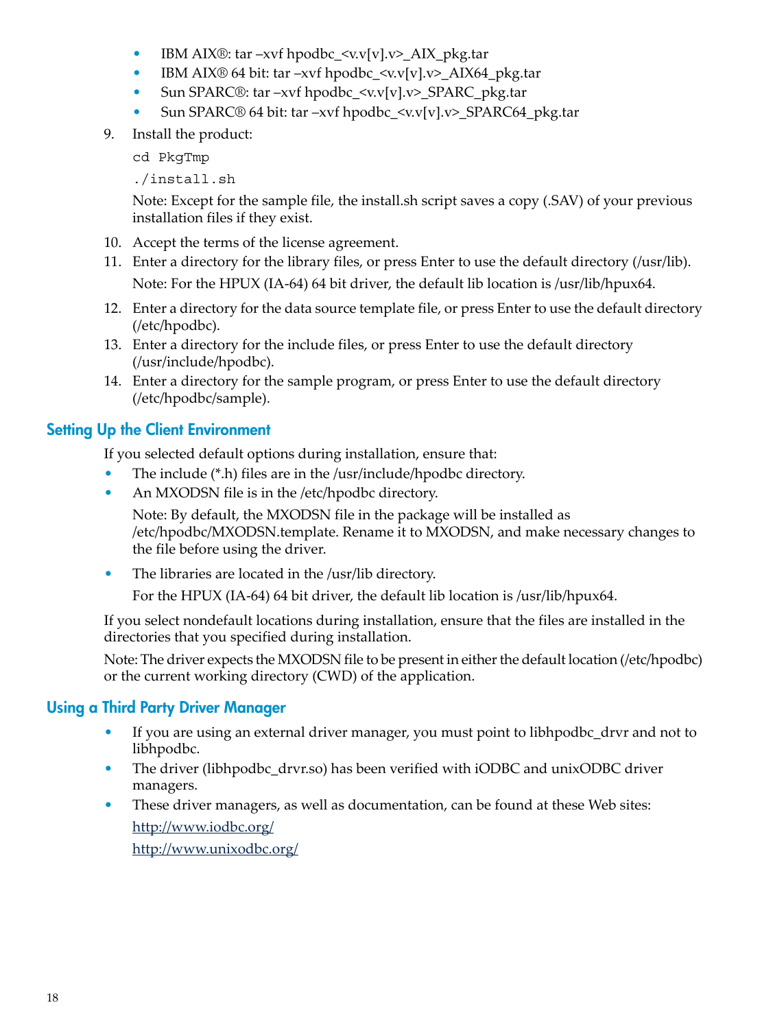- IBM AIX®: tar –xvf hpodbc_<v.v[v].v>_AIX_pkg.tar
- IBM AIX® 64 bit: tar –xvf hpodbc_<v.v[v].v>_AIX64_pkg.tar
- Sun SPARC®: tar –xvf hpodbc_<v.v[v].v>_SPARC_pkg.tar
- Sun SPARC® 64 bit: tar –xvf hpodbc_<v.v[v].v>_SPARC64_pkg.tar

9. Install the product:

   ```
   cd PkgTmp
   ./install.sh
   ```

   Note: Except for the sample file, the install.sh script saves a copy (.SAV) of your previous installation files if they exist.

10. Accept the terms of the license agreement.
11. Enter a directory for the library files, or press Enter to use the default directory (/usr/lib).

    Note: For the HPUX (IA-64) 64 bit driver, the default lib location is /usr/lib/hpux64.

12. Enter a directory for the data source template file, or press Enter to use the default directory (/etc/hpodbc).
13. Enter a directory for the include files, or press Enter to use the default directory (/usr/include/hpodbc).
14. Enter a directory for the sample program, or press Enter to use the default directory (/etc/hpodbc/sample).

## Setting Up the Client Environment

If you selected default options during installation, ensure that:

- The include (*.h) files are in the /usr/include/hpodbc directory.
- An MXODSN file is in the /etc/hpodbc directory.

  Note: By default, the MXODSN file in the package will be installed as /etc/hpodbc/MXODSN.template. Rename it to MXODSN, and make necessary changes to the file before using the driver.

- The libraries are located in the /usr/lib directory.

  For the HPUX (IA-64) 64 bit driver, the default lib location is /usr/lib/hpux64.

If you select nondefault locations during installation, ensure that the files are installed in the directories that you specified during installation.

Note: The driver expects the MXODSN file to be present in either the default location (/etc/hpodbc) or the current working directory (CWD) of the application.

## Using a Third Party Driver Manager

- If you are using an external driver manager, you must point to libhpodbc_drvr and not to libhpodbc.
- The driver (libhpodbc_drvr.so) has been verified with iODBC and unixODBC driver managers.
- These driver managers, as well as documentation, can be found at these Web sites:

  http://www.iodbc.org/

  http://www.unixodbc.org/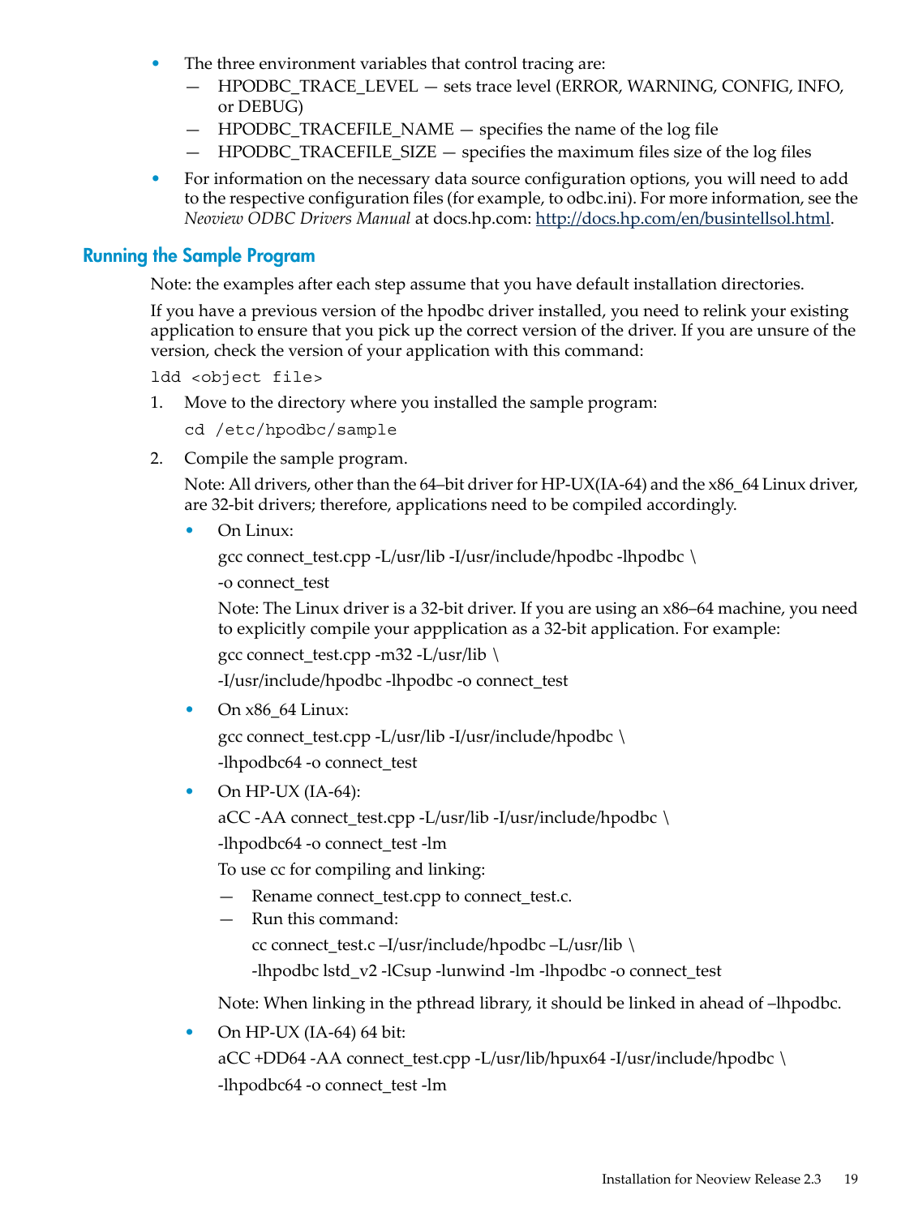- The three environment variables that control tracing are:
  - — HPODBC_TRACE_LEVEL — sets trace level (ERROR, WARNING, CONFIG, INFO, or DEBUG)
  - — HPODBC_TRACEFILE_NAME — specifies the name of the log file
  - — HPODBC_TRACEFILE_SIZE — specifies the maximum files size of the log files
- For information on the necessary data source configuration options, you will need to add to the respective configuration files (for example, to odbc.ini). For more information, see the *Neoview ODBC Drivers Manual* at docs.hp.com: http://docs.hp.com/en/busintellsol.html.

## Running the Sample Program

Note: the examples after each step assume that you have default installation directories.

If you have a previous version of the hpodbc driver installed, you need to relink your existing application to ensure that you pick up the correct version of the driver. If you are unsure of the version, check the version of your application with this command:

```
ldd <object file>
```

1. Move to the directory where you installed the sample program:

   ```
   cd /etc/hpodbc/sample
   ```

2. Compile the sample program.

   Note: All drivers, other than the 64–bit driver for HP-UX(IA-64) and the x86_64 Linux driver, are 32-bit drivers; therefore, applications need to be compiled accordingly.

   - On Linux:

     ```
     gcc connect_test.cpp -L/usr/lib -I/usr/include/hpodbc -lhpodbc \
     -o connect_test
     ```

     Note: The Linux driver is a 32-bit driver. If you are using an x86–64 machine, you need to explicitly compile your appplication as a 32-bit application. For example:

     ```
     gcc connect_test.cpp -m32 -L/usr/lib \
     -I/usr/include/hpodbc -lhpodbc -o connect_test
     ```

   - On x86_64 Linux:

     ```
     gcc connect_test.cpp -L/usr/lib -I/usr/include/hpodbc \
     -lhpodbc64 -o connect_test
     ```

   - On HP-UX (IA-64):

     ```
     aCC -AA connect_test.cpp -L/usr/lib -I/usr/include/hpodbc \
     -lhpodbc64 -o connect_test -lm
     ```

     To use cc for compiling and linking:

     - — Rename connect_test.cpp to connect_test.c.
     - — Run this command:

       ```
       cc connect_test.c –I/usr/include/hpodbc –L/usr/lib \
       -lhpodbc lstd_v2 -lCsup -lunwind -lm -lhpodbc -o connect_test
       ```

     Note: When linking in the pthread library, it should be linked in ahead of –lhpodbc.

   - On HP-UX (IA-64) 64 bit:

     ```
     aCC +DD64 -AA connect_test.cpp -L/usr/lib/hpux64 -I/usr/include/hpodbc \
     -lhpodbc64 -o connect_test -lm
     ```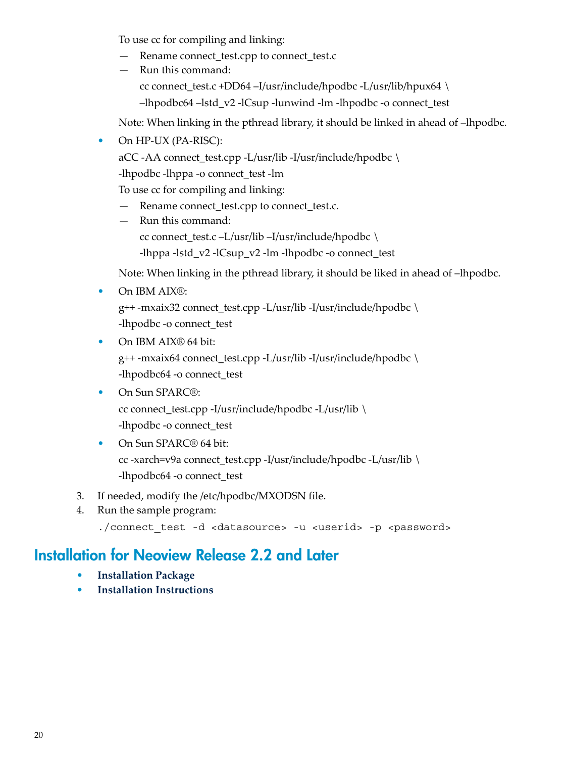To use cc for compiling and linking:

- Rename connect_test.cpp to connect_test.c
- Run this command:

  ```
  cc connect_test.c +DD64 –I/usr/include/hpodbc -L/usr/lib/hpux64 \
  –lhpodbc64 –lstd_v2 -lCsup -lunwind -lm -lhpodbc -o connect_test
  ```

Note: When linking in the pthread library, it should be linked in ahead of –lhpodbc.

- On HP-UX (PA-RISC):

  ```
  aCC -AA connect_test.cpp -L/usr/lib -I/usr/include/hpodbc \
  -lhpodbc -lhppa -o connect_test -lm
  ```

  To use cc for compiling and linking:

  - Rename connect_test.cpp to connect_test.c.
  - Run this command:

    ```
    cc connect_test.c –L/usr/lib –I/usr/include/hpodbc \
    -lhppa -lstd_v2 -lCsup_v2 -lm -lhpodbc -o connect_test
    ```

  Note: When linking in the pthread library, it should be liked in ahead of –lhpodbc.

- On IBM AIX®:

  ```
  g++ -mxaix32 connect_test.cpp -L/usr/lib -I/usr/include/hpodbc \
  -lhpodbc -o connect_test
  ```

- On IBM AIX® 64 bit:

  ```
  g++ -mxaix64 connect_test.cpp -L/usr/lib -I/usr/include/hpodbc \
  -lhpodbc64 -o connect_test
  ```

- On Sun SPARC®:

  ```
  cc connect_test.cpp -I/usr/include/hpodbc -L/usr/lib \
  -lhpodbc -o connect_test
  ```

- On Sun SPARC® 64 bit:

  ```
  cc -xarch=v9a connect_test.cpp -I/usr/include/hpodbc -L/usr/lib \
  -lhpodbc64 -o connect_test
  ```

3. If needed, modify the /etc/hpodbc/MXODSN file.
4. Run the sample program:

   ```
   ./connect_test -d <datasource> -u <userid> -p <password>
   ```

## Installation for Neoview Release 2.2 and Later

- **Installation Package**
- **Installation Instructions**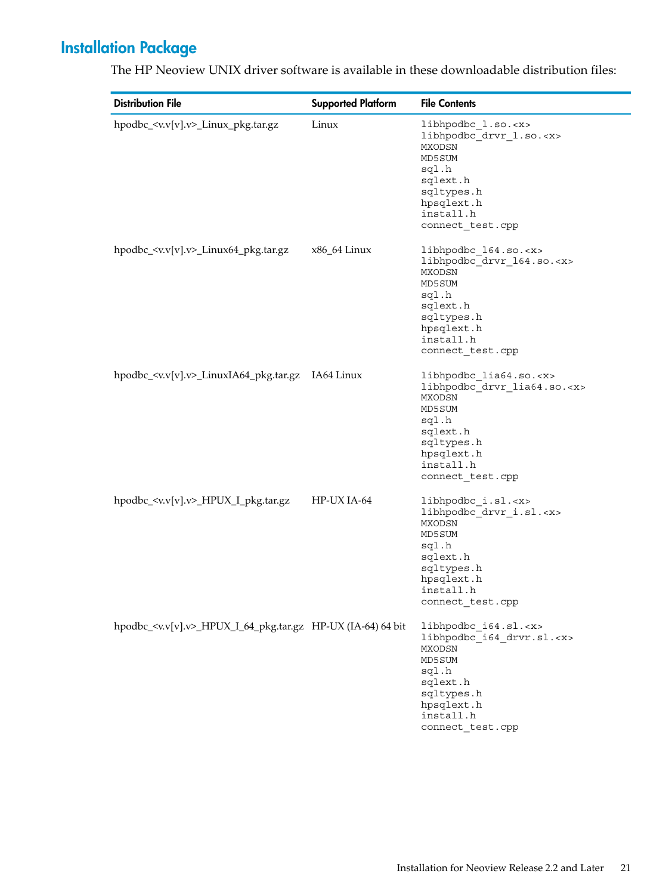## Installation Package

The HP Neoview UNIX driver software is available in these downloadable distribution files:

| Distribution File | Supported Platform | File Contents |
|---|---|---|
| hpodbc_<v.v[v].v>_Linux_pkg.tar.gz | Linux | libhpodbc_l.so.<x><br>libhpodbc_drvr_l.so.<x><br>MXODSN<br>MD5SUM<br>sql.h<br>sqlext.h<br>sqltypes.h<br>hpsqlext.h<br>install.h<br>connect_test.cpp |
| hpodbc_<v.v[v].v>_Linux64_pkg.tar.gz | x86_64 Linux | libhpodbc_l64.so.<x><br>libhpodbc_drvr_l64.so.<x><br>MXODSN<br>MD5SUM<br>sql.h<br>sqlext.h<br>sqltypes.h<br>hpsqlext.h<br>install.h<br>connect_test.cpp |
| hpodbc_<v.v[v].v>_LinuxIA64_pkg.tar.gz | IA64 Linux | libhpodbc_lia64.so.<x><br>libhpodbc_drvr_lia64.so.<x><br>MXODSN<br>MD5SUM<br>sql.h<br>sqlext.h<br>sqltypes.h<br>hpsqlext.h<br>install.h<br>connect_test.cpp |
| hpodbc_<v.v[v].v>_HPUX_I_pkg.tar.gz | HP-UX IA-64 | libhpodbc_i.sl.<x><br>libhpodbc_drvr_i.sl.<x><br>MXODSN<br>MD5SUM<br>sql.h<br>sqlext.h<br>sqltypes.h<br>hpsqlext.h<br>install.h<br>connect_test.cpp |
| hpodbc_<v.v[v].v>_HPUX_I_64_pkg.tar.gz | HP-UX (IA-64) 64 bit | libhpodbc_i64.sl.<x><br>libhpodbc_i64_drvr.sl.<x><br>MXODSN<br>MD5SUM<br>sql.h<br>sqlext.h<br>sqltypes.h<br>hpsqlext.h<br>install.h<br>connect_test.cpp |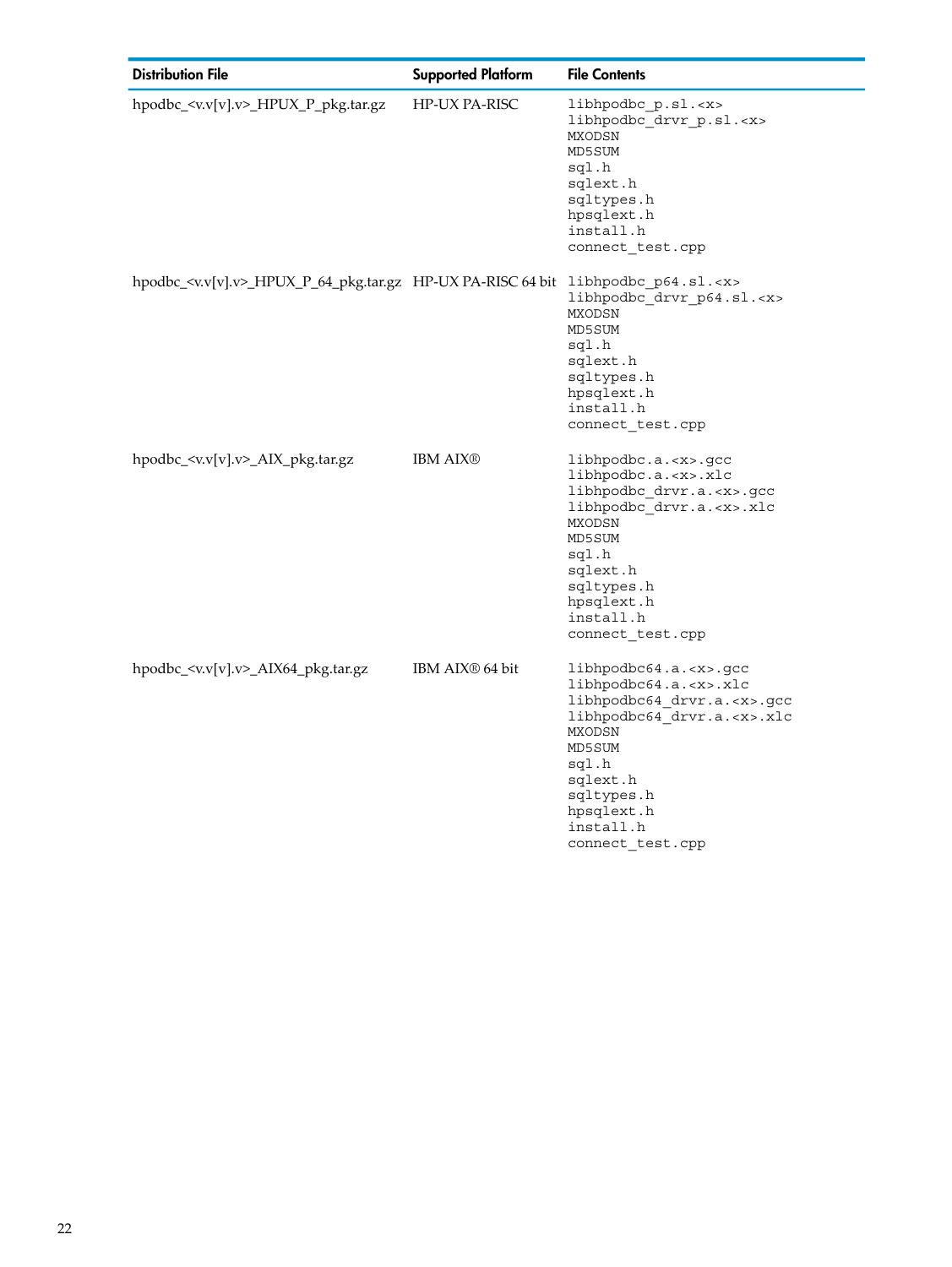| Distribution File | Supported Platform | File Contents |
| --- | --- | --- |
| hpodbc_<v.v[v].v>_HPUX_P_pkg.tar.gz | HP-UX PA-RISC | libhpodbc_p.sl.<x><br>libhpodbc_drvr_p.sl.<x><br>MXODSN<br>MD5SUM<br>sql.h<br>sqlext.h<br>sqltypes.h<br>hpsqlext.h<br>install.h<br>connect_test.cpp |
| hpodbc_<v.v[v].v>_HPUX_P_64_pkg.tar.gz | HP-UX PA-RISC 64 bit | libhpodbc_p64.sl.<x><br>libhpodbc_drvr_p64.sl.<x><br>MXODSN<br>MD5SUM<br>sql.h<br>sqlext.h<br>sqltypes.h<br>hpsqlext.h<br>install.h<br>connect_test.cpp |
| hpodbc_<v.v[v].v>_AIX_pkg.tar.gz | IBM AIX® | libhpodbc.a.<x>.gcc<br>libhpodbc.a.<x>.xlc<br>libhpodbc_drvr.a.<x>.gcc<br>libhpodbc_drvr.a.<x>.xlc<br>MXODSN<br>MD5SUM<br>sql.h<br>sqlext.h<br>sqltypes.h<br>hpsqlext.h<br>install.h<br>connect_test.cpp |
| hpodbc_<v.v[v].v>_AIX64_pkg.tar.gz | IBM AIX® 64 bit | libhpodbc64.a.<x>.gcc<br>libhpodbc64.a.<x>.xlc<br>libhpodbc64_drvr.a.<x>.gcc<br>libhpodbc64_drvr.a.<x>.xlc<br>MXODSN<br>MD5SUM<br>sql.h<br>sqlext.h<br>sqltypes.h<br>hpsqlext.h<br>install.h<br>connect_test.cpp |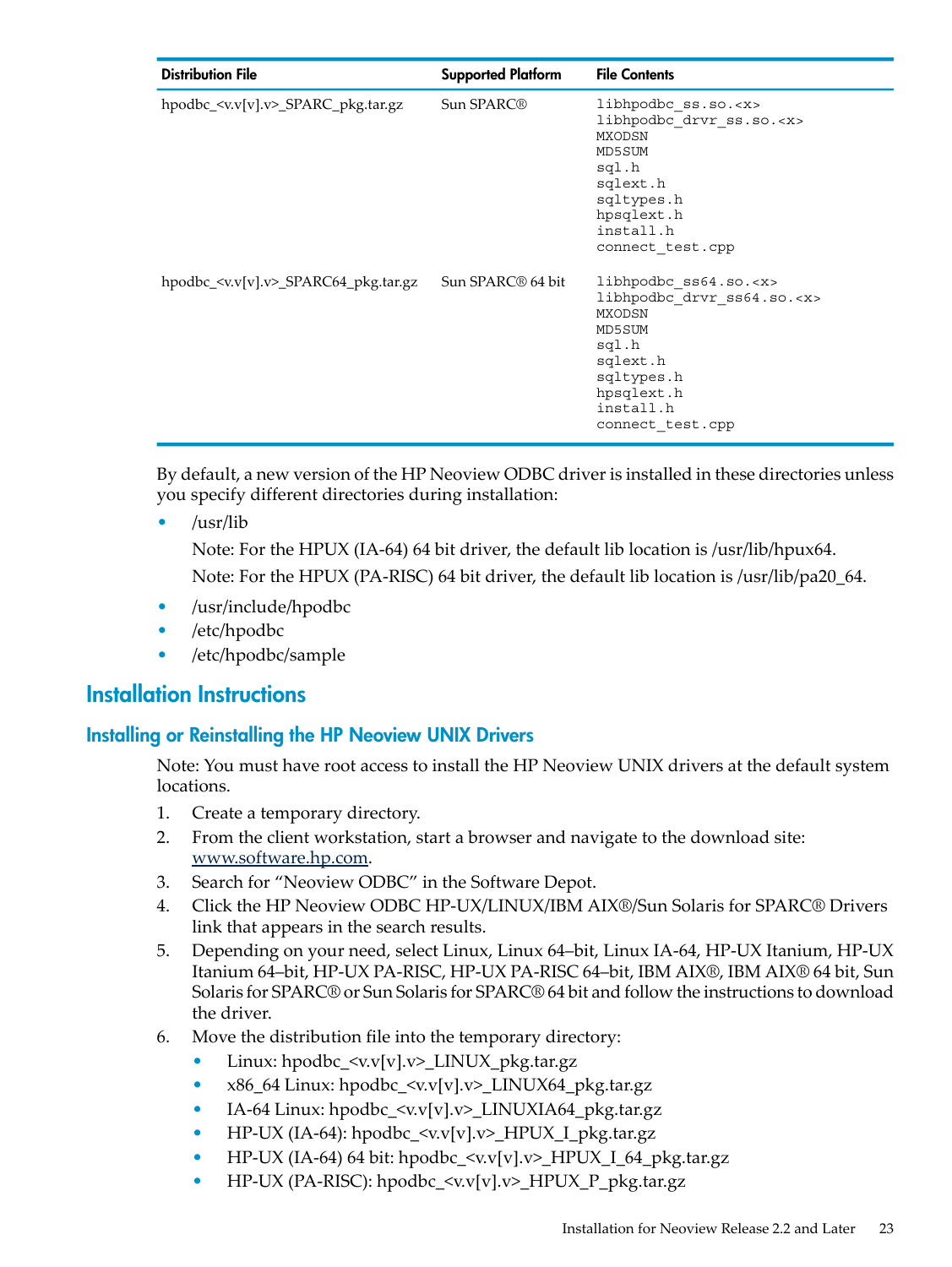| Distribution File | Supported Platform | File Contents |
| --- | --- | --- |
| hpodbc_<v.v[v].v>_SPARC_pkg.tar.gz | Sun SPARC® | libhpodbc_ss.so.<x><br>libhpodbc_drvr_ss.so.<x><br>MXODSN<br>MD5SUM<br>sql.h<br>sqlext.h<br>sqltypes.h<br>hpsqlext.h<br>install.h<br>connect_test.cpp |
| hpodbc_<v.v[v].v>_SPARC64_pkg.tar.gz | Sun SPARC® 64 bit | libhpodbc_ss64.so.<x><br>libhpodbc_drvr_ss64.so.<x><br>MXODSN<br>MD5SUM<br>sql.h<br>sqlext.h<br>sqltypes.h<br>hpsqlext.h<br>install.h<br>connect_test.cpp |

By default, a new version of the HP Neoview ODBC driver is installed in these directories unless you specify different directories during installation:

- /usr/lib

  Note: For the HPUX (IA-64) 64 bit driver, the default lib location is /usr/lib/hpux64.

  Note: For the HPUX (PA-RISC) 64 bit driver, the default lib location is /usr/lib/pa20_64.
- /usr/include/hpodbc
- /etc/hpodbc
- /etc/hpodbc/sample

## Installation Instructions

### Installing or Reinstalling the HP Neoview UNIX Drivers

Note: You must have root access to install the HP Neoview UNIX drivers at the default system locations.

1. Create a temporary directory.
2. From the client workstation, start a browser and navigate to the download site: www.software.hp.com.
3. Search for "Neoview ODBC" in the Software Depot.
4. Click the HP Neoview ODBC HP-UX/LINUX/IBM AIX®/Sun Solaris for SPARC® Drivers link that appears in the search results.
5. Depending on your need, select Linux, Linux 64–bit, Linux IA-64, HP-UX Itanium, HP-UX Itanium 64–bit, HP-UX PA-RISC, HP-UX PA-RISC 64–bit, IBM AIX®, IBM AIX® 64 bit, Sun Solaris for SPARC® or Sun Solaris for SPARC® 64 bit and follow the instructions to download the driver.
6. Move the distribution file into the temporary directory:
   - Linux: hpodbc_<v.v[v].v>_LINUX_pkg.tar.gz
   - x86_64 Linux: hpodbc_<v.v[v].v>_LINUX64_pkg.tar.gz
   - IA-64 Linux: hpodbc_<v.v[v].v>_LINUXIA64_pkg.tar.gz
   - HP-UX (IA-64): hpodbc_<v.v[v].v>_HPUX_I_pkg.tar.gz
   - HP-UX (IA-64) 64 bit: hpodbc_<v.v[v].v>_HPUX_I_64_pkg.tar.gz
   - HP-UX (PA-RISC): hpodbc_<v.v[v].v>_HPUX_P_pkg.tar.gz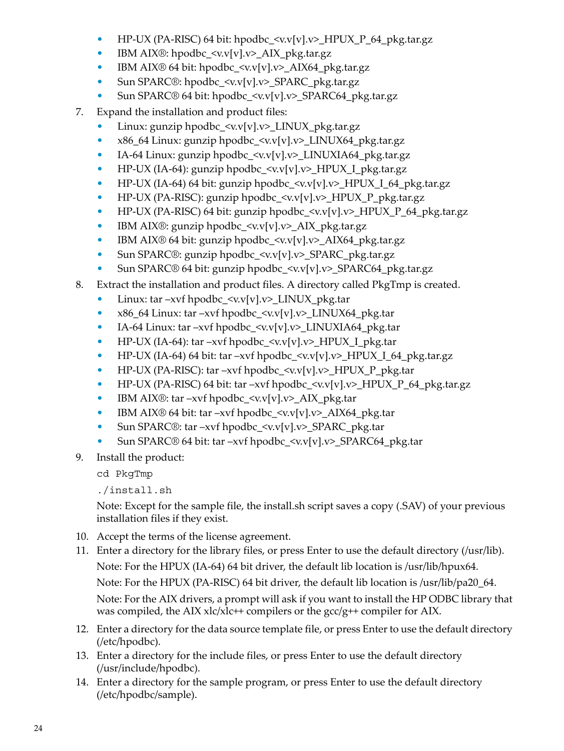- HP-UX (PA-RISC) 64 bit: hpodbc_<v.v[v].v>_HPUX_P_64_pkg.tar.gz
- IBM AIX®: hpodbc_<v.v[v].v>_AIX_pkg.tar.gz
- IBM AIX® 64 bit: hpodbc_<v.v[v].v>_AIX64_pkg.tar.gz
- Sun SPARC®: hpodbc_<v.v[v].v>_SPARC_pkg.tar.gz
- Sun SPARC® 64 bit: hpodbc_<v.v[v].v>_SPARC64_pkg.tar.gz

7. Expand the installation and product files:
   - Linux: gunzip hpodbc_<v.v[v].v>_LINUX_pkg.tar.gz
   - x86_64 Linux: gunzip hpodbc_<v.v[v].v>_LINUX64_pkg.tar.gz
   - IA-64 Linux: gunzip hpodbc_<v.v[v].v>_LINUXIA64_pkg.tar.gz
   - HP-UX (IA-64): gunzip hpodbc_<v.v[v].v>_HPUX_I_pkg.tar.gz
   - HP-UX (IA-64) 64 bit: gunzip hpodbc_<v.v[v].v>_HPUX_I_64_pkg.tar.gz
   - HP-UX (PA-RISC): gunzip hpodbc_<v.v[v].v>_HPUX_P_pkg.tar.gz
   - HP-UX (PA-RISC) 64 bit: gunzip hpodbc_<v.v[v].v>_HPUX_P_64_pkg.tar.gz
   - IBM AIX®: gunzip hpodbc_<v.v[v].v>_AIX_pkg.tar.gz
   - IBM AIX® 64 bit: gunzip hpodbc_<v.v[v].v>_AIX64_pkg.tar.gz
   - Sun SPARC®: gunzip hpodbc_<v.v[v].v>_SPARC_pkg.tar.gz
   - Sun SPARC® 64 bit: gunzip hpodbc_<v.v[v].v>_SPARC64_pkg.tar.gz
8. Extract the installation and product files. A directory called PkgTmp is created.
   - Linux: tar –xvf hpodbc_<v.v[v].v>_LINUX_pkg.tar
   - x86_64 Linux: tar –xvf hpodbc_<v.v[v].v>_LINUX64_pkg.tar
   - IA-64 Linux: tar –xvf hpodbc_<v.v[v].v>_LINUXIA64_pkg.tar
   - HP-UX (IA-64): tar –xvf hpodbc_<v.v[v].v>_HPUX_I_pkg.tar
   - HP-UX (IA-64) 64 bit: tar –xvf hpodbc_<v.v[v].v>_HPUX_I_64_pkg.tar.gz
   - HP-UX (PA-RISC): tar –xvf hpodbc_<v.v[v].v>_HPUX_P_pkg.tar
   - HP-UX (PA-RISC) 64 bit: tar –xvf hpodbc_<v.v[v].v>_HPUX_P_64_pkg.tar.gz
   - IBM AIX®: tar –xvf hpodbc_<v.v[v].v>_AIX_pkg.tar
   - IBM AIX® 64 bit: tar –xvf hpodbc_<v.v[v].v>_AIX64_pkg.tar
   - Sun SPARC®: tar –xvf hpodbc_<v.v[v].v>_SPARC_pkg.tar
   - Sun SPARC® 64 bit: tar –xvf hpodbc_<v.v[v].v>_SPARC64_pkg.tar
9. Install the product:

   ```
   cd PkgTmp
   ./install.sh
   ```

   Note: Except for the sample file, the install.sh script saves a copy (.SAV) of your previous installation files if they exist.
10. Accept the terms of the license agreement.
11. Enter a directory for the library files, or press Enter to use the default directory (/usr/lib).

    Note: For the HPUX (IA-64) 64 bit driver, the default lib location is /usr/lib/hpux64.

    Note: For the HPUX (PA-RISC) 64 bit driver, the default lib location is /usr/lib/pa20_64.

    Note: For the AIX drivers, a prompt will ask if you want to install the HP ODBC library that was compiled, the AIX xlc/xlc++ compilers or the gcc/g++ compiler for AIX.
12. Enter a directory for the data source template file, or press Enter to use the default directory (/etc/hpodbc).
13. Enter a directory for the include files, or press Enter to use the default directory (/usr/include/hpodbc).
14. Enter a directory for the sample program, or press Enter to use the default directory (/etc/hpodbc/sample).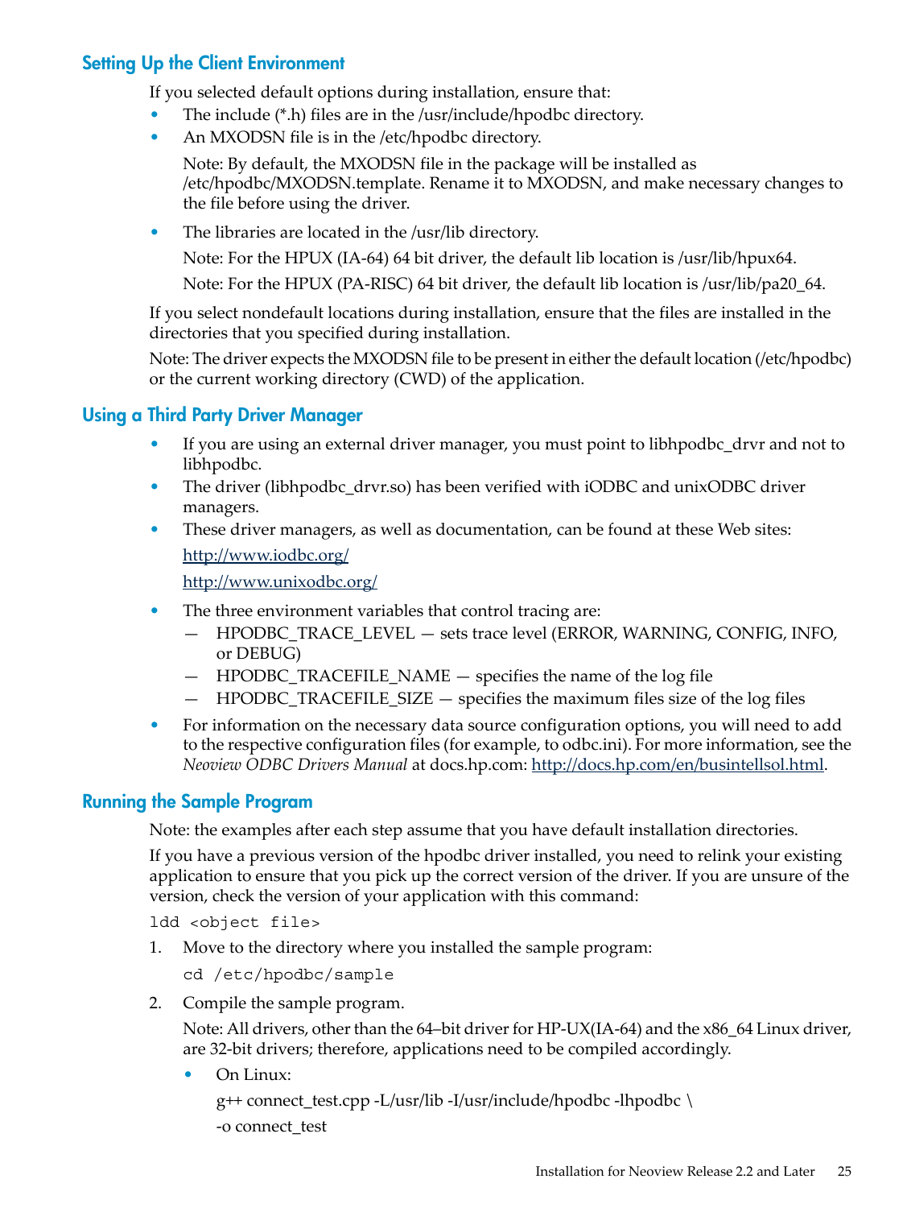## Setting Up the Client Environment

If you selected default options during installation, ensure that:

- The include (*.h) files are in the /usr/include/hpodbc directory.
- An MXODSN file is in the /etc/hpodbc directory.

  Note: By default, the MXODSN file in the package will be installed as /etc/hpodbc/MXODSN.template. Rename it to MXODSN, and make necessary changes to the file before using the driver.

- The libraries are located in the /usr/lib directory.

  Note: For the HPUX (IA-64) 64 bit driver, the default lib location is /usr/lib/hpux64.

  Note: For the HPUX (PA-RISC) 64 bit driver, the default lib location is /usr/lib/pa20_64.

If you select nondefault locations during installation, ensure that the files are installed in the directories that you specified during installation.

Note: The driver expects the MXODSN file to be present in either the default location (/etc/hpodbc) or the current working directory (CWD) of the application.

## Using a Third Party Driver Manager

- If you are using an external driver manager, you must point to libhpodbc_drvr and not to libhpodbc.
- The driver (libhpodbc_drvr.so) has been verified with iODBC and unixODBC driver managers.
- These driver managers, as well as documentation, can be found at these Web sites:

  http://www.iodbc.org/

  http://www.unixodbc.org/

- The three environment variables that control tracing are:
  - HPODBC_TRACE_LEVEL — sets trace level (ERROR, WARNING, CONFIG, INFO, or DEBUG)
  - HPODBC_TRACEFILE_NAME — specifies the name of the log file
  - HPODBC_TRACEFILE_SIZE — specifies the maximum files size of the log files
- For information on the necessary data source configuration options, you will need to add to the respective configuration files (for example, to odbc.ini). For more information, see the *Neoview ODBC Drivers Manual* at docs.hp.com: http://docs.hp.com/en/busintellsol.html.

## Running the Sample Program

Note: the examples after each step assume that you have default installation directories.

If you have a previous version of the hpodbc driver installed, you need to relink your existing application to ensure that you pick up the correct version of the driver. If you are unsure of the version, check the version of your application with this command:

```
ldd <object file>
```

1. Move to the directory where you installed the sample program:

   ```
   cd /etc/hpodbc/sample
   ```

2. Compile the sample program.

   Note: All drivers, other than the 64–bit driver for HP-UX(IA-64) and the x86_64 Linux driver, are 32-bit drivers; therefore, applications need to be compiled accordingly.

   - On Linux:

     ```
     g++ connect_test.cpp -L/usr/lib -I/usr/include/hpodbc -lhpodbc \
     -o connect_test
     ```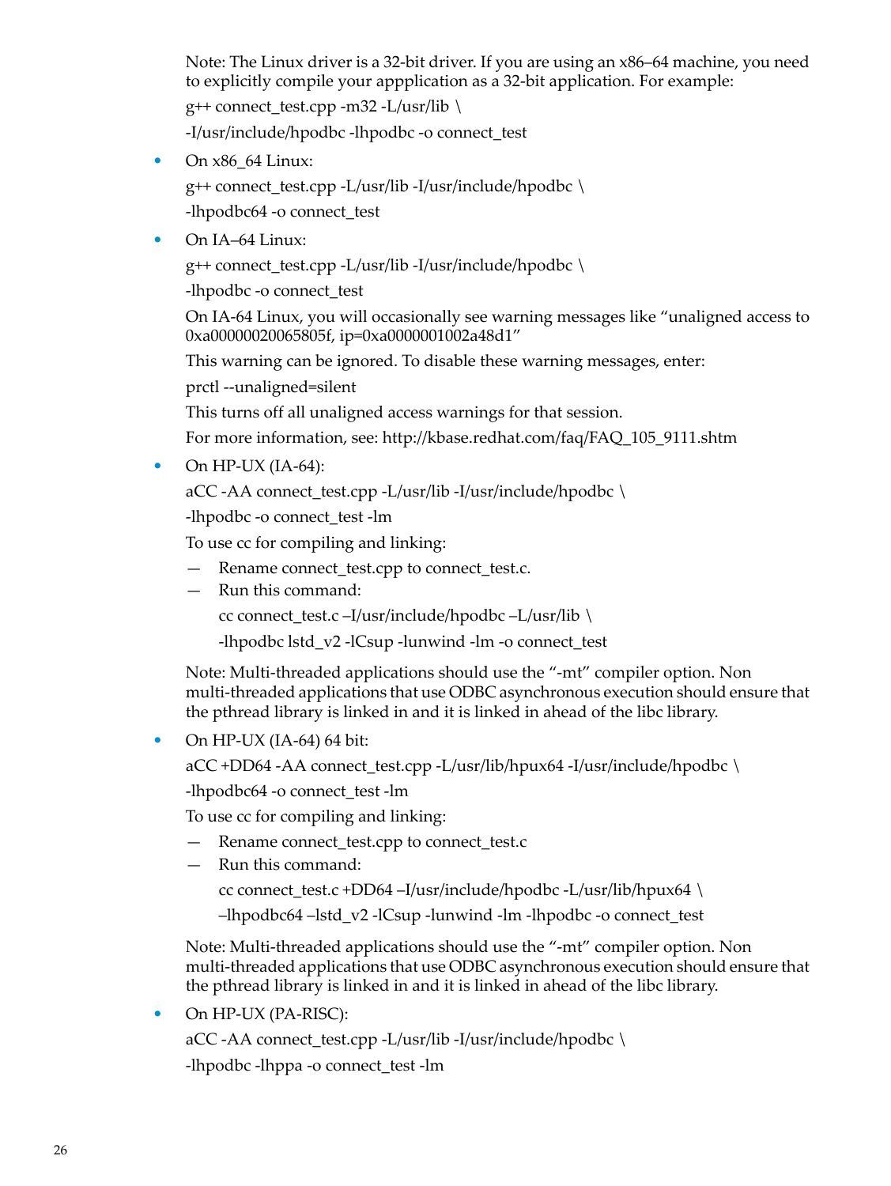Note: The Linux driver is a 32-bit driver. If you are using an x86–64 machine, you need to explicitly compile your appplication as a 32-bit application. For example:

```
g++ connect_test.cpp -m32 -L/usr/lib \
-I/usr/include/hpodbc -lhpodbc -o connect_test
```

- On x86_64 Linux:

  ```
  g++ connect_test.cpp -L/usr/lib -I/usr/include/hpodbc \
  -lhpodbc64 -o connect_test
  ```

- On IA–64 Linux:

  ```
  g++ connect_test.cpp -L/usr/lib -I/usr/include/hpodbc \
  -lhpodbc -o connect_test
  ```

  On IA-64 Linux, you will occasionally see warning messages like “unaligned access to 0xa00000020065805f, ip=0xa0000001002a48d1”

  This warning can be ignored. To disable these warning messages, enter:

  ```
  prctl --unaligned=silent
  ```

  This turns off all unaligned access warnings for that session.

  For more information, see: http://kbase.redhat.com/faq/FAQ_105_9111.shtm

- On HP-UX (IA-64):

  ```
  aCC -AA connect_test.cpp -L/usr/lib -I/usr/include/hpodbc \
  -lhpodbc -o connect_test -lm
  ```

  To use cc for compiling and linking:

  — Rename connect_test.cpp to connect_test.c.

  — Run this command:

  ```
  cc connect_test.c –I/usr/include/hpodbc –L/usr/lib \
  -lhpodbc lstd_v2 -lCsup -lunwind -lm -o connect_test
  ```

  Note: Multi-threaded applications should use the “-mt” compiler option. Non multi-threaded applications that use ODBC asynchronous execution should ensure that the pthread library is linked in and it is linked in ahead of the libc library.

- On HP-UX (IA-64) 64 bit:

  ```
  aCC +DD64 -AA connect_test.cpp -L/usr/lib/hpux64 -I/usr/include/hpodbc \
  -lhpodbc64 -o connect_test -lm
  ```

  To use cc for compiling and linking:

  — Rename connect_test.cpp to connect_test.c

  — Run this command:

  ```
  cc connect_test.c +DD64 –I/usr/include/hpodbc -L/usr/lib/hpux64 \
  –lhpodbc64 –lstd_v2 -lCsup -lunwind -lm -lhpodbc -o connect_test
  ```

  Note: Multi-threaded applications should use the “-mt” compiler option. Non multi-threaded applications that use ODBC asynchronous execution should ensure that the pthread library is linked in and it is linked in ahead of the libc library.

- On HP-UX (PA-RISC):

  ```
  aCC -AA connect_test.cpp -L/usr/lib -I/usr/include/hpodbc \
  -lhpodbc -lhppa -o connect_test -lm
  ```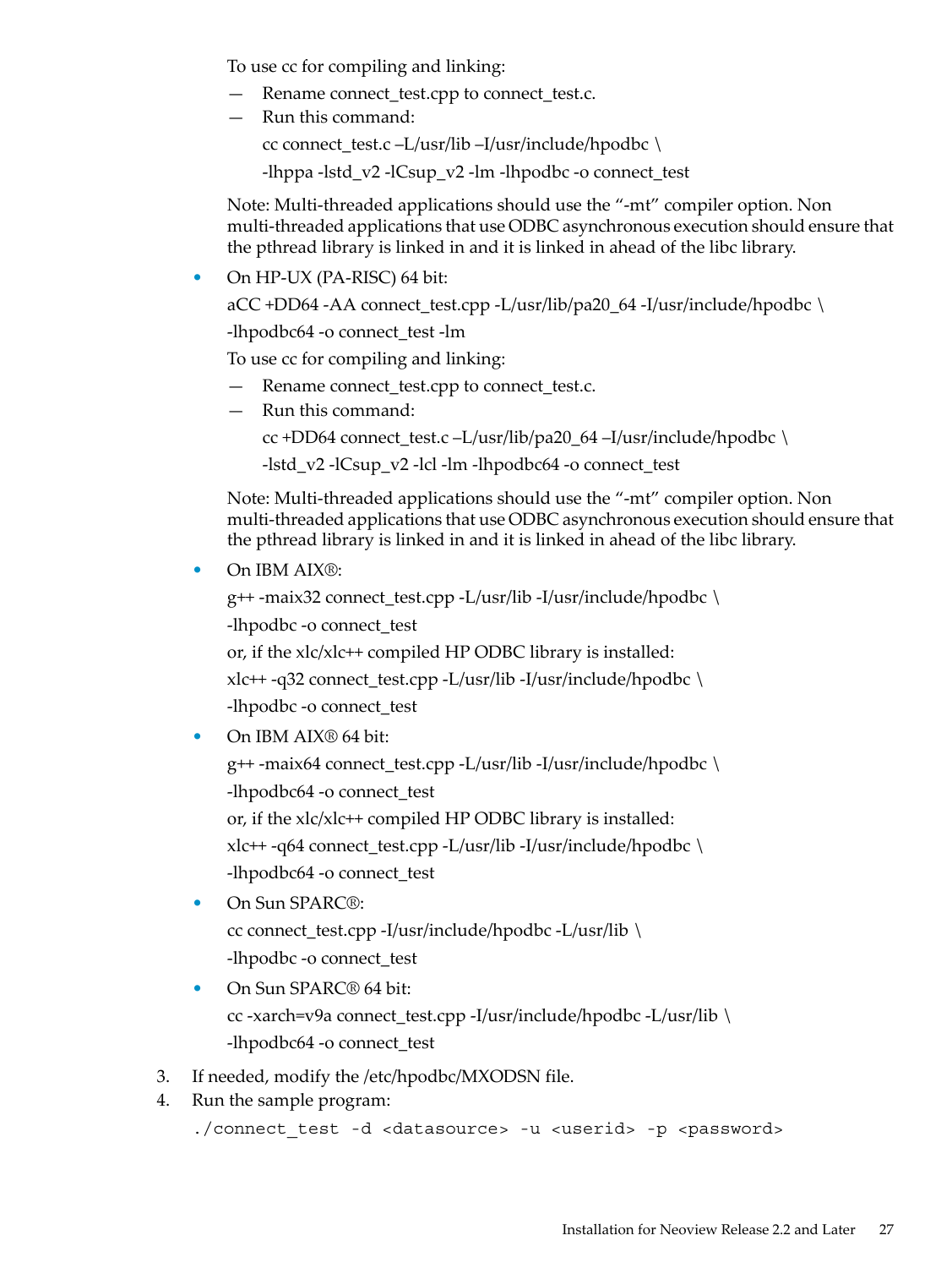To use cc for compiling and linking:

- Rename connect_test.cpp to connect_test.c.
- Run this command:

  cc connect_test.c –L/usr/lib –I/usr/include/hpodbc \

  -lhppa -lstd_v2 -lCsup_v2 -lm -lhpodbc -o connect_test

Note: Multi-threaded applications should use the “-mt” compiler option. Non multi-threaded applications that use ODBC asynchronous execution should ensure that the pthread library is linked in and it is linked in ahead of the libc library.

- On HP-UX (PA-RISC) 64 bit:

  aCC +DD64 -AA connect_test.cpp -L/usr/lib/pa20_64 -I/usr/include/hpodbc \

  -lhpodbc64 -o connect_test -lm

  To use cc for compiling and linking:

  - Rename connect_test.cpp to connect_test.c.
  - Run this command:

    cc +DD64 connect_test.c –L/usr/lib/pa20_64 –I/usr/include/hpodbc \

    -lstd_v2 -lCsup_v2 -lcl -lm -lhpodbc64 -o connect_test

  Note: Multi-threaded applications should use the “-mt” compiler option. Non multi-threaded applications that use ODBC asynchronous execution should ensure that the pthread library is linked in and it is linked in ahead of the libc library.

- On IBM AIX®:

  g++ -maix32 connect_test.cpp -L/usr/lib -I/usr/include/hpodbc \

  -lhpodbc -o connect_test

  or, if the xlc/xlc++ compiled HP ODBC library is installed:

  xlc++ -q32 connect_test.cpp -L/usr/lib -I/usr/include/hpodbc \

  -lhpodbc -o connect_test

- On IBM AIX® 64 bit:

  g++ -maix64 connect_test.cpp -L/usr/lib -I/usr/include/hpodbc \

  -lhpodbc64 -o connect_test

  or, if the xlc/xlc++ compiled HP ODBC library is installed:

  xlc++ -q64 connect_test.cpp -L/usr/lib -I/usr/include/hpodbc \

  -lhpodbc64 -o connect_test

- On Sun SPARC®:

  cc connect_test.cpp -I/usr/include/hpodbc -L/usr/lib \

  -lhpodbc -o connect_test

- On Sun SPARC® 64 bit:

  cc -xarch=v9a connect_test.cpp -I/usr/include/hpodbc -L/usr/lib \

  -lhpodbc64 -o connect_test

3. If needed, modify the /etc/hpodbc/MXODSN file.
4. Run the sample program:

```
./connect_test -d <datasource> -u <userid> -p <password>
```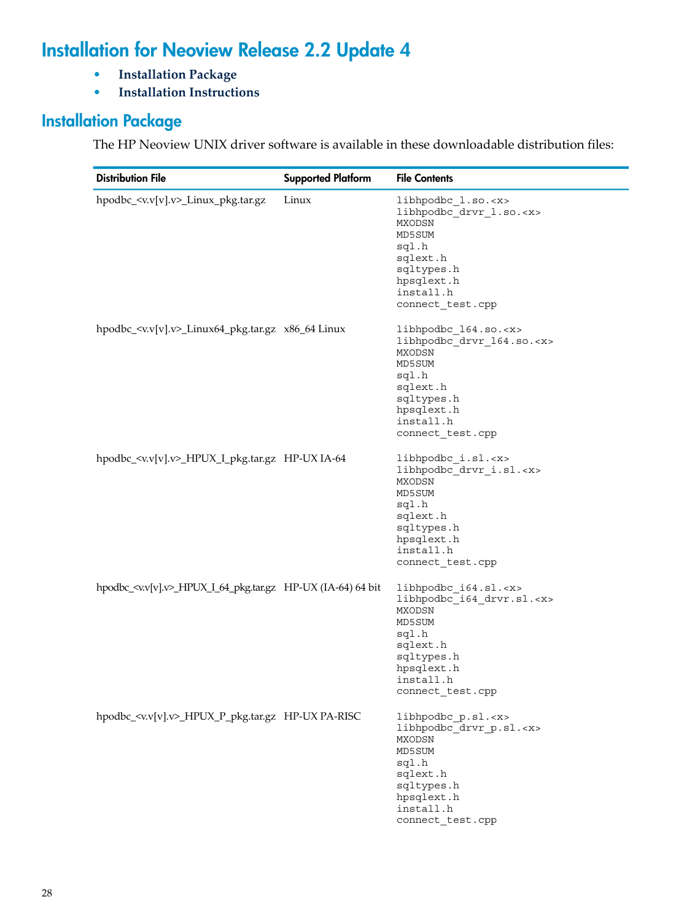# Installation for Neoview Release 2.2 Update 4

- **Installation Package**
- **Installation Instructions**

## Installation Package

The HP Neoview UNIX driver software is available in these downloadable distribution files:

| Distribution File | Supported Platform | File Contents |
| --- | --- | --- |
| hpodbc_<v.v[v].v>_Linux_pkg.tar.gz | Linux | `libhpodbc_l.so.<x>` `libhpodbc_drvr_l.so.<x>` `MXODSN` `MD5SUM` `sql.h` `sqlext.h` `sqltypes.h` `hpsqlext.h` `install.h` `connect_test.cpp` |
| hpodbc_<v.v[v].v>_Linux64_pkg.tar.gz | x86_64 Linux | `libhpodbc_l64.so.<x>` `libhpodbc_drvr_l64.so.<x>` `MXODSN` `MD5SUM` `sql.h` `sqlext.h` `sqltypes.h` `hpsqlext.h` `install.h` `connect_test.cpp` |
| hpodbc_<v.v[v].v>_HPUX_I_pkg.tar.gz | HP-UX IA-64 | `libhpodbc_i.sl.<x>` `libhpodbc_drvr_i.sl.<x>` `MXODSN` `MD5SUM` `sql.h` `sqlext.h` `sqltypes.h` `hpsqlext.h` `install.h` `connect_test.cpp` |
| hpodbc_<v.v[v].v>_HPUX_I_64_pkg.tar.gz | HP-UX (IA-64) 64 bit | `libhpodbc_i64.sl.<x>` `libhpodbc_i64_drvr.sl.<x>` `MXODSN` `MD5SUM` `sql.h` `sqlext.h` `sqltypes.h` `hpsqlext.h` `install.h` `connect_test.cpp` |
| hpodbc_<v.v[v].v>_HPUX_P_pkg.tar.gz | HP-UX PA-RISC | `libhpodbc_p.sl.<x>` `libhpodbc_drvr_p.sl.<x>` `MXODSN` `MD5SUM` `sql.h` `sqlext.h` `sqltypes.h` `hpsqlext.h` `install.h` `connect_test.cpp` |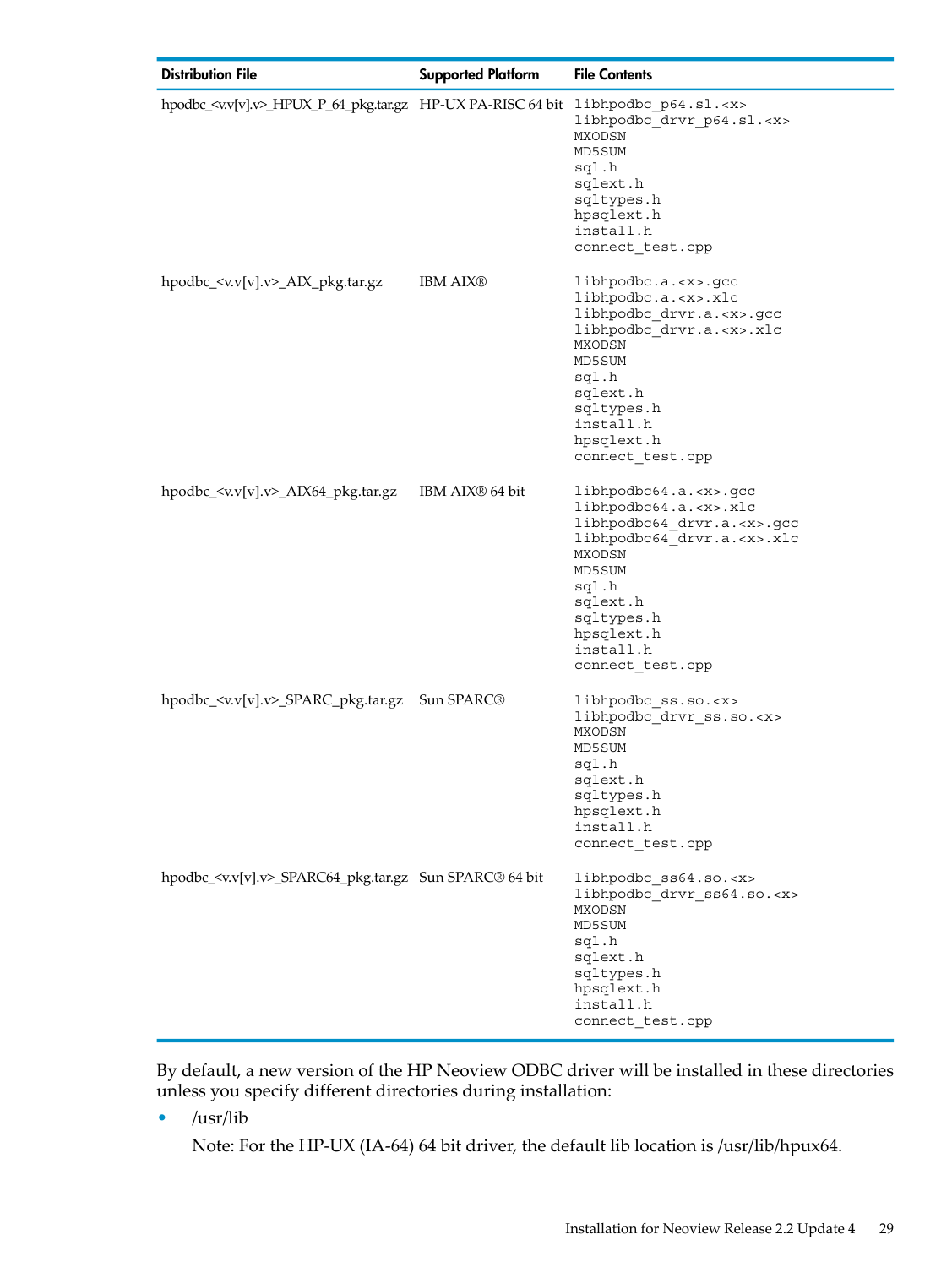| Distribution File | Supported Platform | File Contents |
|---|---|---|
| hpodbc_<v.v[v].v>_HPUX_P_64_pkg.tar.gz | HP-UX PA-RISC 64 bit | libhpodbc_p64.sl.<x><br>libhpodbc_drvr_p64.sl.<x><br>MXODSN<br>MD5SUM<br>sql.h<br>sqlext.h<br>sqltypes.h<br>hpsqlext.h<br>install.h<br>connect_test.cpp |
| hpodbc_<v.v[v].v>_AIX_pkg.tar.gz | IBM AIX® | libhpodbc.a.<x>.gcc<br>libhpodbc.a.<x>.xlc<br>libhpodbc_drvr.a.<x>.gcc<br>libhpodbc_drvr.a.<x>.xlc<br>MXODSN<br>MD5SUM<br>sql.h<br>sqlext.h<br>sqltypes.h<br>install.h<br>hpsqlext.h<br>connect_test.cpp |
| hpodbc_<v.v[v].v>_AIX64_pkg.tar.gz | IBM AIX® 64 bit | libhpodbc64.a.<x>.gcc<br>libhpodbc64.a.<x>.xlc<br>libhpodbc64_drvr.a.<x>.gcc<br>libhpodbc64_drvr.a.<x>.xlc<br>MXODSN<br>MD5SUM<br>sql.h<br>sqlext.h<br>sqltypes.h<br>hpsqlext.h<br>install.h<br>connect_test.cpp |
| hpodbc_<v.v[v].v>_SPARC_pkg.tar.gz | Sun SPARC® | libhpodbc_ss.so.<x><br>libhpodbc_drvr_ss.so.<x><br>MXODSN<br>MD5SUM<br>sql.h<br>sqlext.h<br>sqltypes.h<br>hpsqlext.h<br>install.h<br>connect_test.cpp |
| hpodbc_<v.v[v].v>_SPARC64_pkg.tar.gz | Sun SPARC® 64 bit | libhpodbc_ss64.so.<x><br>libhpodbc_drvr_ss64.so.<x><br>MXODSN<br>MD5SUM<br>sql.h<br>sqlext.h<br>sqltypes.h<br>hpsqlext.h<br>install.h<br>connect_test.cpp |

By default, a new version of the HP Neoview ODBC driver will be installed in these directories unless you specify different directories during installation:

- /usr/lib

  Note: For the HP-UX (IA-64) 64 bit driver, the default lib location is /usr/lib/hpux64.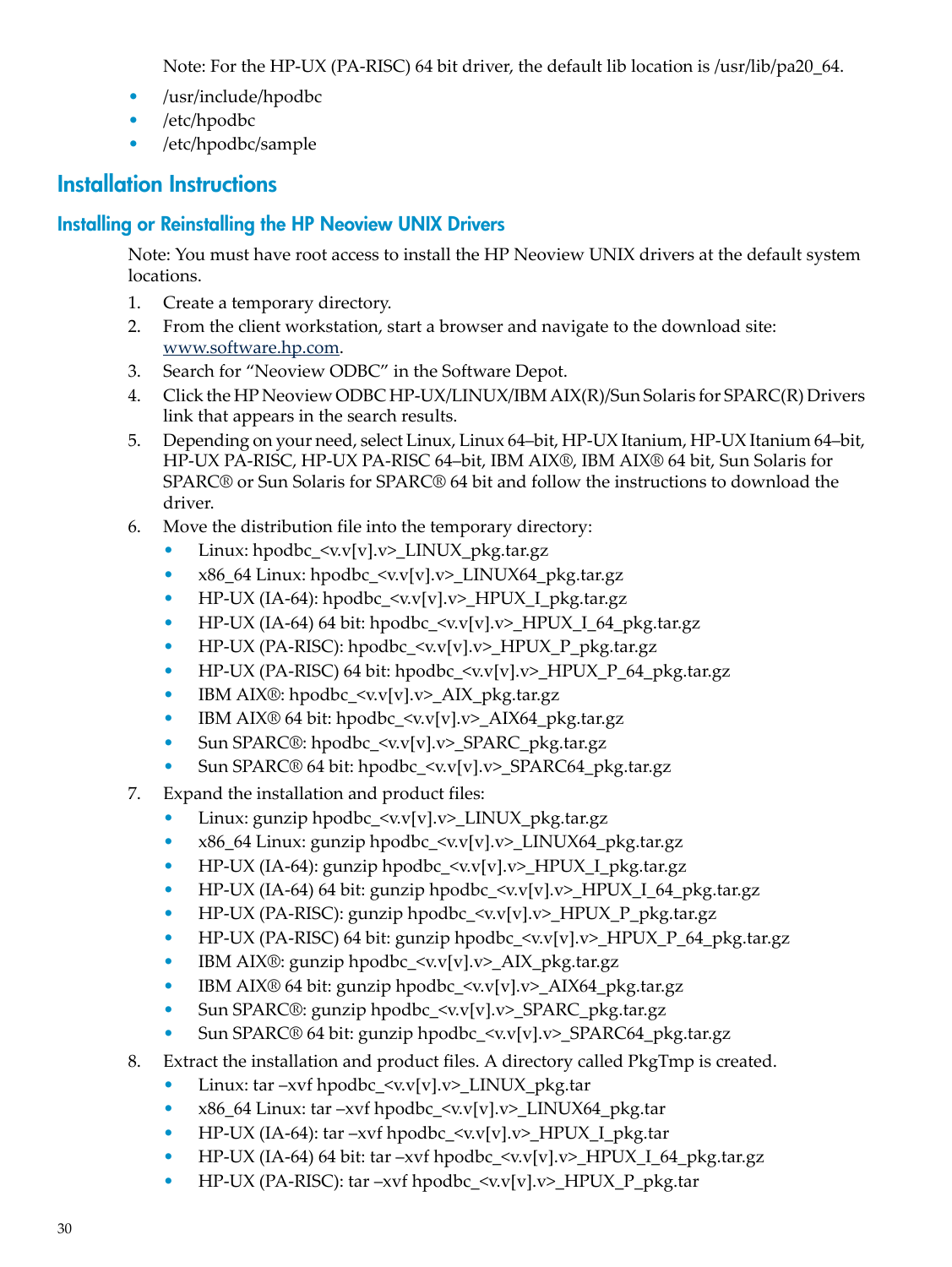Note: For the HP-UX (PA-RISC) 64 bit driver, the default lib location is /usr/lib/pa20_64.

- /usr/include/hpodbc
- /etc/hpodbc
- /etc/hpodbc/sample

## Installation Instructions

### Installing or Reinstalling the HP Neoview UNIX Drivers

Note: You must have root access to install the HP Neoview UNIX drivers at the default system locations.

1. Create a temporary directory.
2. From the client workstation, start a browser and navigate to the download site: www.software.hp.com.
3. Search for "Neoview ODBC" in the Software Depot.
4. Click the HP Neoview ODBC HP-UX/LINUX/IBM AIX(R)/Sun Solaris for SPARC(R) Drivers link that appears in the search results.
5. Depending on your need, select Linux, Linux 64–bit, HP-UX Itanium, HP-UX Itanium 64–bit, HP-UX PA-RISC, HP-UX PA-RISC 64–bit, IBM AIX®, IBM AIX® 64 bit, Sun Solaris for SPARC® or Sun Solaris for SPARC® 64 bit and follow the instructions to download the driver.
6. Move the distribution file into the temporary directory:
   - Linux: hpodbc_<v.v[v].v>_LINUX_pkg.tar.gz
   - x86_64 Linux: hpodbc_<v.v[v].v>_LINUX64_pkg.tar.gz
   - HP-UX (IA-64): hpodbc_<v.v[v].v>_HPUX_I_pkg.tar.gz
   - HP-UX (IA-64) 64 bit: hpodbc_<v.v[v].v>_HPUX_I_64_pkg.tar.gz
   - HP-UX (PA-RISC): hpodbc_<v.v[v].v>_HPUX_P_pkg.tar.gz
   - HP-UX (PA-RISC) 64 bit: hpodbc_<v.v[v].v>_HPUX_P_64_pkg.tar.gz
   - IBM AIX®: hpodbc_<v.v[v].v>_AIX_pkg.tar.gz
   - IBM AIX® 64 bit: hpodbc_<v.v[v].v>_AIX64_pkg.tar.gz
   - Sun SPARC®: hpodbc_<v.v[v].v>_SPARC_pkg.tar.gz
   - Sun SPARC® 64 bit: hpodbc_<v.v[v].v>_SPARC64_pkg.tar.gz
7. Expand the installation and product files:
   - Linux: gunzip hpodbc_<v.v[v].v>_LINUX_pkg.tar.gz
   - x86_64 Linux: gunzip hpodbc_<v.v[v].v>_LINUX64_pkg.tar.gz
   - HP-UX (IA-64): gunzip hpodbc_<v.v[v].v>_HPUX_I_pkg.tar.gz
   - HP-UX (IA-64) 64 bit: gunzip hpodbc_<v.v[v].v>_HPUX_I_64_pkg.tar.gz
   - HP-UX (PA-RISC): gunzip hpodbc_<v.v[v].v>_HPUX_P_pkg.tar.gz
   - HP-UX (PA-RISC) 64 bit: gunzip hpodbc_<v.v[v].v>_HPUX_P_64_pkg.tar.gz
   - IBM AIX®: gunzip hpodbc_<v.v[v].v>_AIX_pkg.tar.gz
   - IBM AIX® 64 bit: gunzip hpodbc_<v.v[v].v>_AIX64_pkg.tar.gz
   - Sun SPARC®: gunzip hpodbc_<v.v[v].v>_SPARC_pkg.tar.gz
   - Sun SPARC® 64 bit: gunzip hpodbc_<v.v[v].v>_SPARC64_pkg.tar.gz
8. Extract the installation and product files. A directory called PkgTmp is created.
   - Linux: tar –xvf hpodbc_<v.v[v].v>_LINUX_pkg.tar
   - x86_64 Linux: tar –xvf hpodbc_<v.v[v].v>_LINUX64_pkg.tar
   - HP-UX (IA-64): tar –xvf hpodbc_<v.v[v].v>_HPUX_I_pkg.tar
   - HP-UX (IA-64) 64 bit: tar –xvf hpodbc_<v.v[v].v>_HPUX_I_64_pkg.tar.gz
   - HP-UX (PA-RISC): tar –xvf hpodbc_<v.v[v].v>_HPUX_P_pkg.tar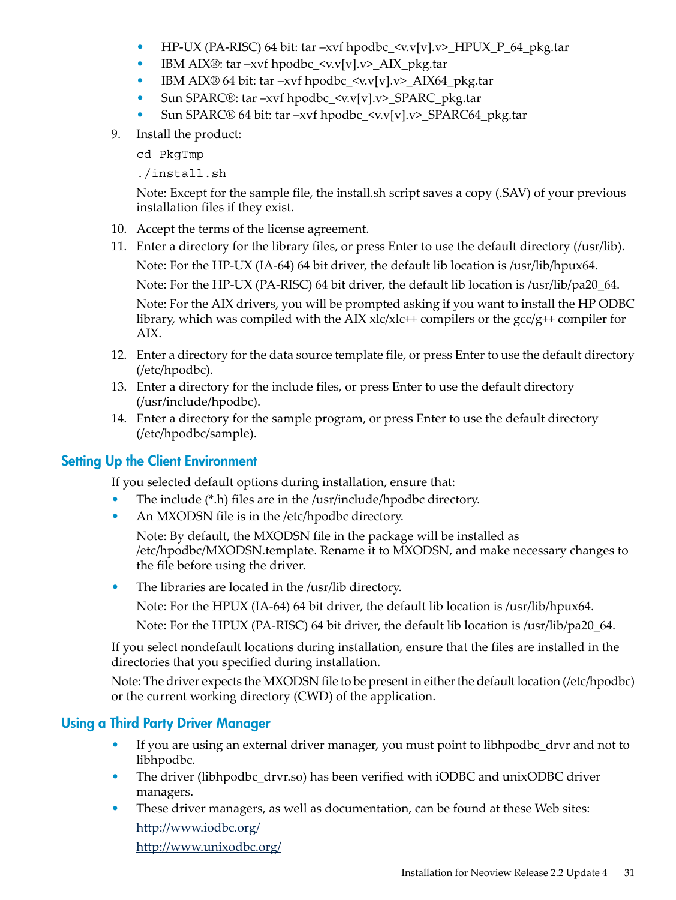- HP-UX (PA-RISC) 64 bit: tar –xvf hpodbc_<v.v[v].v>_HPUX_P_64_pkg.tar
- IBM AIX®: tar –xvf hpodbc_<v.v[v].v>_AIX_pkg.tar
- IBM AIX® 64 bit: tar –xvf hpodbc_<v.v[v].v>_AIX64_pkg.tar
- Sun SPARC®: tar –xvf hpodbc_<v.v[v].v>_SPARC_pkg.tar
- Sun SPARC® 64 bit: tar –xvf hpodbc_<v.v[v].v>_SPARC64_pkg.tar

9. Install the product:

   ```
   cd PkgTmp
   ./install.sh
   ```

   Note: Except for the sample file, the install.sh script saves a copy (.SAV) of your previous installation files if they exist.

10. Accept the terms of the license agreement.
11. Enter a directory for the library files, or press Enter to use the default directory (/usr/lib).

    Note: For the HP-UX (IA-64) 64 bit driver, the default lib location is /usr/lib/hpux64.

    Note: For the HP-UX (PA-RISC) 64 bit driver, the default lib location is /usr/lib/pa20_64.

    Note: For the AIX drivers, you will be prompted asking if you want to install the HP ODBC library, which was compiled with the AIX xlc/xlc++ compilers or the gcc/g++ compiler for AIX.

12. Enter a directory for the data source template file, or press Enter to use the default directory (/etc/hpodbc).
13. Enter a directory for the include files, or press Enter to use the default directory (/usr/include/hpodbc).
14. Enter a directory for the sample program, or press Enter to use the default directory (/etc/hpodbc/sample).

## Setting Up the Client Environment

If you selected default options during installation, ensure that:

- The include (*.h) files are in the /usr/include/hpodbc directory.
- An MXODSN file is in the /etc/hpodbc directory.

  Note: By default, the MXODSN file in the package will be installed as /etc/hpodbc/MXODSN.template. Rename it to MXODSN, and make necessary changes to the file before using the driver.

- The libraries are located in the /usr/lib directory.

  Note: For the HPUX (IA-64) 64 bit driver, the default lib location is /usr/lib/hpux64.

  Note: For the HPUX (PA-RISC) 64 bit driver, the default lib location is /usr/lib/pa20_64.

If you select nondefault locations during installation, ensure that the files are installed in the directories that you specified during installation.

Note: The driver expects the MXODSN file to be present in either the default location (/etc/hpodbc) or the current working directory (CWD) of the application.

## Using a Third Party Driver Manager

- If you are using an external driver manager, you must point to libhpodbc_drvr and not to libhpodbc.
- The driver (libhpodbc_drvr.so) has been verified with iODBC and unixODBC driver managers.
- These driver managers, as well as documentation, can be found at these Web sites:

  http://www.iodbc.org/

  http://www.unixodbc.org/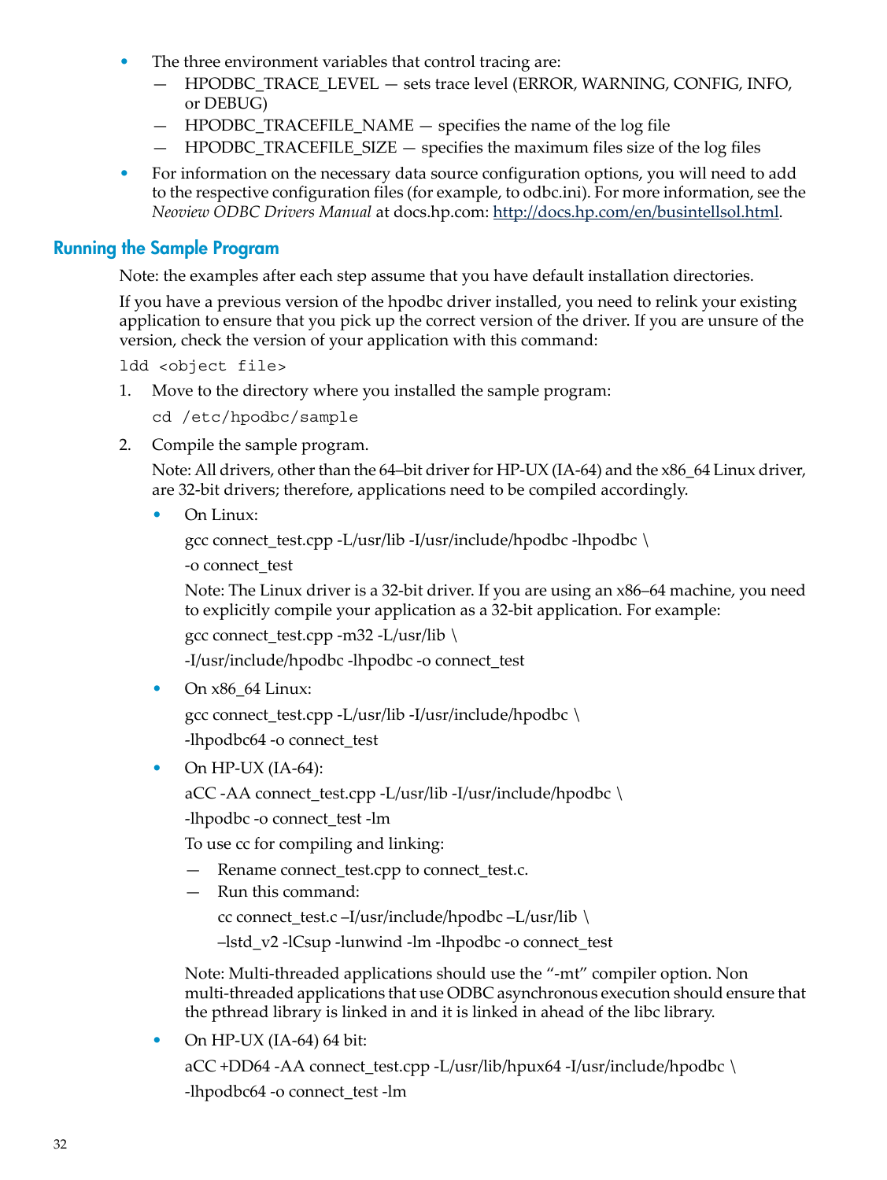- The three environment variables that control tracing are:
  - HPODBC_TRACE_LEVEL — sets trace level (ERROR, WARNING, CONFIG, INFO, or DEBUG)
  - HPODBC_TRACEFILE_NAME — specifies the name of the log file
  - HPODBC_TRACEFILE_SIZE — specifies the maximum files size of the log files
- For information on the necessary data source configuration options, you will need to add to the respective configuration files (for example, to odbc.ini). For more information, see the *Neoview ODBC Drivers Manual* at docs.hp.com: http://docs.hp.com/en/busintellsol.html.

## Running the Sample Program

Note: the examples after each step assume that you have default installation directories.

If you have a previous version of the hpodbc driver installed, you need to relink your existing application to ensure that you pick up the correct version of the driver. If you are unsure of the version, check the version of your application with this command:

```
ldd <object file>
```

1. Move to the directory where you installed the sample program:

   ```
   cd /etc/hpodbc/sample
   ```

2. Compile the sample program.

   Note: All drivers, other than the 64–bit driver for HP-UX (IA-64) and the x86_64 Linux driver, are 32-bit drivers; therefore, applications need to be compiled accordingly.

   - On Linux:

     ```
     gcc connect_test.cpp -L/usr/lib -I/usr/include/hpodbc -lhpodbc \
     -o connect_test
     ```

     Note: The Linux driver is a 32-bit driver. If you are using an x86–64 machine, you need to explicitly compile your application as a 32-bit application. For example:

     ```
     gcc connect_test.cpp -m32 -L/usr/lib \
     -I/usr/include/hpodbc -lhpodbc -o connect_test
     ```

   - On x86_64 Linux:

     ```
     gcc connect_test.cpp -L/usr/lib -I/usr/include/hpodbc \
     -lhpodbc64 -o connect_test
     ```

   - On HP-UX (IA-64):

     ```
     aCC -AA connect_test.cpp -L/usr/lib -I/usr/include/hpodbc \
     -lhpodbc -o connect_test -lm
     ```

     To use cc for compiling and linking:

     - Rename connect_test.cpp to connect_test.c.
     - Run this command:

       ```
       cc connect_test.c –I/usr/include/hpodbc –L/usr/lib \
       –lstd_v2 -lCsup -lunwind -lm -lhpodbc -o connect_test
       ```

     Note: Multi-threaded applications should use the "-mt" compiler option. Non multi-threaded applications that use ODBC asynchronous execution should ensure that the pthread library is linked in and it is linked in ahead of the libc library.

   - On HP-UX (IA-64) 64 bit:

     ```
     aCC +DD64 -AA connect_test.cpp -L/usr/lib/hpux64 -I/usr/include/hpodbc \
     -lhpodbc64 -o connect_test -lm
     ```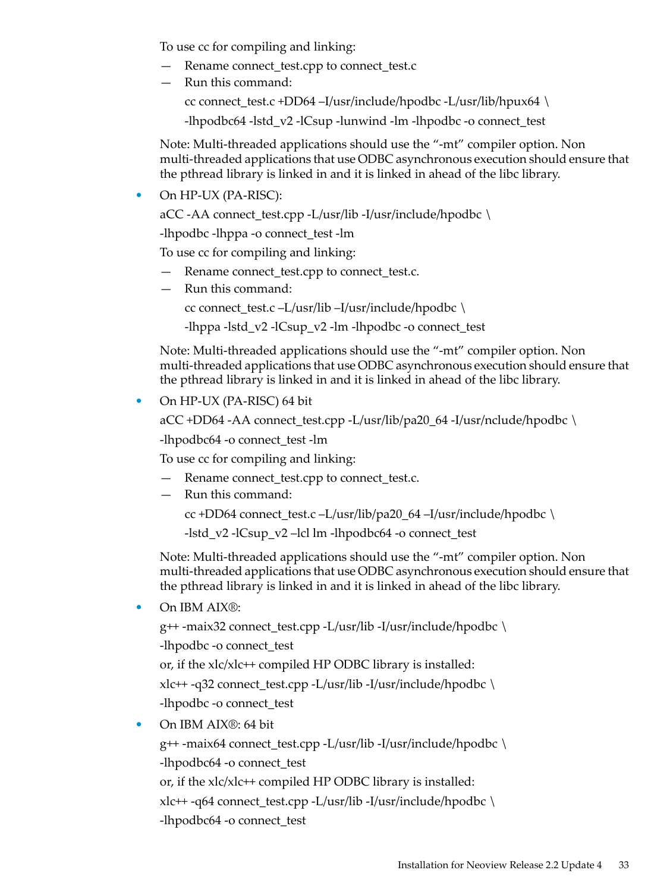To use cc for compiling and linking:

— Rename connect_test.cpp to connect_test.c

— Run this command:

```
cc connect_test.c +DD64 –I/usr/include/hpodbc -L/usr/lib/hpux64 \
-lhpodbc64 -lstd_v2 -lCsup -lunwind -lm -lhpodbc -o connect_test
```

Note: Multi-threaded applications should use the “-mt” compiler option. Non multi-threaded applications that use ODBC asynchronous execution should ensure that the pthread library is linked in and it is linked in ahead of the libc library.

- On HP-UX (PA-RISC):

  ```
  aCC -AA connect_test.cpp -L/usr/lib -I/usr/include/hpodbc \
  -lhpodbc -lhppa -o connect_test -lm
  ```

  To use cc for compiling and linking:

  — Rename connect_test.cpp to connect_test.c.

  — Run this command:

  ```
  cc connect_test.c –L/usr/lib –I/usr/include/hpodbc \
  -lhppa -lstd_v2 -lCsup_v2 -lm -lhpodbc -o connect_test
  ```

  Note: Multi-threaded applications should use the “-mt” compiler option. Non multi-threaded applications that use ODBC asynchronous execution should ensure that the pthread library is linked in and it is linked in ahead of the libc library.

- On HP-UX (PA-RISC) 64 bit

  ```
  aCC +DD64 -AA connect_test.cpp -L/usr/lib/pa20_64 -I/usr/nclude/hpodbc \
  -lhpodbc64 -o connect_test -lm
  ```

  To use cc for compiling and linking:

  — Rename connect_test.cpp to connect_test.c.

  — Run this command:

  ```
  cc +DD64 connect_test.c –L/usr/lib/pa20_64 –I/usr/include/hpodbc \
  -lstd_v2 -lCsup_v2 –lcl lm -lhpodbc64 -o connect_test
  ```

  Note: Multi-threaded applications should use the “-mt” compiler option. Non multi-threaded applications that use ODBC asynchronous execution should ensure that the pthread library is linked in and it is linked in ahead of the libc library.

- On IBM AIX®:

  ```
  g++ -maix32 connect_test.cpp -L/usr/lib -I/usr/include/hpodbc \
  -lhpodbc -o connect_test
  ```

  or, if the xlc/xlc++ compiled HP ODBC library is installed:

  ```
  xlc++ -q32 connect_test.cpp -L/usr/lib -I/usr/include/hpodbc \
  -lhpodbc -o connect_test
  ```

- On IBM AIX®: 64 bit

  ```
  g++ -maix64 connect_test.cpp -L/usr/lib -I/usr/include/hpodbc \
  -lhpodbc64 -o connect_test
  ```

  or, if the xlc/xlc++ compiled HP ODBC library is installed:

  ```
  xlc++ -q64 connect_test.cpp -L/usr/lib -I/usr/include/hpodbc \
  -lhpodbc64 -o connect_test
  ```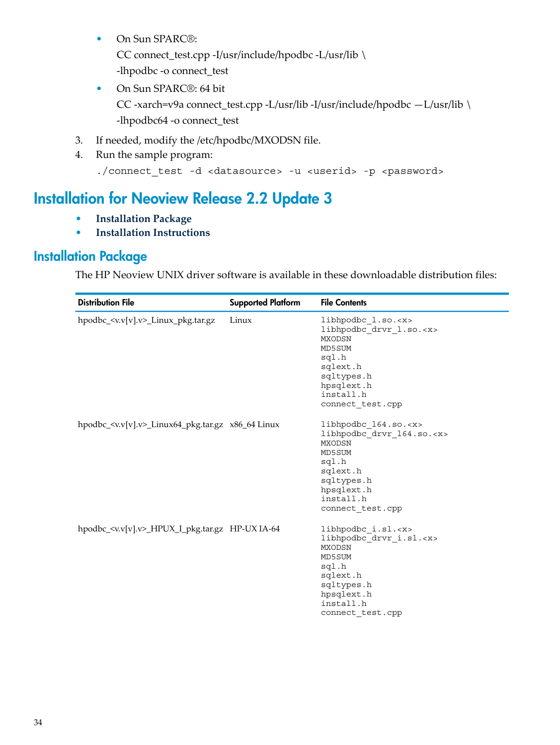- On Sun SPARC®:

  CC connect_test.cpp -I/usr/include/hpodbc -L/usr/lib \
  -lhpodbc -o connect_test

- On Sun SPARC®: 64 bit

  CC -xarch=v9a connect_test.cpp -L/usr/lib -I/usr/include/hpodbc —L/usr/lib \
  -lhpodbc64 -o connect_test

3. If needed, modify the /etc/hpodbc/MXODSN file.
4. Run the sample program:

```
./connect_test -d <datasource> -u <userid> -p <password>
```

## Installation for Neoview Release 2.2 Update 3

- **Installation Package**
- **Installation Instructions**

## Installation Package

The HP Neoview UNIX driver software is available in these downloadable distribution files:

| Distribution File | Supported Platform | File Contents |
|---|---|---|
| hpodbc_<v.v[v].v>_Linux_pkg.tar.gz | Linux | libhpodbc_l.so.<x><br>libhpodbc_drvr_l.so.<x><br>MXODSN<br>MD5SUM<br>sql.h<br>sqlext.h<br>sqltypes.h<br>hpsqlext.h<br>install.h<br>connect_test.cpp |
| hpodbc_<v.v[v].v>_Linux64_pkg.tar.gz | x86_64 Linux | libhpodbc_l64.so.<x><br>libhpodbc_drvr_l64.so.<x><br>MXODSN<br>MD5SUM<br>sql.h<br>sqlext.h<br>sqltypes.h<br>hpsqlext.h<br>install.h<br>connect_test.cpp |
| hpodbc_<v.v[v].v>_HPUX_I_pkg.tar.gz | HP-UX IA-64 | libhpodbc_i.sl.<x><br>libhpodbc_drvr_i.sl.<x><br>MXODSN<br>MD5SUM<br>sql.h<br>sqlext.h<br>sqltypes.h<br>hpsqlext.h<br>install.h<br>connect_test.cpp |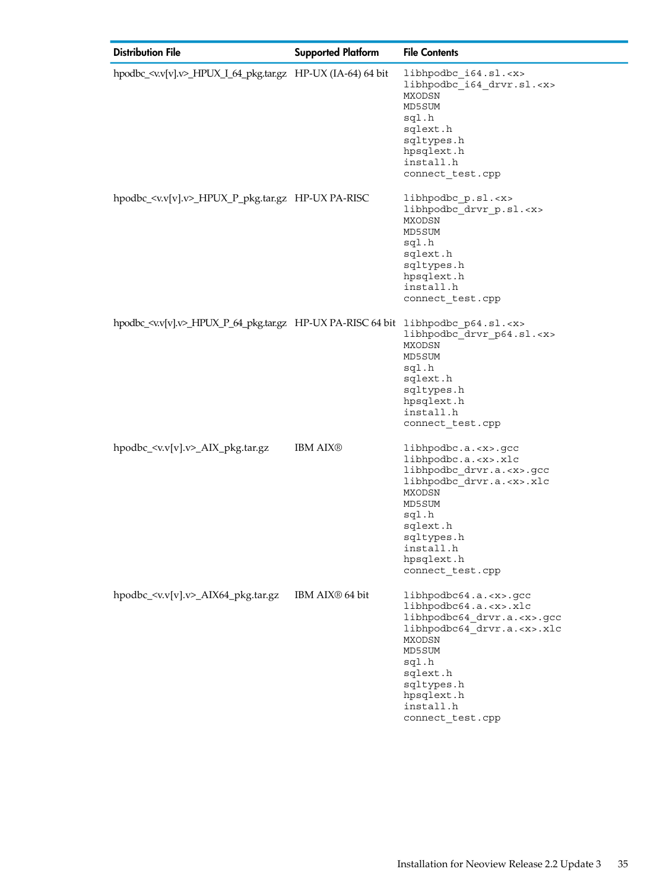| Distribution File | Supported Platform | File Contents |
| --- | --- | --- |
| hpodbc_<v.v[v].v>_HPUX_I_64_pkg.tar.gz | HP-UX (IA-64) 64 bit | libhpodbc_i64.sl.<x><br>libhpodbc_i64_drvr.sl.<x><br>MXODSN<br>MD5SUM<br>sql.h<br>sqlext.h<br>sqltypes.h<br>hpsqlext.h<br>install.h<br>connect_test.cpp |
| hpodbc_<v.v[v].v>_HPUX_P_pkg.tar.gz | HP-UX PA-RISC | libhpodbc_p.sl.<x><br>libhpodbc_drvr_p.sl.<x><br>MXODSN<br>MD5SUM<br>sql.h<br>sqlext.h<br>sqltypes.h<br>hpsqlext.h<br>install.h<br>connect_test.cpp |
| hpodbc_<v.v[v].v>_HPUX_P_64_pkg.tar.gz | HP-UX PA-RISC 64 bit | libhpodbc_p64.sl.<x><br>libhpodbc_drvr_p64.sl.<x><br>MXODSN<br>MD5SUM<br>sql.h<br>sqlext.h<br>sqltypes.h<br>hpsqlext.h<br>install.h<br>connect_test.cpp |
| hpodbc_<v.v[v].v>_AIX_pkg.tar.gz | IBM AIX® | libhpodbc.a.<x>.gcc<br>libhpodbc.a.<x>.xlc<br>libhpodbc_drvr.a.<x>.gcc<br>libhpodbc_drvr.a.<x>.xlc<br>MXODSN<br>MD5SUM<br>sql.h<br>sqlext.h<br>sqltypes.h<br>install.h<br>hpsqlext.h<br>connect_test.cpp |
| hpodbc_<v.v[v].v>_AIX64_pkg.tar.gz | IBM AIX® 64 bit | libhpodbc64.a.<x>.gcc<br>libhpodbc64.a.<x>.xlc<br>libhpodbc64_drvr.a.<x>.gcc<br>libhpodbc64_drvr.a.<x>.xlc<br>MXODSN<br>MD5SUM<br>sql.h<br>sqlext.h<br>sqltypes.h<br>hpsqlext.h<br>install.h<br>connect_test.cpp |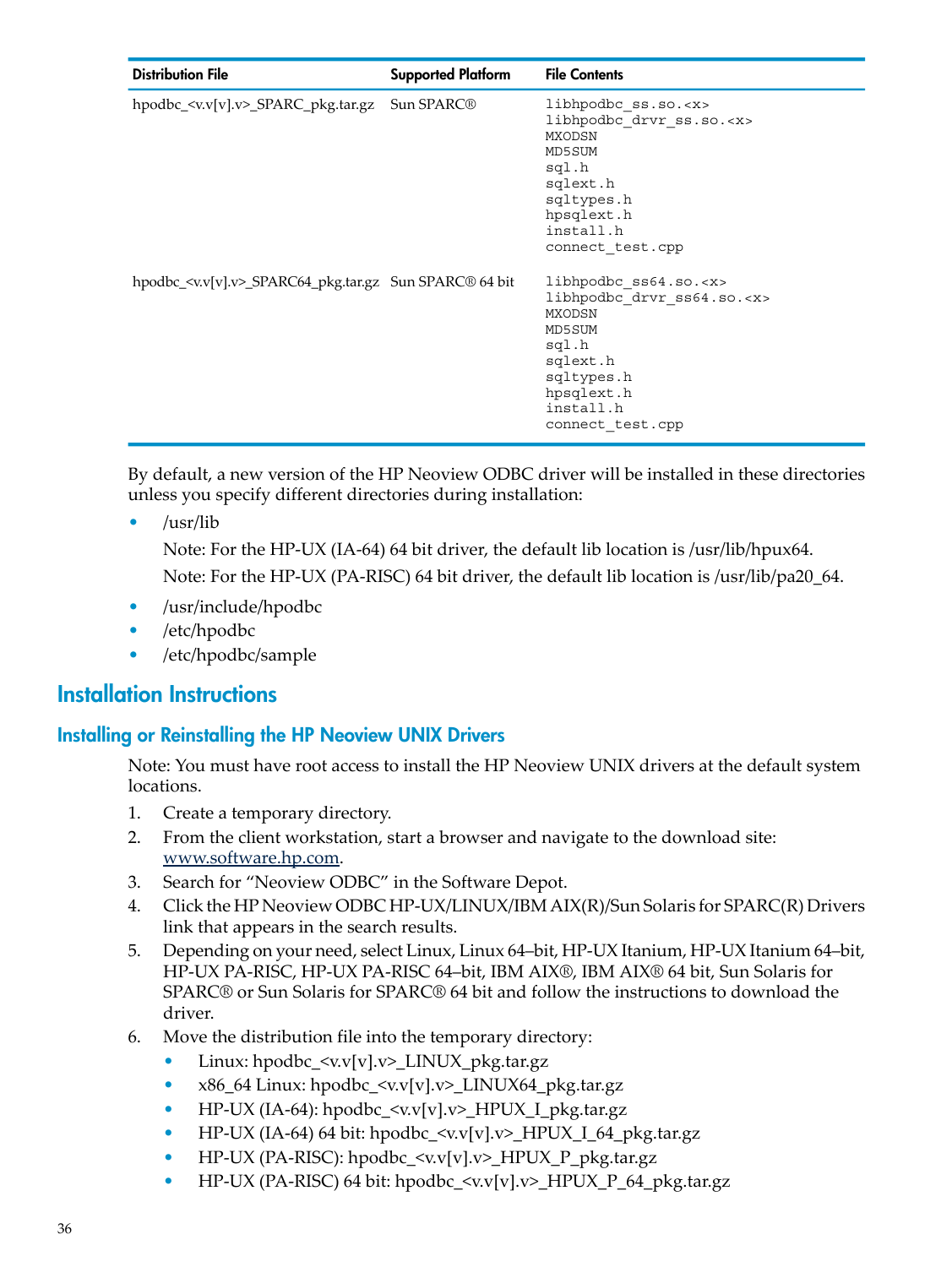| Distribution File | Supported Platform | File Contents |
| --- | --- | --- |
| hpodbc_<v.v[v].v>_SPARC_pkg.tar.gz | Sun SPARC® | libhpodbc_ss.so.<x><br>libhpodbc_drvr_ss.so.<x><br>MXODSN<br>MD5SUM<br>sql.h<br>sqlext.h<br>sqltypes.h<br>hpsqlext.h<br>install.h<br>connect_test.cpp |
| hpodbc_<v.v[v].v>_SPARC64_pkg.tar.gz | Sun SPARC® 64 bit | libhpodbc_ss64.so.<x><br>libhpodbc_drvr_ss64.so.<x><br>MXODSN<br>MD5SUM<br>sql.h<br>sqlext.h<br>sqltypes.h<br>hpsqlext.h<br>install.h<br>connect_test.cpp |

By default, a new version of the HP Neoview ODBC driver will be installed in these directories unless you specify different directories during installation:

- /usr/lib

  Note: For the HP-UX (IA-64) 64 bit driver, the default lib location is /usr/lib/hpux64.

  Note: For the HP-UX (PA-RISC) 64 bit driver, the default lib location is /usr/lib/pa20_64.

- /usr/include/hpodbc
- /etc/hpodbc
- /etc/hpodbc/sample

## Installation Instructions

### Installing or Reinstalling the HP Neoview UNIX Drivers

Note: You must have root access to install the HP Neoview UNIX drivers at the default system locations.

1. Create a temporary directory.
2. From the client workstation, start a browser and navigate to the download site: www.software.hp.com.
3. Search for "Neoview ODBC" in the Software Depot.
4. Click the HP Neoview ODBC HP-UX/LINUX/IBM AIX(R)/Sun Solaris for SPARC(R) Drivers link that appears in the search results.
5. Depending on your need, select Linux, Linux 64–bit, HP-UX Itanium, HP-UX Itanium 64–bit, HP-UX PA-RISC, HP-UX PA-RISC 64–bit, IBM AIX®, IBM AIX® 64 bit, Sun Solaris for SPARC® or Sun Solaris for SPARC® 64 bit and follow the instructions to download the driver.
6. Move the distribution file into the temporary directory:
   - Linux: hpodbc_<v.v[v].v>_LINUX_pkg.tar.gz
   - x86_64 Linux: hpodbc_<v.v[v].v>_LINUX64_pkg.tar.gz
   - HP-UX (IA-64): hpodbc_<v.v[v].v>_HPUX_I_pkg.tar.gz
   - HP-UX (IA-64) 64 bit: hpodbc_<v.v[v].v>_HPUX_I_64_pkg.tar.gz
   - HP-UX (PA-RISC): hpodbc_<v.v[v].v>_HPUX_P_pkg.tar.gz
   - HP-UX (PA-RISC) 64 bit: hpodbc_<v.v[v].v>_HPUX_P_64_pkg.tar.gz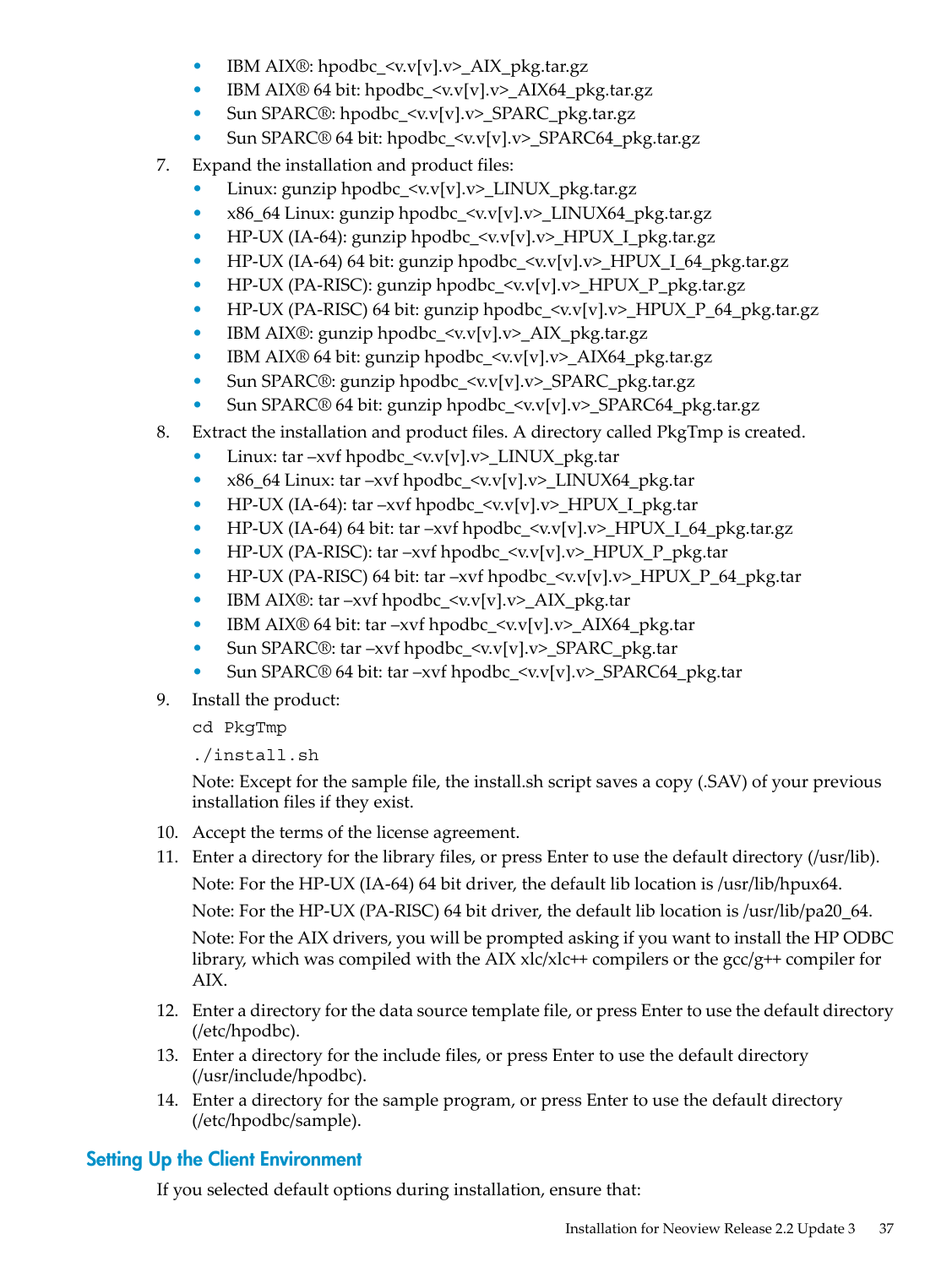- IBM AIX®: hpodbc_<v.v[v].v>_AIX_pkg.tar.gz
- IBM AIX® 64 bit: hpodbc_<v.v[v].v>_AIX64_pkg.tar.gz
- Sun SPARC®: hpodbc_<v.v[v].v>_SPARC_pkg.tar.gz
- Sun SPARC® 64 bit: hpodbc_<v.v[v].v>_SPARC64_pkg.tar.gz

7. Expand the installation and product files:
   - Linux: gunzip hpodbc_<v.v[v].v>_LINUX_pkg.tar.gz
   - x86_64 Linux: gunzip hpodbc_<v.v[v].v>_LINUX64_pkg.tar.gz
   - HP-UX (IA-64): gunzip hpodbc_<v.v[v].v>_HPUX_I_pkg.tar.gz
   - HP-UX (IA-64) 64 bit: gunzip hpodbc_<v.v[v].v>_HPUX_I_64_pkg.tar.gz
   - HP-UX (PA-RISC): gunzip hpodbc_<v.v[v].v>_HPUX_P_pkg.tar.gz
   - HP-UX (PA-RISC) 64 bit: gunzip hpodbc_<v.v[v].v>_HPUX_P_64_pkg.tar.gz
   - IBM AIX®: gunzip hpodbc_<v.v[v].v>_AIX_pkg.tar.gz
   - IBM AIX® 64 bit: gunzip hpodbc_<v.v[v].v>_AIX64_pkg.tar.gz
   - Sun SPARC®: gunzip hpodbc_<v.v[v].v>_SPARC_pkg.tar.gz
   - Sun SPARC® 64 bit: gunzip hpodbc_<v.v[v].v>_SPARC64_pkg.tar.gz
8. Extract the installation and product files. A directory called PkgTmp is created.
   - Linux: tar –xvf hpodbc_<v.v[v].v>_LINUX_pkg.tar
   - x86_64 Linux: tar –xvf hpodbc_<v.v[v].v>_LINUX64_pkg.tar
   - HP-UX (IA-64): tar –xvf hpodbc_<v.v[v].v>_HPUX_I_pkg.tar
   - HP-UX (IA-64) 64 bit: tar –xvf hpodbc_<v.v[v].v>_HPUX_I_64_pkg.tar.gz
   - HP-UX (PA-RISC): tar –xvf hpodbc_<v.v[v].v>_HPUX_P_pkg.tar
   - HP-UX (PA-RISC) 64 bit: tar –xvf hpodbc_<v.v[v].v>_HPUX_P_64_pkg.tar
   - IBM AIX®: tar –xvf hpodbc_<v.v[v].v>_AIX_pkg.tar
   - IBM AIX® 64 bit: tar –xvf hpodbc_<v.v[v].v>_AIX64_pkg.tar
   - Sun SPARC®: tar –xvf hpodbc_<v.v[v].v>_SPARC_pkg.tar
   - Sun SPARC® 64 bit: tar –xvf hpodbc_<v.v[v].v>_SPARC64_pkg.tar
9. Install the product:

   ```
   cd PkgTmp
   ./install.sh
   ```

   Note: Except for the sample file, the install.sh script saves a copy (.SAV) of your previous installation files if they exist.
10. Accept the terms of the license agreement.
11. Enter a directory for the library files, or press Enter to use the default directory (/usr/lib).

    Note: For the HP-UX (IA-64) 64 bit driver, the default lib location is /usr/lib/hpux64.

    Note: For the HP-UX (PA-RISC) 64 bit driver, the default lib location is /usr/lib/pa20_64.

    Note: For the AIX drivers, you will be prompted asking if you want to install the HP ODBC library, which was compiled with the AIX xlc/xlc++ compilers or the gcc/g++ compiler for AIX.
12. Enter a directory for the data source template file, or press Enter to use the default directory (/etc/hpodbc).
13. Enter a directory for the include files, or press Enter to use the default directory (/usr/include/hpodbc).
14. Enter a directory for the sample program, or press Enter to use the default directory (/etc/hpodbc/sample).

## Setting Up the Client Environment

If you selected default options during installation, ensure that: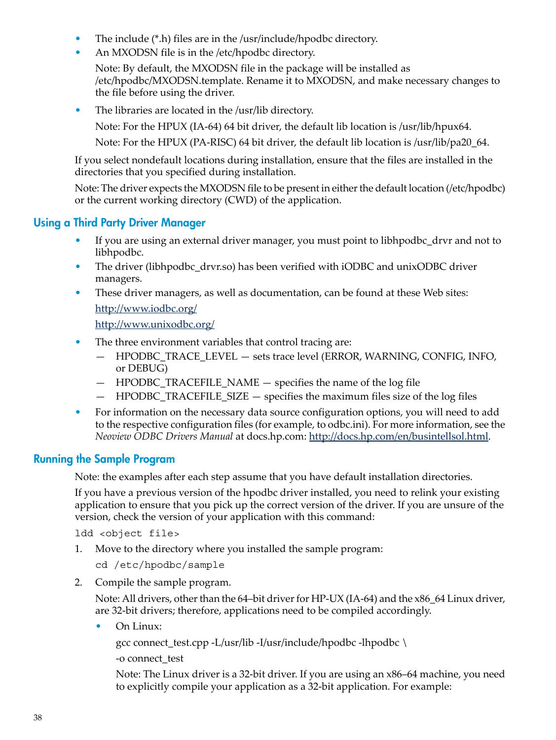- The include (*.h) files are in the /usr/include/hpodbc directory.
- An MXODSN file is in the /etc/hpodbc directory.

  Note: By default, the MXODSN file in the package will be installed as /etc/hpodbc/MXODSN.template. Rename it to MXODSN, and make necessary changes to the file before using the driver.
- The libraries are located in the /usr/lib directory.

  Note: For the HPUX (IA-64) 64 bit driver, the default lib location is /usr/lib/hpux64.

  Note: For the HPUX (PA-RISC) 64 bit driver, the default lib location is /usr/lib/pa20_64.

If you select nondefault locations during installation, ensure that the files are installed in the directories that you specified during installation.

Note: The driver expects the MXODSN file to be present in either the default location (/etc/hpodbc) or the current working directory (CWD) of the application.

## Using a Third Party Driver Manager

- If you are using an external driver manager, you must point to libhpodbc_drvr and not to libhpodbc.
- The driver (libhpodbc_drvr.so) has been verified with iODBC and unixODBC driver managers.
- These driver managers, as well as documentation, can be found at these Web sites:

  http://www.iodbc.org/

  http://www.unixodbc.org/
- The three environment variables that control tracing are:
  - HPODBC_TRACE_LEVEL — sets trace level (ERROR, WARNING, CONFIG, INFO, or DEBUG)
  - HPODBC_TRACEFILE_NAME — specifies the name of the log file
  - HPODBC_TRACEFILE_SIZE — specifies the maximum files size of the log files
- For information on the necessary data source configuration options, you will need to add to the respective configuration files (for example, to odbc.ini). For more information, see the *Neoview ODBC Drivers Manual* at docs.hp.com: http://docs.hp.com/en/busintellsol.html.

## Running the Sample Program

Note: the examples after each step assume that you have default installation directories.

If you have a previous version of the hpodbc driver installed, you need to relink your existing application to ensure that you pick up the correct version of the driver. If you are unsure of the version, check the version of your application with this command:

```
ldd <object file>
```

1. Move to the directory where you installed the sample program:

   ```
   cd /etc/hpodbc/sample
   ```

2. Compile the sample program.

   Note: All drivers, other than the 64–bit driver for HP-UX (IA-64) and the x86_64 Linux driver, are 32-bit drivers; therefore, applications need to be compiled accordingly.

   - On Linux:

     ```
     gcc connect_test.cpp -L/usr/lib -I/usr/include/hpodbc -lhpodbc \
     -o connect_test
     ```

     Note: The Linux driver is a 32-bit driver. If you are using an x86–64 machine, you need to explicitly compile your application as a 32-bit application. For example: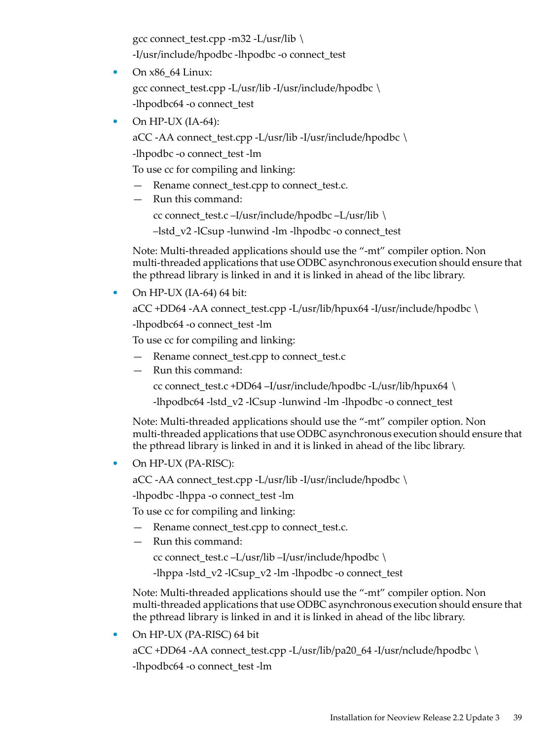```
gcc connect_test.cpp -m32 -L/usr/lib \
-I/usr/include/hpodbc -lhpodbc -o connect_test
```

- On x86_64 Linux:

  ```
  gcc connect_test.cpp -L/usr/lib -I/usr/include/hpodbc \
  -lhpodbc64 -o connect_test
  ```

- On HP-UX (IA-64):

  ```
  aCC -AA connect_test.cpp -L/usr/lib -I/usr/include/hpodbc \
  -lhpodbc -o connect_test -lm
  ```

  To use cc for compiling and linking:

  — Rename connect_test.cpp to connect_test.c.

  — Run this command:

  ```
  cc connect_test.c –I/usr/include/hpodbc –L/usr/lib \
  –lstd_v2 -lCsup -lunwind -lm -lhpodbc -o connect_test
  ```

  Note: Multi-threaded applications should use the "-mt" compiler option. Non multi-threaded applications that use ODBC asynchronous execution should ensure that the pthread library is linked in and it is linked in ahead of the libc library.

- On HP-UX (IA-64) 64 bit:

  ```
  aCC +DD64 -AA connect_test.cpp -L/usr/lib/hpux64 -I/usr/include/hpodbc \
  -lhpodbc64 -o connect_test -lm
  ```

  To use cc for compiling and linking:

  — Rename connect_test.cpp to connect_test.c

  — Run this command:

  ```
  cc connect_test.c +DD64 –I/usr/include/hpodbc -L/usr/lib/hpux64 \
  -lhpodbc64 -lstd_v2 -lCsup -lunwind -lm -lhpodbc -o connect_test
  ```

  Note: Multi-threaded applications should use the "-mt" compiler option. Non multi-threaded applications that use ODBC asynchronous execution should ensure that the pthread library is linked in and it is linked in ahead of the libc library.

- On HP-UX (PA-RISC):

  ```
  aCC -AA connect_test.cpp -L/usr/lib -I/usr/include/hpodbc \
  -lhpodbc -lhppa -o connect_test -lm
  ```

  To use cc for compiling and linking:

  — Rename connect_test.cpp to connect_test.c.

  — Run this command:

  ```
  cc connect_test.c –L/usr/lib –I/usr/include/hpodbc \
  -lhppa -lstd_v2 -lCsup_v2 -lm -lhpodbc -o connect_test
  ```

  Note: Multi-threaded applications should use the "-mt" compiler option. Non multi-threaded applications that use ODBC asynchronous execution should ensure that the pthread library is linked in and it is linked in ahead of the libc library.

- On HP-UX (PA-RISC) 64 bit

  ```
  aCC +DD64 -AA connect_test.cpp -L/usr/lib/pa20_64 -I/usr/nclude/hpodbc \
  -lhpodbc64 -o connect_test -lm
  ```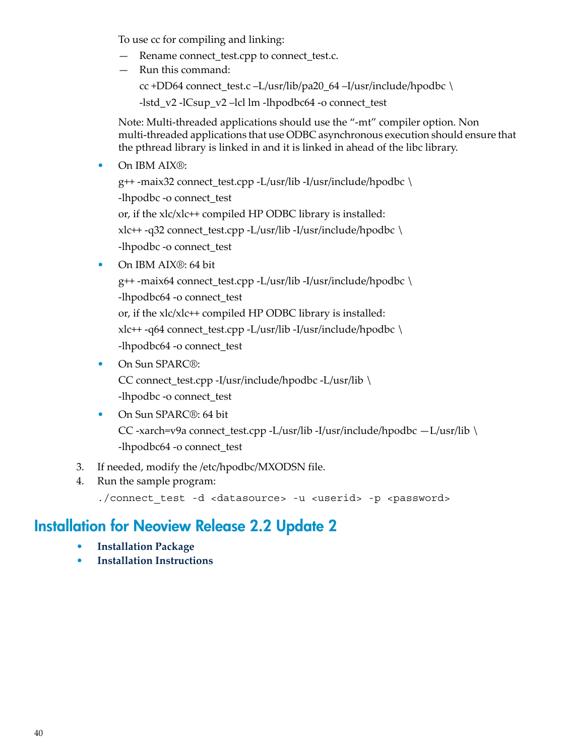To use cc for compiling and linking:

— Rename connect_test.cpp to connect_test.c.

— Run this command:

```
cc +DD64 connect_test.c –L/usr/lib/pa20_64 –I/usr/include/hpodbc \
-lstd_v2 -lCsup_v2 –lcl lm -lhpodbc64 -o connect_test
```

Note: Multi-threaded applications should use the “-mt” compiler option. Non multi-threaded applications that use ODBC asynchronous execution should ensure that the pthread library is linked in and it is linked in ahead of the libc library.

- On IBM AIX®:

  ```
  g++ -maix32 connect_test.cpp -L/usr/lib -I/usr/include/hpodbc \
  -lhpodbc -o connect_test
  ```

  or, if the xlc/xlc++ compiled HP ODBC library is installed:

  ```
  xlc++ -q32 connect_test.cpp -L/usr/lib -I/usr/include/hpodbc \
  -lhpodbc -o connect_test
  ```

- On IBM AIX®: 64 bit

  ```
  g++ -maix64 connect_test.cpp -L/usr/lib -I/usr/include/hpodbc \
  -lhpodbc64 -o connect_test
  ```

  or, if the xlc/xlc++ compiled HP ODBC library is installed:

  ```
  xlc++ -q64 connect_test.cpp -L/usr/lib -I/usr/include/hpodbc \
  -lhpodbc64 -o connect_test
  ```

- On Sun SPARC®:

  ```
  CC connect_test.cpp -I/usr/include/hpodbc -L/usr/lib \
  -lhpodbc -o connect_test
  ```

- On Sun SPARC®: 64 bit

  ```
  CC -xarch=v9a connect_test.cpp -L/usr/lib -I/usr/include/hpodbc —L/usr/lib \
  -lhpodbc64 -o connect_test
  ```

3. If needed, modify the /etc/hpodbc/MXODSN file.
4. Run the sample program:

   ```
   ./connect_test -d <datasource> -u <userid> -p <password>
   ```

## Installation for Neoview Release 2.2 Update 2

- **Installation Package**
- **Installation Instructions**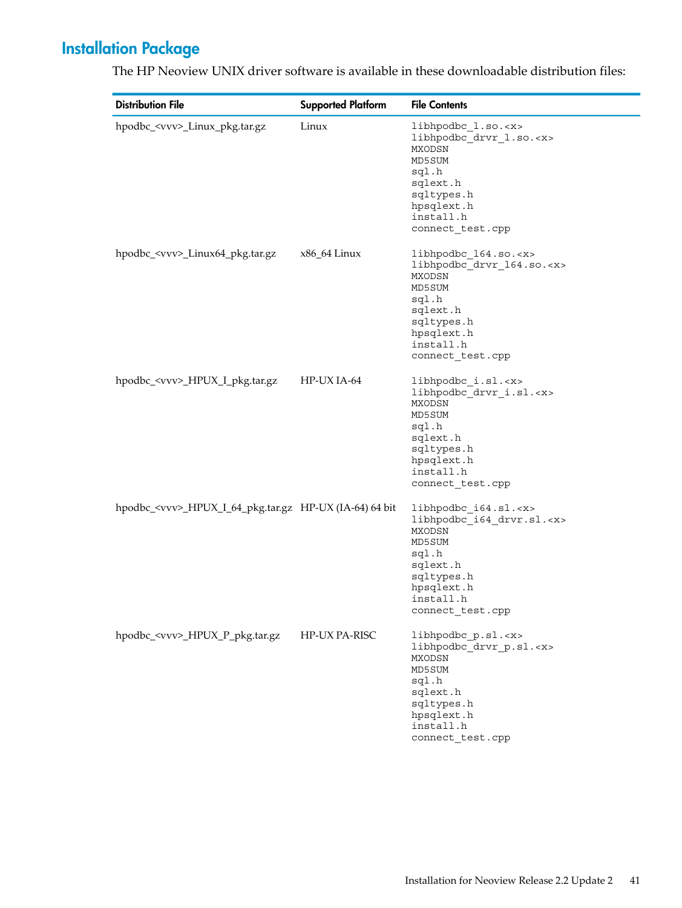## Installation Package

The HP Neoview UNIX driver software is available in these downloadable distribution files:

| Distribution File | Supported Platform | File Contents |
| --- | --- | --- |
| hpodbc_<vvv>_Linux_pkg.tar.gz | Linux | libhpodbc_l.so.<x><br>libhpodbc_drvr_l.so.<x><br>MXODSN<br>MD5SUM<br>sql.h<br>sqlext.h<br>sqltypes.h<br>hpsqlext.h<br>install.h<br>connect_test.cpp |
| hpodbc_<vvv>_Linux64_pkg.tar.gz | x86_64 Linux | libhpodbc_l64.so.<x><br>libhpodbc_drvr_l64.so.<x><br>MXODSN<br>MD5SUM<br>sql.h<br>sqlext.h<br>sqltypes.h<br>hpsqlext.h<br>install.h<br>connect_test.cpp |
| hpodbc_<vvv>_HPUX_I_pkg.tar.gz | HP-UX IA-64 | libhpodbc_i.sl.<x><br>libhpodbc_drvr_i.sl.<x><br>MXODSN<br>MD5SUM<br>sql.h<br>sqlext.h<br>sqltypes.h<br>hpsqlext.h<br>install.h<br>connect_test.cpp |
| hpodbc_<vvv>_HPUX_I_64_pkg.tar.gz | HP-UX (IA-64) 64 bit | libhpodbc_i64.sl.<x><br>libhpodbc_i64_drvr.sl.<x><br>MXODSN<br>MD5SUM<br>sql.h<br>sqlext.h<br>sqltypes.h<br>hpsqlext.h<br>install.h<br>connect_test.cpp |
| hpodbc_<vvv>_HPUX_P_pkg.tar.gz | HP-UX PA-RISC | libhpodbc_p.sl.<x><br>libhpodbc_drvr_p.sl.<x><br>MXODSN<br>MD5SUM<br>sql.h<br>sqlext.h<br>sqltypes.h<br>hpsqlext.h<br>install.h<br>connect_test.cpp |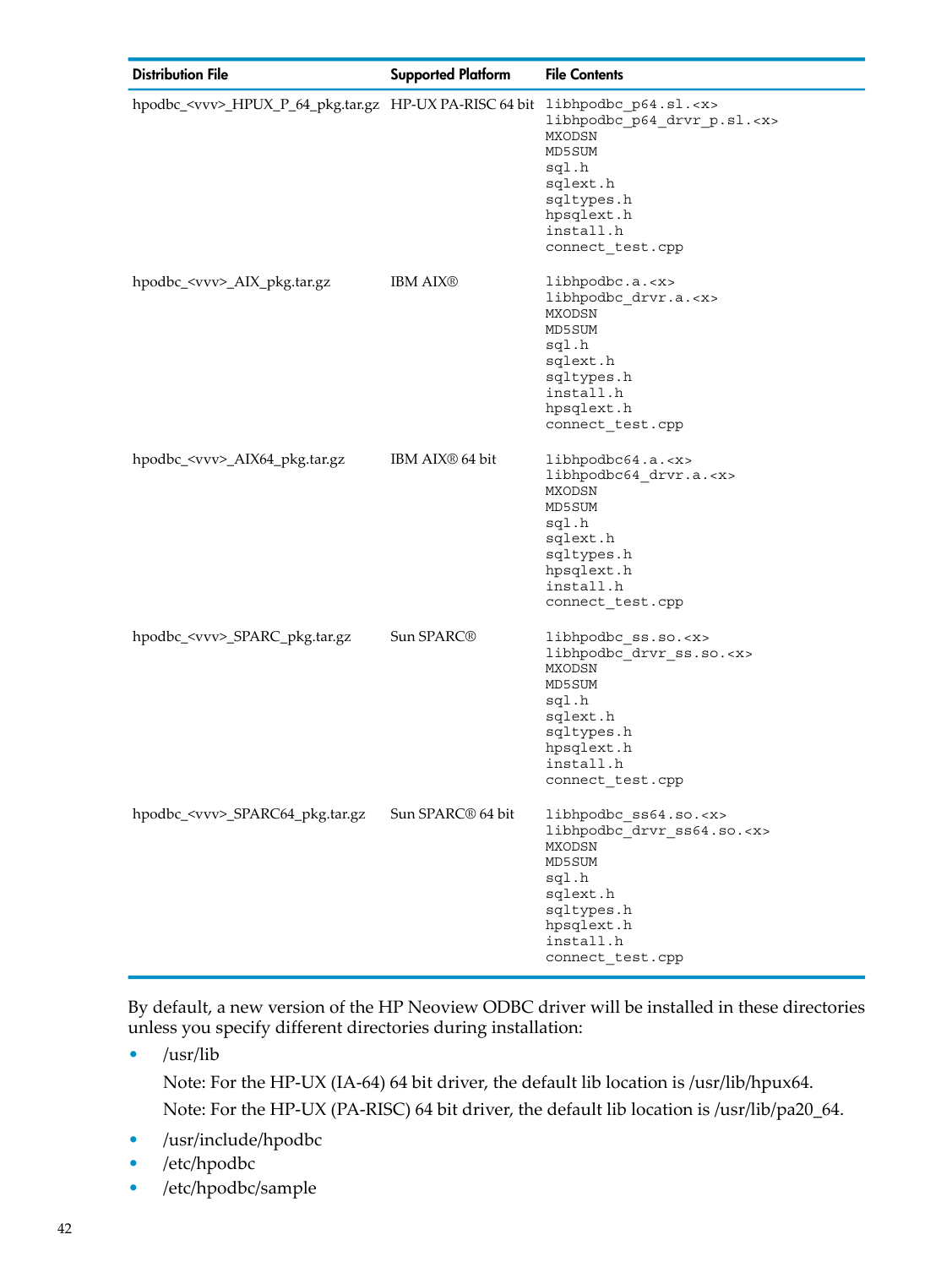| Distribution File | Supported Platform | File Contents |
|---|---|---|
| hpodbc_<vvv>_HPUX_P_64_pkg.tar.gz | HP-UX PA-RISC 64 bit | libhpodbc_p64.sl.<x><br>libhpodbc_p64_drvr_p.sl.<x><br>MXODSN<br>MD5SUM<br>sql.h<br>sqlext.h<br>sqltypes.h<br>hpsqlext.h<br>install.h<br>connect_test.cpp |
| hpodbc_<vvv>_AIX_pkg.tar.gz | IBM AIX® | libhpodbc.a.<x><br>libhpodbc_drvr.a.<x><br>MXODSN<br>MD5SUM<br>sql.h<br>sqlext.h<br>sqltypes.h<br>install.h<br>hpsqlext.h<br>connect_test.cpp |
| hpodbc_<vvv>_AIX64_pkg.tar.gz | IBM AIX® 64 bit | libhpodbc64.a.<x><br>libhpodbc64_drvr.a.<x><br>MXODSN<br>MD5SUM<br>sql.h<br>sqlext.h<br>sqltypes.h<br>hpsqlext.h<br>install.h<br>connect_test.cpp |
| hpodbc_<vvv>_SPARC_pkg.tar.gz | Sun SPARC® | libhpodbc_ss.so.<x><br>libhpodbc_drvr_ss.so.<x><br>MXODSN<br>MD5SUM<br>sql.h<br>sqlext.h<br>sqltypes.h<br>hpsqlext.h<br>install.h<br>connect_test.cpp |
| hpodbc_<vvv>_SPARC64_pkg.tar.gz | Sun SPARC® 64 bit | libhpodbc_ss64.so.<x><br>libhpodbc_drvr_ss64.so.<x><br>MXODSN<br>MD5SUM<br>sql.h<br>sqlext.h<br>sqltypes.h<br>hpsqlext.h<br>install.h<br>connect_test.cpp |

By default, a new version of the HP Neoview ODBC driver will be installed in these directories unless you specify different directories during installation:

- /usr/lib

  Note: For the HP-UX (IA-64) 64 bit driver, the default lib location is /usr/lib/hpux64.

  Note: For the HP-UX (PA-RISC) 64 bit driver, the default lib location is /usr/lib/pa20_64.

- /usr/include/hpodbc
- /etc/hpodbc
- /etc/hpodbc/sample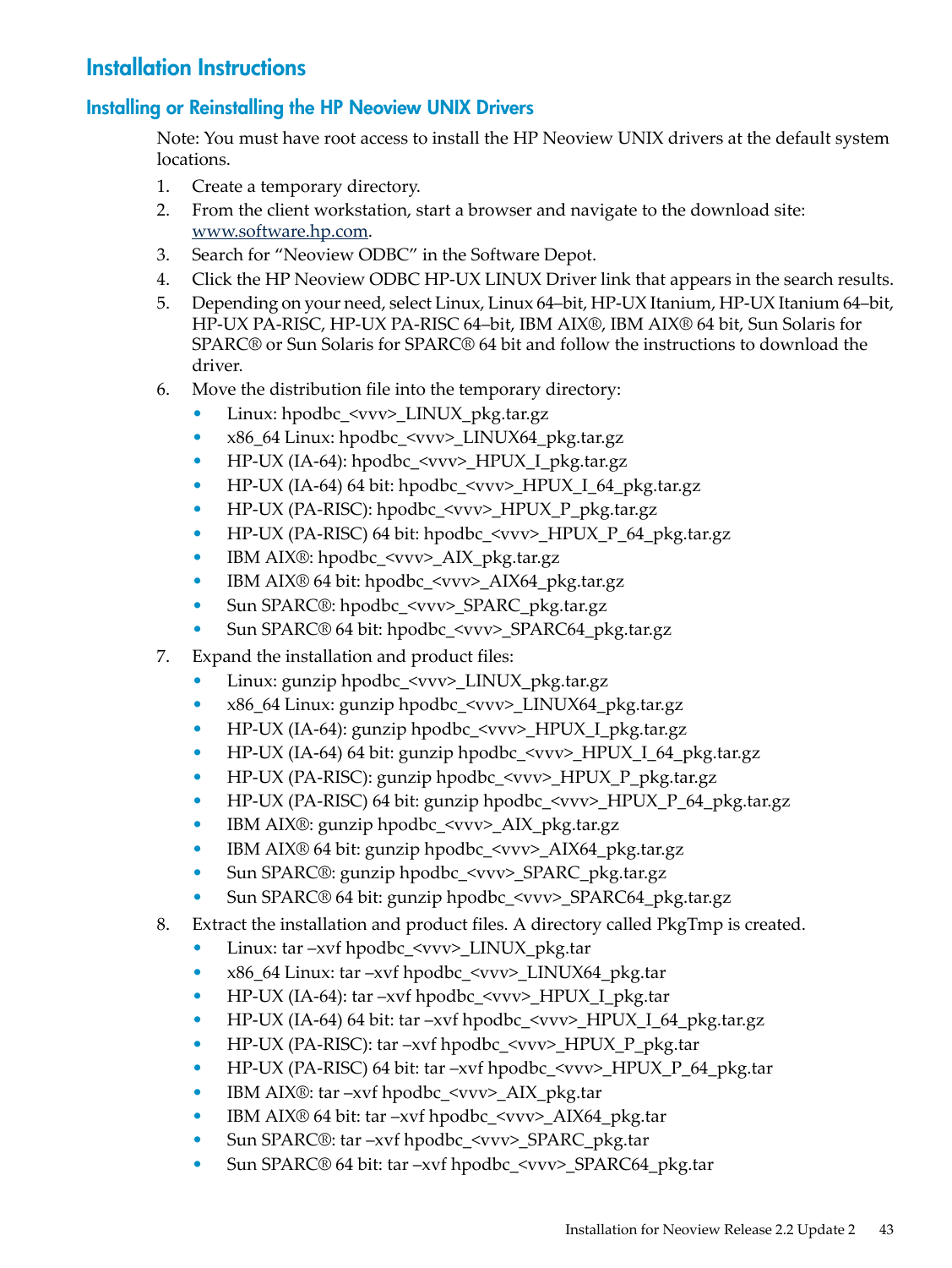# Installation Instructions

## Installing or Reinstalling the HP Neoview UNIX Drivers

Note: You must have root access to install the HP Neoview UNIX drivers at the default system locations.

1. Create a temporary directory.
2. From the client workstation, start a browser and navigate to the download site: www.software.hp.com.
3. Search for "Neoview ODBC" in the Software Depot.
4. Click the HP Neoview ODBC HP-UX LINUX Driver link that appears in the search results.
5. Depending on your need, select Linux, Linux 64–bit, HP-UX Itanium, HP-UX Itanium 64–bit, HP-UX PA-RISC, HP-UX PA-RISC 64–bit, IBM AIX®, IBM AIX® 64 bit, Sun Solaris for SPARC® or Sun Solaris for SPARC® 64 bit and follow the instructions to download the driver.
6. Move the distribution file into the temporary directory:
   - Linux: hpodbc_<vvv>_LINUX_pkg.tar.gz
   - x86_64 Linux: hpodbc_<vvv>_LINUX64_pkg.tar.gz
   - HP-UX (IA-64): hpodbc_<vvv>_HPUX_I_pkg.tar.gz
   - HP-UX (IA-64) 64 bit: hpodbc_<vvv>_HPUX_I_64_pkg.tar.gz
   - HP-UX (PA-RISC): hpodbc_<vvv>_HPUX_P_pkg.tar.gz
   - HP-UX (PA-RISC) 64 bit: hpodbc_<vvv>_HPUX_P_64_pkg.tar.gz
   - IBM AIX®: hpodbc_<vvv>_AIX_pkg.tar.gz
   - IBM AIX® 64 bit: hpodbc_<vvv>_AIX64_pkg.tar.gz
   - Sun SPARC®: hpodbc_<vvv>_SPARC_pkg.tar.gz
   - Sun SPARC® 64 bit: hpodbc_<vvv>_SPARC64_pkg.tar.gz
7. Expand the installation and product files:
   - Linux: gunzip hpodbc_<vvv>_LINUX_pkg.tar.gz
   - x86_64 Linux: gunzip hpodbc_<vvv>_LINUX64_pkg.tar.gz
   - HP-UX (IA-64): gunzip hpodbc_<vvv>_HPUX_I_pkg.tar.gz
   - HP-UX (IA-64) 64 bit: gunzip hpodbc_<vvv>_HPUX_I_64_pkg.tar.gz
   - HP-UX (PA-RISC): gunzip hpodbc_<vvv>_HPUX_P_pkg.tar.gz
   - HP-UX (PA-RISC) 64 bit: gunzip hpodbc_<vvv>_HPUX_P_64_pkg.tar.gz
   - IBM AIX®: gunzip hpodbc_<vvv>_AIX_pkg.tar.gz
   - IBM AIX® 64 bit: gunzip hpodbc_<vvv>_AIX64_pkg.tar.gz
   - Sun SPARC®: gunzip hpodbc_<vvv>_SPARC_pkg.tar.gz
   - Sun SPARC® 64 bit: gunzip hpodbc_<vvv>_SPARC64_pkg.tar.gz
8. Extract the installation and product files. A directory called PkgTmp is created.
   - Linux: tar –xvf hpodbc_<vvv>_LINUX_pkg.tar
   - x86_64 Linux: tar –xvf hpodbc_<vvv>_LINUX64_pkg.tar
   - HP-UX (IA-64): tar –xvf hpodbc_<vvv>_HPUX_I_pkg.tar
   - HP-UX (IA-64) 64 bit: tar –xvf hpodbc_<vvv>_HPUX_I_64_pkg.tar.gz
   - HP-UX (PA-RISC): tar –xvf hpodbc_<vvv>_HPUX_P_pkg.tar
   - HP-UX (PA-RISC) 64 bit: tar –xvf hpodbc_<vvv>_HPUX_P_64_pkg.tar
   - IBM AIX®: tar –xvf hpodbc_<vvv>_AIX_pkg.tar
   - IBM AIX® 64 bit: tar –xvf hpodbc_<vvv>_AIX64_pkg.tar
   - Sun SPARC®: tar –xvf hpodbc_<vvv>_SPARC_pkg.tar
   - Sun SPARC® 64 bit: tar –xvf hpodbc_<vvv>_SPARC64_pkg.tar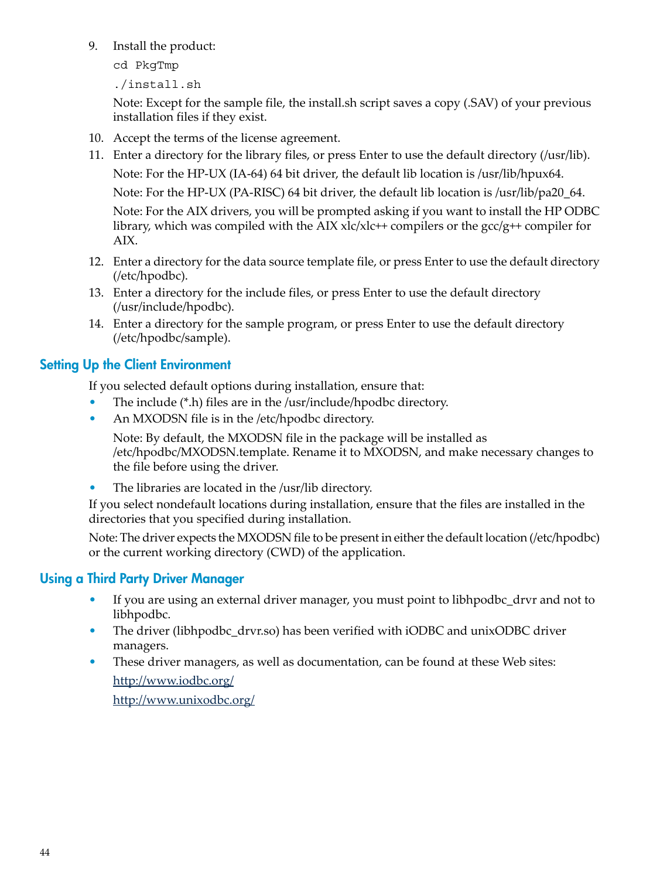9. Install the product:

   ```
   cd PkgTmp
   ./install.sh
   ```

   Note: Except for the sample file, the install.sh script saves a copy (.SAV) of your previous installation files if they exist.

10. Accept the terms of the license agreement.
11. Enter a directory for the library files, or press Enter to use the default directory (/usr/lib).

    Note: For the HP-UX (IA-64) 64 bit driver, the default lib location is /usr/lib/hpux64.

    Note: For the HP-UX (PA-RISC) 64 bit driver, the default lib location is /usr/lib/pa20_64.

    Note: For the AIX drivers, you will be prompted asking if you want to install the HP ODBC library, which was compiled with the AIX xlc/xlc++ compilers or the gcc/g++ compiler for AIX.

12. Enter a directory for the data source template file, or press Enter to use the default directory (/etc/hpodbc).
13. Enter a directory for the include files, or press Enter to use the default directory (/usr/include/hpodbc).
14. Enter a directory for the sample program, or press Enter to use the default directory (/etc/hpodbc/sample).

## Setting Up the Client Environment

If you selected default options during installation, ensure that:

- The include (*.h) files are in the /usr/include/hpodbc directory.
- An MXODSN file is in the /etc/hpodbc directory.

  Note: By default, the MXODSN file in the package will be installed as /etc/hpodbc/MXODSN.template. Rename it to MXODSN, and make necessary changes to the file before using the driver.

- The libraries are located in the /usr/lib directory.

If you select nondefault locations during installation, ensure that the files are installed in the directories that you specified during installation.

Note: The driver expects the MXODSN file to be present in either the default location (/etc/hpodbc) or the current working directory (CWD) of the application.

## Using a Third Party Driver Manager

- If you are using an external driver manager, you must point to libhpodbc_drvr and not to libhpodbc.
- The driver (libhpodbc_drvr.so) has been verified with iODBC and unixODBC driver managers.
- These driver managers, as well as documentation, can be found at these Web sites:

  http://www.iodbc.org/

  http://www.unixodbc.org/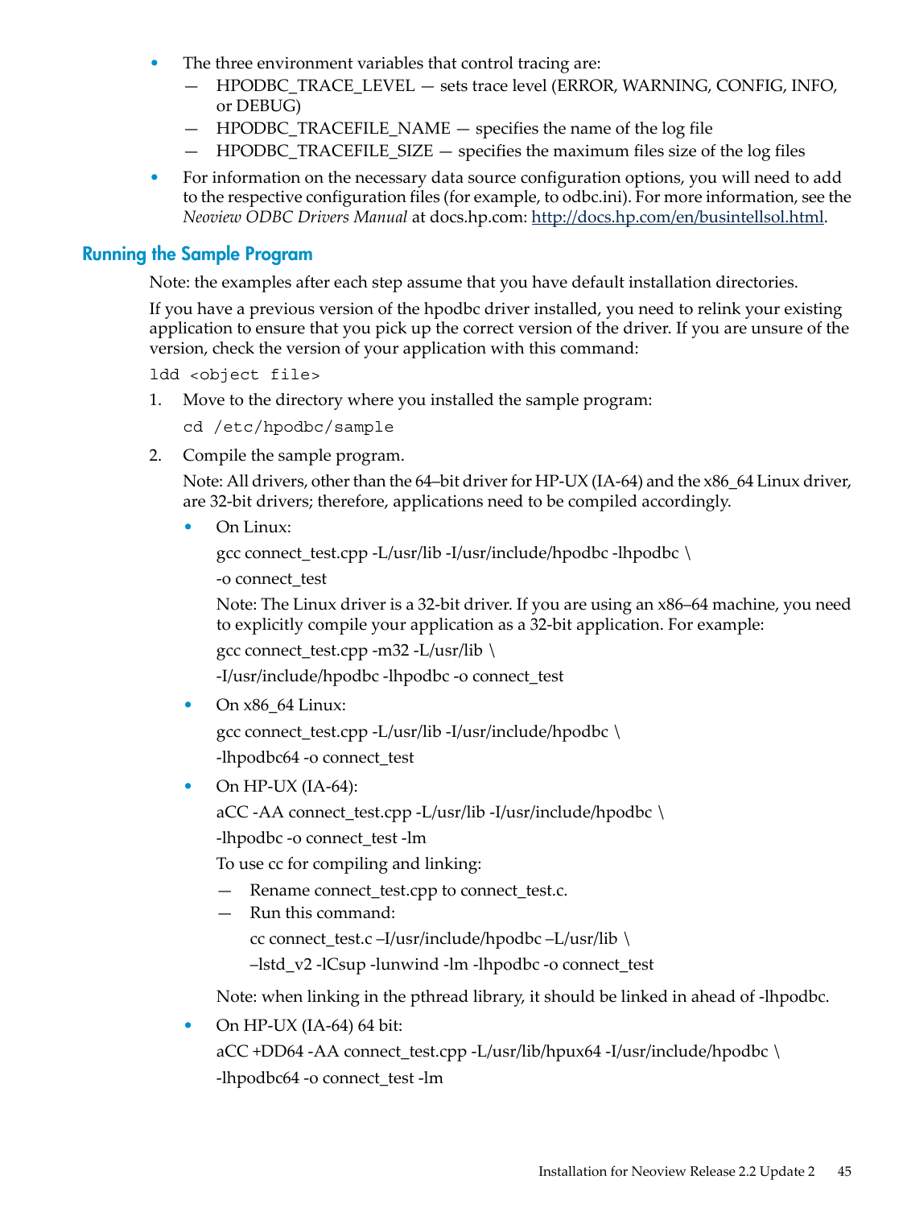- The three environment variables that control tracing are:
  - HPODBC_TRACE_LEVEL — sets trace level (ERROR, WARNING, CONFIG, INFO, or DEBUG)
  - HPODBC_TRACEFILE_NAME — specifies the name of the log file
  - HPODBC_TRACEFILE_SIZE — specifies the maximum files size of the log files
- For information on the necessary data source configuration options, you will need to add to the respective configuration files (for example, to odbc.ini). For more information, see the *Neoview ODBC Drivers Manual* at docs.hp.com: http://docs.hp.com/en/busintellsol.html.

## Running the Sample Program

Note: the examples after each step assume that you have default installation directories.

If you have a previous version of the hpodbc driver installed, you need to relink your existing application to ensure that you pick up the correct version of the driver. If you are unsure of the version, check the version of your application with this command:

```
ldd <object file>
```

1. Move to the directory where you installed the sample program:

   ```
   cd /etc/hpodbc/sample
   ```

2. Compile the sample program.

   Note: All drivers, other than the 64–bit driver for HP-UX (IA-64) and the x86_64 Linux driver, are 32-bit drivers; therefore, applications need to be compiled accordingly.

   - On Linux:

     ```
     gcc connect_test.cpp -L/usr/lib -I/usr/include/hpodbc -lhpodbc \
     -o connect_test
     ```

     Note: The Linux driver is a 32-bit driver. If you are using an x86–64 machine, you need to explicitly compile your application as a 32-bit application. For example:

     ```
     gcc connect_test.cpp -m32 -L/usr/lib \
     -I/usr/include/hpodbc -lhpodbc -o connect_test
     ```

   - On x86_64 Linux:

     ```
     gcc connect_test.cpp -L/usr/lib -I/usr/include/hpodbc \
     -lhpodbc64 -o connect_test
     ```

   - On HP-UX (IA-64):

     ```
     aCC -AA connect_test.cpp -L/usr/lib -I/usr/include/hpodbc \
     -lhpodbc -o connect_test -lm
     ```

     To use cc for compiling and linking:

     - Rename connect_test.cpp to connect_test.c.
     - Run this command:

       ```
       cc connect_test.c –I/usr/include/hpodbc –L/usr/lib \
       –lstd_v2 -lCsup -lunwind -lm -lhpodbc -o connect_test
       ```

     Note: when linking in the pthread library, it should be linked in ahead of -lhpodbc.

   - On HP-UX (IA-64) 64 bit:

     ```
     aCC +DD64 -AA connect_test.cpp -L/usr/lib/hpux64 -I/usr/include/hpodbc \
     -lhpodbc64 -o connect_test -lm
     ```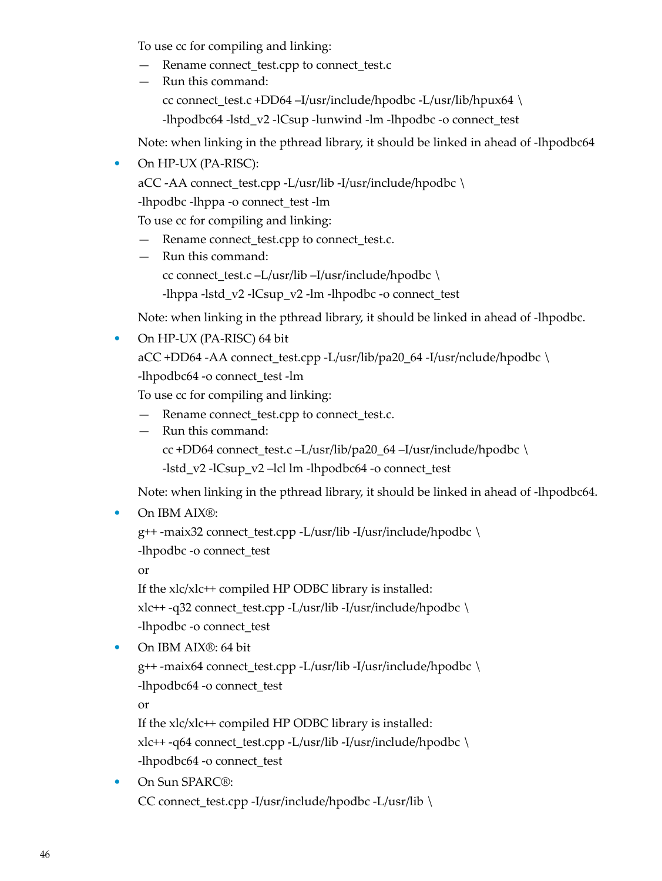To use cc for compiling and linking:

— Rename connect_test.cpp to connect_test.c

— Run this command:

```
cc connect_test.c +DD64 –I/usr/include/hpodbc -L/usr/lib/hpux64 \
-lhpodbc64 -lstd_v2 -lCsup -lunwind -lm -lhpodbc -o connect_test
```

Note: when linking in the pthread library, it should be linked in ahead of -lhpodbc64

- On HP-UX (PA-RISC):

```
aCC -AA connect_test.cpp -L/usr/lib -I/usr/include/hpodbc \
-lhpodbc -lhppa -o connect_test -lm
```

To use cc for compiling and linking:

— Rename connect_test.cpp to connect_test.c.

— Run this command:

```
cc connect_test.c –L/usr/lib –I/usr/include/hpodbc \
-lhppa -lstd_v2 -lCsup_v2 -lm -lhpodbc -o connect_test
```

Note: when linking in the pthread library, it should be linked in ahead of -lhpodbc.

- On HP-UX (PA-RISC) 64 bit

```
aCC +DD64 -AA connect_test.cpp -L/usr/lib/pa20_64 -I/usr/nclude/hpodbc \
-lhpodbc64 -o connect_test -lm
```

To use cc for compiling and linking:

— Rename connect_test.cpp to connect_test.c.

— Run this command:

```
cc +DD64 connect_test.c –L/usr/lib/pa20_64 –I/usr/include/hpodbc \
-lstd_v2 -lCsup_v2 –lcl lm -lhpodbc64 -o connect_test
```

Note: when linking in the pthread library, it should be linked in ahead of -lhpodbc64.

- On IBM AIX®:

```
g++ -maix32 connect_test.cpp -L/usr/lib -I/usr/include/hpodbc \
-lhpodbc -o connect_test
```

or

If the xlc/xlc++ compiled HP ODBC library is installed:

```
xlc++ -q32 connect_test.cpp -L/usr/lib -I/usr/include/hpodbc \
-lhpodbc -o connect_test
```

- On IBM AIX®: 64 bit

```
g++ -maix64 connect_test.cpp -L/usr/lib -I/usr/include/hpodbc \
-lhpodbc64 -o connect_test
```

or

If the xlc/xlc++ compiled HP ODBC library is installed:

```
xlc++ -q64 connect_test.cpp -L/usr/lib -I/usr/include/hpodbc \
-lhpodbc64 -o connect_test
```

- On Sun SPARC®:

```
CC connect_test.cpp -I/usr/include/hpodbc -L/usr/lib \
```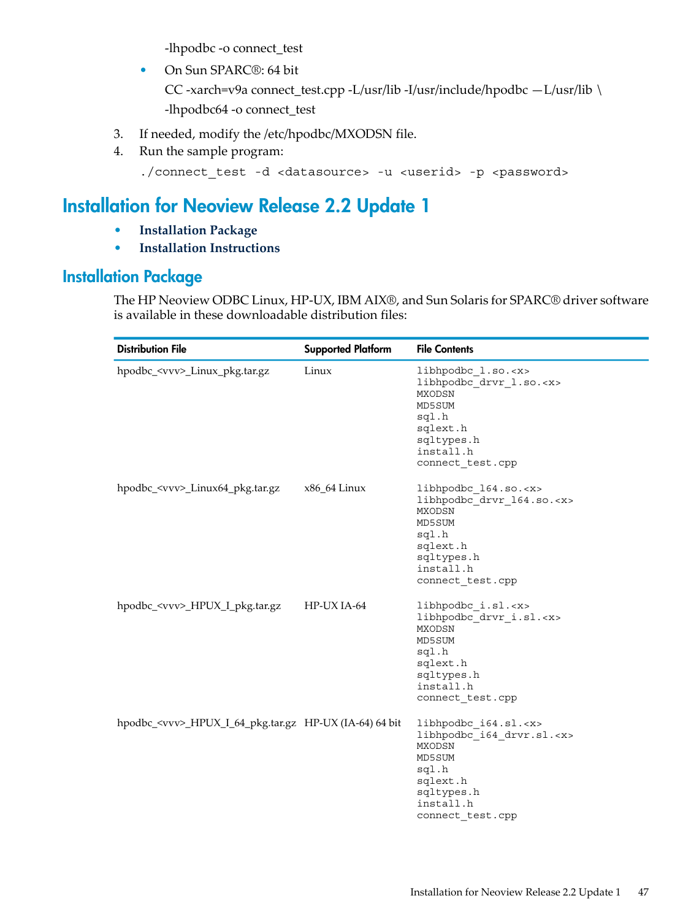-lhpodbc -o connect_test

- On Sun SPARC®: 64 bit

  CC -xarch=v9a connect_test.cpp -L/usr/lib -I/usr/include/hpodbc —L/usr/lib \
  
  -lhpodbc64 -o connect_test

3. If needed, modify the /etc/hpodbc/MXODSN file.
4. Run the sample program:

```
./connect_test -d <datasource> -u <userid> -p <password>
```

# Installation for Neoview Release 2.2 Update 1

- **Installation Package**
- **Installation Instructions**

## Installation Package

The HP Neoview ODBC Linux, HP-UX, IBM AIX®, and Sun Solaris for SPARC® driver software is available in these downloadable distribution files:

| Distribution File | Supported Platform | File Contents |
|---|---|---|
| hpodbc_<vvv>_Linux_pkg.tar.gz | Linux | libhpodbc_l.so.<x><br>libhpodbc_drvr_l.so.<x><br>MXODSN<br>MD5SUM<br>sql.h<br>sqlext.h<br>sqltypes.h<br>install.h<br>connect_test.cpp |
| hpodbc_<vvv>_Linux64_pkg.tar.gz | x86_64 Linux | libhpodbc_l64.so.<x><br>libhpodbc_drvr_l64.so.<x><br>MXODSN<br>MD5SUM<br>sql.h<br>sqlext.h<br>sqltypes.h<br>install.h<br>connect_test.cpp |
| hpodbc_<vvv>_HPUX_I_pkg.tar.gz | HP-UX IA-64 | libhpodbc_i.sl.<x><br>libhpodbc_drvr_i.sl.<x><br>MXODSN<br>MD5SUM<br>sql.h<br>sqlext.h<br>sqltypes.h<br>install.h<br>connect_test.cpp |
| hpodbc_<vvv>_HPUX_I_64_pkg.tar.gz | HP-UX (IA-64) 64 bit | libhpodbc_i64.sl.<x><br>libhpodbc_i64_drvr.sl.<x><br>MXODSN<br>MD5SUM<br>sql.h<br>sqlext.h<br>sqltypes.h<br>install.h<br>connect_test.cpp |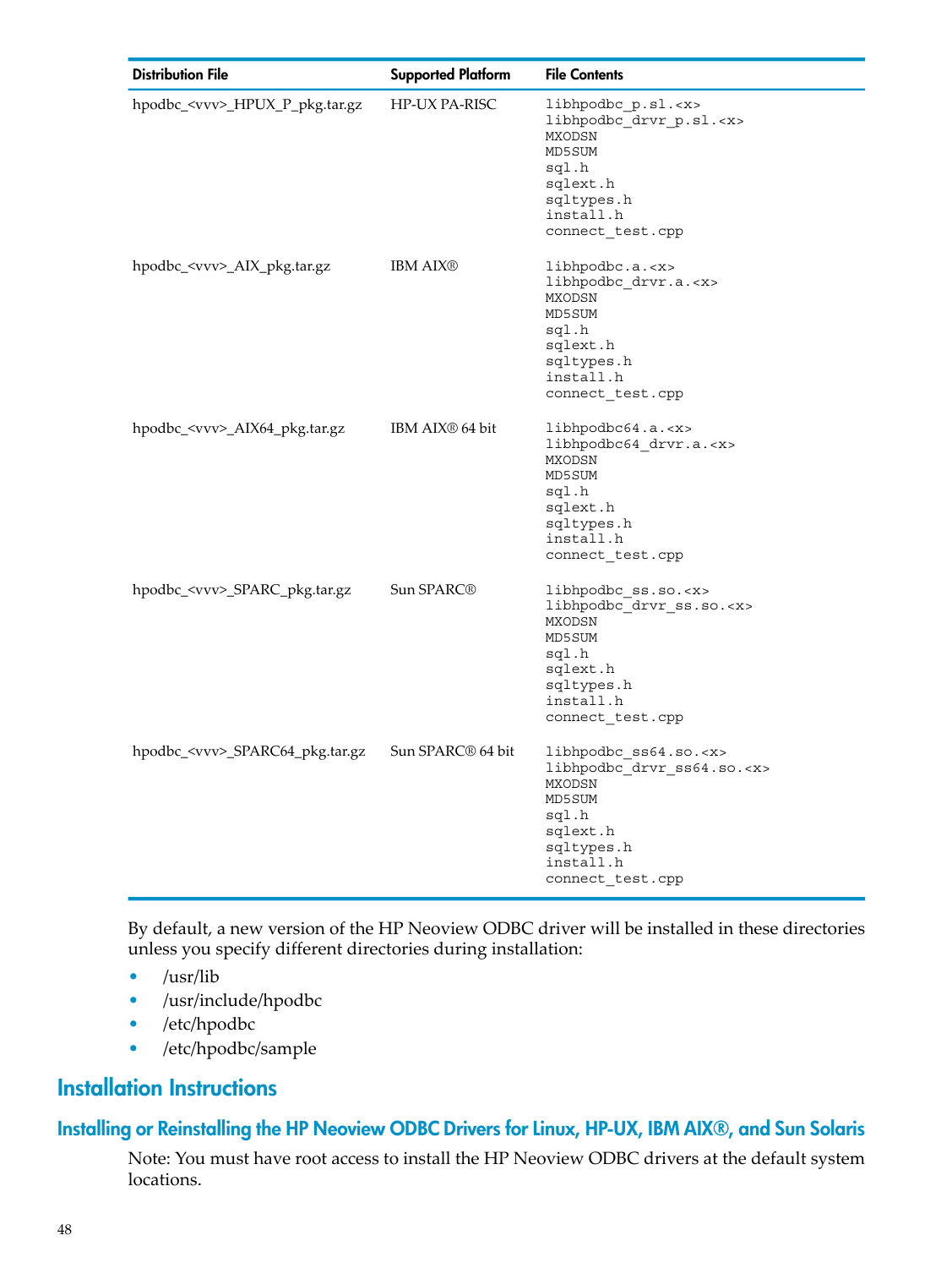| Distribution File | Supported Platform | File Contents |
| --- | --- | --- |
| hpodbc_<vvv>_HPUX_P_pkg.tar.gz | HP-UX PA-RISC | libhpodbc_p.sl.<x><br>libhpodbc_drvr_p.sl.<x><br>MXODSN<br>MD5SUM<br>sql.h<br>sqlext.h<br>sqltypes.h<br>install.h<br>connect_test.cpp |
| hpodbc_<vvv>_AIX_pkg.tar.gz | IBM AIX® | libhpodbc.a.<x><br>libhpodbc_drvr.a.<x><br>MXODSN<br>MD5SUM<br>sql.h<br>sqlext.h<br>sqltypes.h<br>install.h<br>connect_test.cpp |
| hpodbc_<vvv>_AIX64_pkg.tar.gz | IBM AIX® 64 bit | libhpodbc64.a.<x><br>libhpodbc64_drvr.a.<x><br>MXODSN<br>MD5SUM<br>sql.h<br>sqlext.h<br>sqltypes.h<br>install.h<br>connect_test.cpp |
| hpodbc_<vvv>_SPARC_pkg.tar.gz | Sun SPARC® | libhpodbc_ss.so.<x><br>libhpodbc_drvr_ss.so.<x><br>MXODSN<br>MD5SUM<br>sql.h<br>sqlext.h<br>sqltypes.h<br>install.h<br>connect_test.cpp |
| hpodbc_<vvv>_SPARC64_pkg.tar.gz | Sun SPARC® 64 bit | libhpodbc_ss64.so.<x><br>libhpodbc_drvr_ss64.so.<x><br>MXODSN<br>MD5SUM<br>sql.h<br>sqlext.h<br>sqltypes.h<br>install.h<br>connect_test.cpp |

By default, a new version of the HP Neoview ODBC driver will be installed in these directories unless you specify different directories during installation:

- /usr/lib
- /usr/include/hpodbc
- /etc/hpodbc
- /etc/hpodbc/sample

# Installation Instructions

## Installing or Reinstalling the HP Neoview ODBC Drivers for Linux, HP-UX, IBM AIX®, and Sun Solaris

Note: You must have root access to install the HP Neoview ODBC drivers at the default system locations.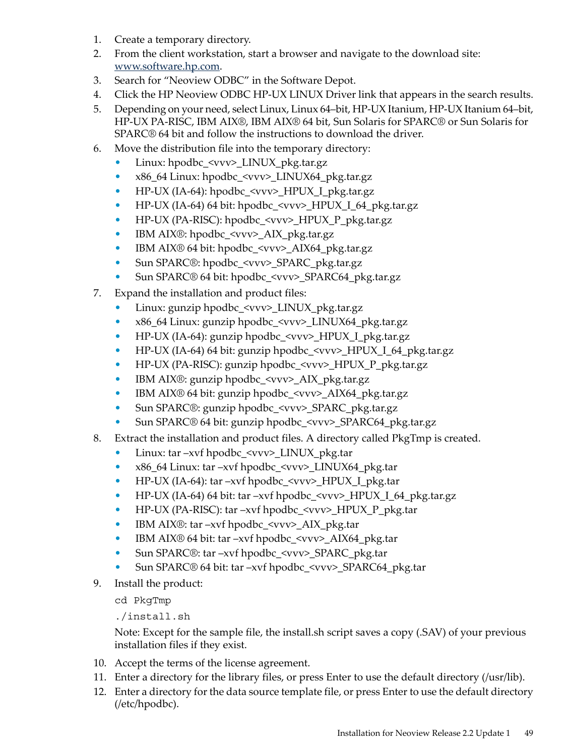1. Create a temporary directory.
2. From the client workstation, start a browser and navigate to the download site: www.software.hp.com.
3. Search for "Neoview ODBC" in the Software Depot.
4. Click the HP Neoview ODBC HP-UX LINUX Driver link that appears in the search results.
5. Depending on your need, select Linux, Linux 64–bit, HP-UX Itanium, HP-UX Itanium 64–bit, HP-UX PA-RISC, IBM AIX®, IBM AIX® 64 bit, Sun Solaris for SPARC® or Sun Solaris for SPARC® 64 bit and follow the instructions to download the driver.
6. Move the distribution file into the temporary directory:
   - Linux: hpodbc_<vvv>_LINUX_pkg.tar.gz
   - x86_64 Linux: hpodbc_<vvv>_LINUX64_pkg.tar.gz
   - HP-UX (IA-64): hpodbc_<vvv>_HPUX_I_pkg.tar.gz
   - HP-UX (IA-64) 64 bit: hpodbc_<vvv>_HPUX_I_64_pkg.tar.gz
   - HP-UX (PA-RISC): hpodbc_<vvv>_HPUX_P_pkg.tar.gz
   - IBM AIX®: hpodbc_<vvv>_AIX_pkg.tar.gz
   - IBM AIX® 64 bit: hpodbc_<vvv>_AIX64_pkg.tar.gz
   - Sun SPARC®: hpodbc_<vvv>_SPARC_pkg.tar.gz
   - Sun SPARC® 64 bit: hpodbc_<vvv>_SPARC64_pkg.tar.gz
7. Expand the installation and product files:
   - Linux: gunzip hpodbc_<vvv>_LINUX_pkg.tar.gz
   - x86_64 Linux: gunzip hpodbc_<vvv>_LINUX64_pkg.tar.gz
   - HP-UX (IA-64): gunzip hpodbc_<vvv>_HPUX_I_pkg.tar.gz
   - HP-UX (IA-64) 64 bit: gunzip hpodbc_<vvv>_HPUX_I_64_pkg.tar.gz
   - HP-UX (PA-RISC): gunzip hpodbc_<vvv>_HPUX_P_pkg.tar.gz
   - IBM AIX®: gunzip hpodbc_<vvv>_AIX_pkg.tar.gz
   - IBM AIX® 64 bit: gunzip hpodbc_<vvv>_AIX64_pkg.tar.gz
   - Sun SPARC®: gunzip hpodbc_<vvv>_SPARC_pkg.tar.gz
   - Sun SPARC® 64 bit: gunzip hpodbc_<vvv>_SPARC64_pkg.tar.gz
8. Extract the installation and product files. A directory called PkgTmp is created.
   - Linux: tar –xvf hpodbc_<vvv>_LINUX_pkg.tar
   - x86_64 Linux: tar –xvf hpodbc_<vvv>_LINUX64_pkg.tar
   - HP-UX (IA-64): tar –xvf hpodbc_<vvv>_HPUX_I_pkg.tar
   - HP-UX (IA-64) 64 bit: tar –xvf hpodbc_<vvv>_HPUX_I_64_pkg.tar.gz
   - HP-UX (PA-RISC): tar –xvf hpodbc_<vvv>_HPUX_P_pkg.tar
   - IBM AIX®: tar –xvf hpodbc_<vvv>_AIX_pkg.tar
   - IBM AIX® 64 bit: tar –xvf hpodbc_<vvv>_AIX64_pkg.tar
   - Sun SPARC®: tar –xvf hpodbc_<vvv>_SPARC_pkg.tar
   - Sun SPARC® 64 bit: tar –xvf hpodbc_<vvv>_SPARC64_pkg.tar
9. Install the product:

   ```
   cd PkgTmp
   ./install.sh
   ```

   Note: Except for the sample file, the install.sh script saves a copy (.SAV) of your previous installation files if they exist.
10. Accept the terms of the license agreement.
11. Enter a directory for the library files, or press Enter to use the default directory (/usr/lib).
12. Enter a directory for the data source template file, or press Enter to use the default directory (/etc/hpodbc).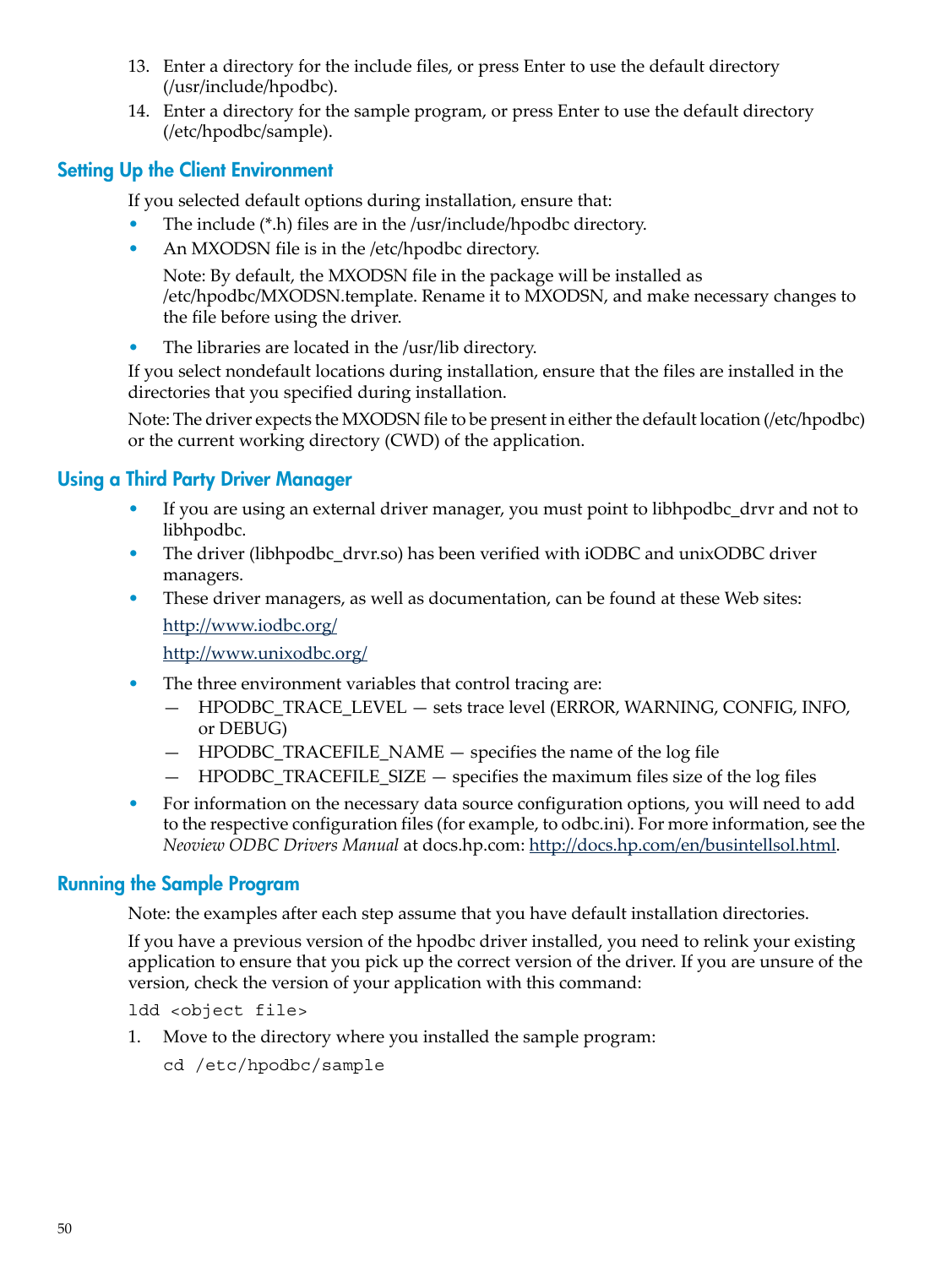13. Enter a directory for the include files, or press Enter to use the default directory (/usr/include/hpodbc).
14. Enter a directory for the sample program, or press Enter to use the default directory (/etc/hpodbc/sample).

## Setting Up the Client Environment

If you selected default options during installation, ensure that:

- The include (*.h) files are in the /usr/include/hpodbc directory.
- An MXODSN file is in the /etc/hpodbc directory.

  Note: By default, the MXODSN file in the package will be installed as /etc/hpodbc/MXODSN.template. Rename it to MXODSN, and make necessary changes to the file before using the driver.

- The libraries are located in the /usr/lib directory.

If you select nondefault locations during installation, ensure that the files are installed in the directories that you specified during installation.

Note: The driver expects the MXODSN file to be present in either the default location (/etc/hpodbc) or the current working directory (CWD) of the application.

## Using a Third Party Driver Manager

- If you are using an external driver manager, you must point to libhpodbc_drvr and not to libhpodbc.
- The driver (libhpodbc_drvr.so) has been verified with iODBC and unixODBC driver managers.
- These driver managers, as well as documentation, can be found at these Web sites:

  http://www.iodbc.org/

  http://www.unixodbc.org/

- The three environment variables that control tracing are:
  — HPODBC_TRACE_LEVEL — sets trace level (ERROR, WARNING, CONFIG, INFO, or DEBUG)
  — HPODBC_TRACEFILE_NAME — specifies the name of the log file
  — HPODBC_TRACEFILE_SIZE — specifies the maximum files size of the log files
- For information on the necessary data source configuration options, you will need to add to the respective configuration files (for example, to odbc.ini). For more information, see the *Neoview ODBC Drivers Manual* at docs.hp.com: http://docs.hp.com/en/busintellsol.html.

## Running the Sample Program

Note: the examples after each step assume that you have default installation directories.

If you have a previous version of the hpodbc driver installed, you need to relink your existing application to ensure that you pick up the correct version of the driver. If you are unsure of the version, check the version of your application with this command:

```
ldd <object file>
```

1. Move to the directory where you installed the sample program:

   ```
   cd /etc/hpodbc/sample
   ```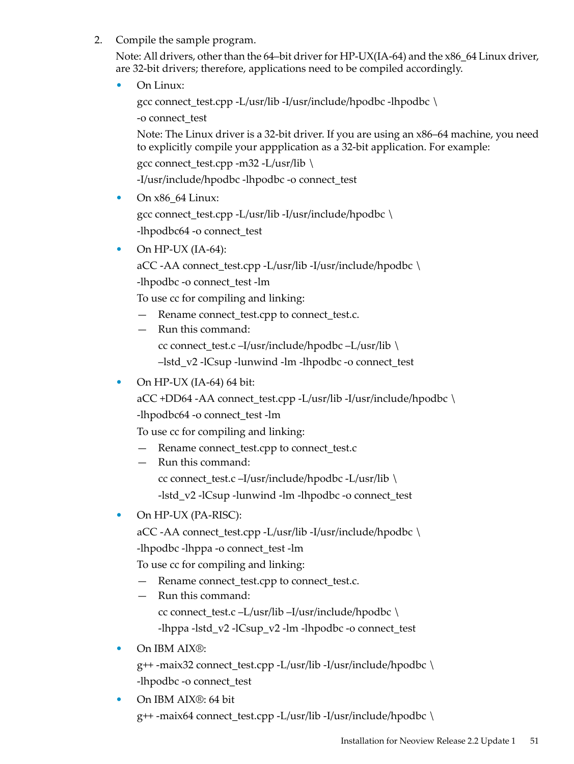2. Compile the sample program.

   Note: All drivers, other than the 64–bit driver for HP-UX(IA-64) and the x86_64 Linux driver, are 32-bit drivers; therefore, applications need to be compiled accordingly.

   - On Linux:

     ```
     gcc connect_test.cpp -L/usr/lib -I/usr/include/hpodbc -lhpodbc \
     -o connect_test
     ```

     Note: The Linux driver is a 32-bit driver. If you are using an x86–64 machine, you need to explicitly compile your appplication as a 32-bit application. For example:

     ```
     gcc connect_test.cpp -m32 -L/usr/lib \
     -I/usr/include/hpodbc -lhpodbc -o connect_test
     ```

   - On x86_64 Linux:

     ```
     gcc connect_test.cpp -L/usr/lib -I/usr/include/hpodbc \
     -lhpodbc64 -o connect_test
     ```

   - On HP-UX (IA-64):

     ```
     aCC -AA connect_test.cpp -L/usr/lib -I/usr/include/hpodbc \
     -lhpodbc -o connect_test -lm
     ```

     To use cc for compiling and linking:

     — Rename connect_test.cpp to connect_test.c.

     — Run this command:

     ```
     cc connect_test.c –I/usr/include/hpodbc –L/usr/lib \
     –lstd_v2 -lCsup -lunwind -lm -lhpodbc -o connect_test
     ```

   - On HP-UX (IA-64) 64 bit:

     ```
     aCC +DD64 -AA connect_test.cpp -L/usr/lib -I/usr/include/hpodbc \
     -lhpodbc64 -o connect_test -lm
     ```

     To use cc for compiling and linking:

     — Rename connect_test.cpp to connect_test.c

     — Run this command:

     ```
     cc connect_test.c –I/usr/include/hpodbc -L/usr/lib \
     -lstd_v2 -lCsup -lunwind -lm -lhpodbc -o connect_test
     ```

   - On HP-UX (PA-RISC):

     ```
     aCC -AA connect_test.cpp -L/usr/lib -I/usr/include/hpodbc \
     -lhpodbc -lhppa -o connect_test -lm
     ```

     To use cc for compiling and linking:

     — Rename connect_test.cpp to connect_test.c.

     — Run this command:

     ```
     cc connect_test.c –L/usr/lib –I/usr/include/hpodbc \
     -lhppa -lstd_v2 -lCsup_v2 -lm -lhpodbc -o connect_test
     ```

   - On IBM AIX®:

     ```
     g++ -maix32 connect_test.cpp -L/usr/lib -I/usr/include/hpodbc \
     -lhpodbc -o connect_test
     ```

   - On IBM AIX®: 64 bit

     ```
     g++ -maix64 connect_test.cpp -L/usr/lib -I/usr/include/hpodbc \
     ```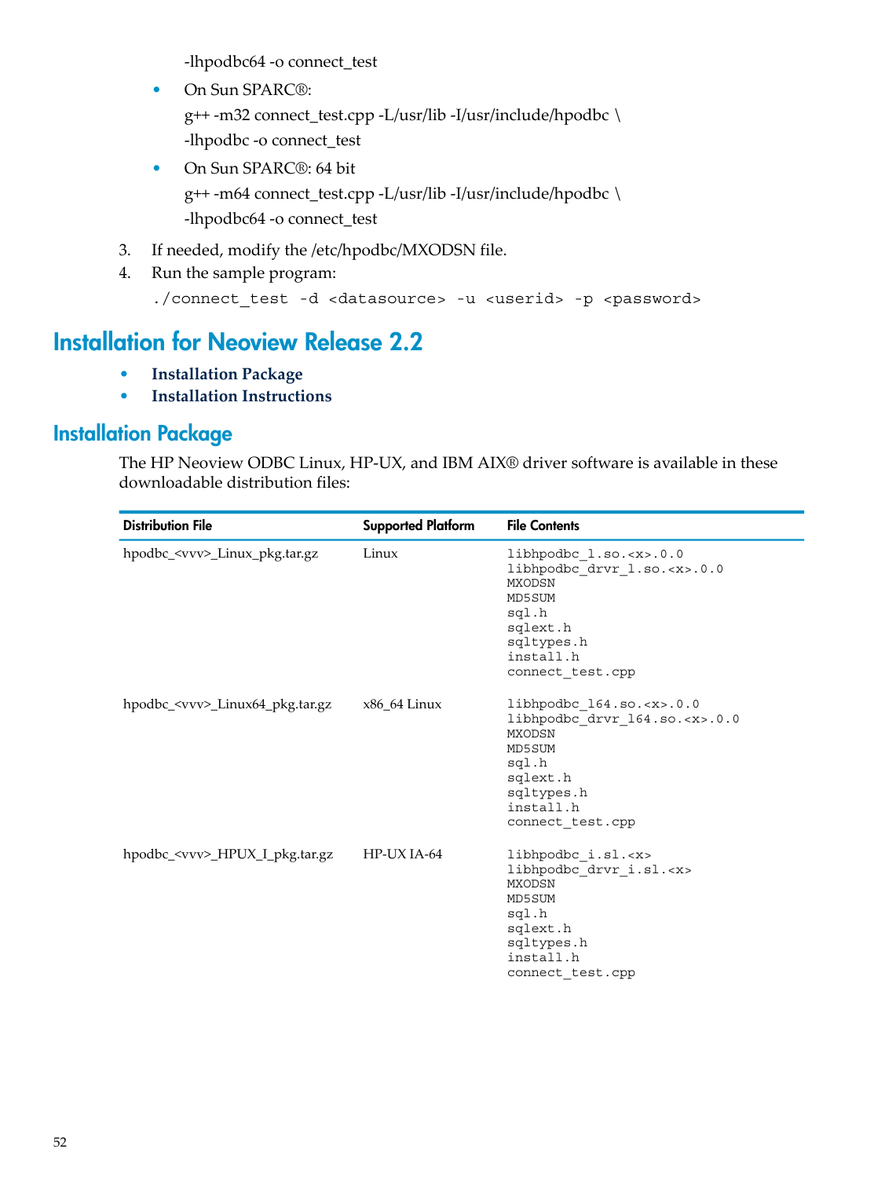-lhpodbc64 -o connect_test

- On Sun SPARC®:
  g++ -m32 connect_test.cpp -L/usr/lib -I/usr/include/hpodbc \
  -lhpodbc -o connect_test
- On Sun SPARC®: 64 bit
  g++ -m64 connect_test.cpp -L/usr/lib -I/usr/include/hpodbc \
  -lhpodbc64 -o connect_test

3. If needed, modify the /etc/hpodbc/MXODSN file.
4. Run the sample program:

```
./connect_test -d <datasource> -u <userid> -p <password>
```

# Installation for Neoview Release 2.2

- **Installation Package**
- **Installation Instructions**

## Installation Package

The HP Neoview ODBC Linux, HP-UX, and IBM AIX® driver software is available in these downloadable distribution files:

| Distribution File | Supported Platform | File Contents |
|---|---|---|
| hpodbc_<vvv>_Linux_pkg.tar.gz | Linux | libhpodbc_l.so.<x>.0.0<br>libhpodbc_drvr_l.so.<x>.0.0<br>MXODSN<br>MD5SUM<br>sql.h<br>sqlext.h<br>sqltypes.h<br>install.h<br>connect_test.cpp |
| hpodbc_<vvv>_Linux64_pkg.tar.gz | x86_64 Linux | libhpodbc_l64.so.<x>.0.0<br>libhpodbc_drvr_l64.so.<x>.0.0<br>MXODSN<br>MD5SUM<br>sql.h<br>sqlext.h<br>sqltypes.h<br>install.h<br>connect_test.cpp |
| hpodbc_<vvv>_HPUX_I_pkg.tar.gz | HP-UX IA-64 | libhpodbc_i.sl.<x><br>libhpodbc_drvr_i.sl.<x><br>MXODSN<br>MD5SUM<br>sql.h<br>sqlext.h<br>sqltypes.h<br>install.h<br>connect_test.cpp |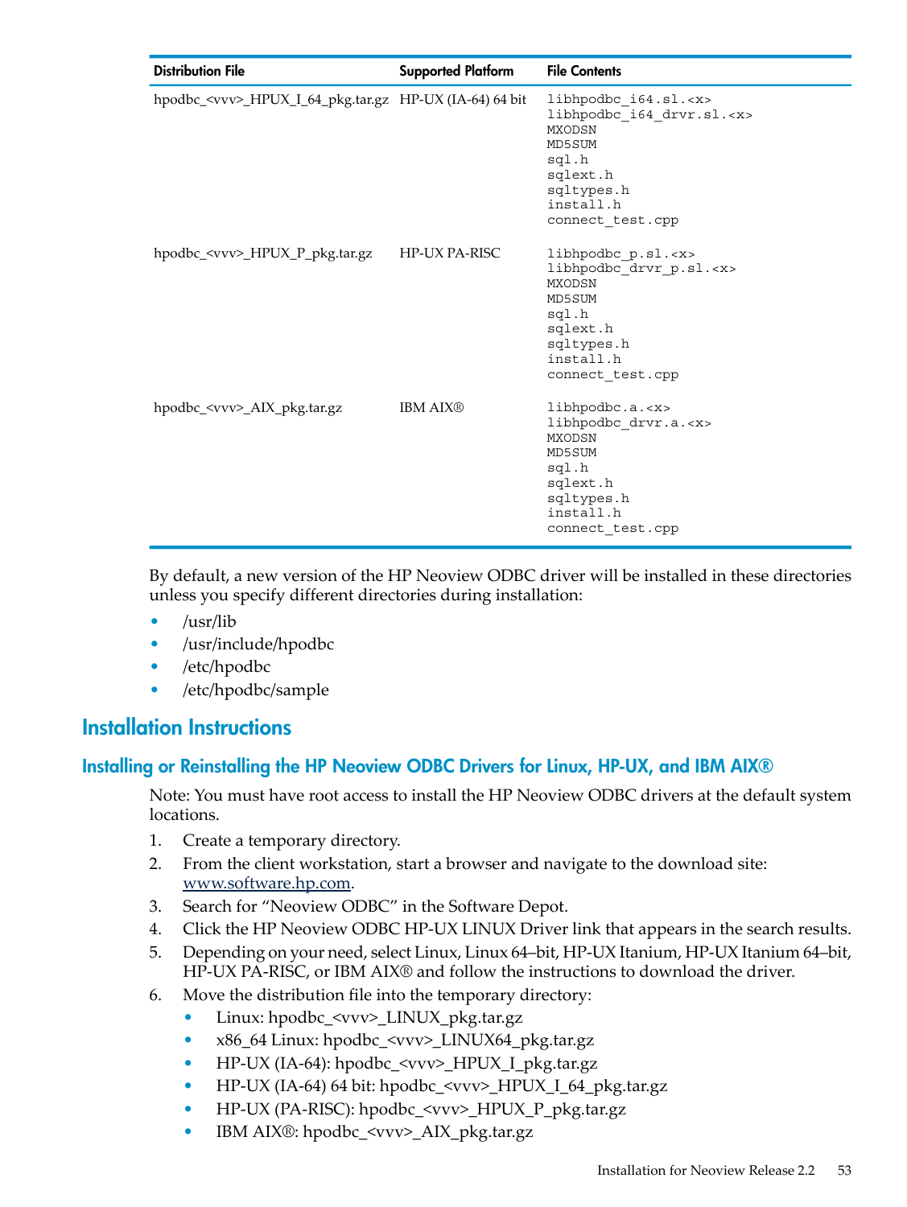| Distribution File | Supported Platform | File Contents |
|---|---|---|
| hpodbc_<vvv>_HPUX_I_64_pkg.tar.gz | HP-UX (IA-64) 64 bit | libhpodbc_i64.sl.<x><br>libhpodbc_i64_drvr.sl.<x><br>MXODSN<br>MD5SUM<br>sql.h<br>sqlext.h<br>sqltypes.h<br>install.h<br>connect_test.cpp |
| hpodbc_<vvv>_HPUX_P_pkg.tar.gz | HP-UX PA-RISC | libhpodbc_p.sl.<x><br>libhpodbc_drvr_p.sl.<x><br>MXODSN<br>MD5SUM<br>sql.h<br>sqlext.h<br>sqltypes.h<br>install.h<br>connect_test.cpp |
| hpodbc_<vvv>_AIX_pkg.tar.gz | IBM AIX® | libhpodbc.a.<x><br>libhpodbc_drvr.a.<x><br>MXODSN<br>MD5SUM<br>sql.h<br>sqlext.h<br>sqltypes.h<br>install.h<br>connect_test.cpp |

By default, a new version of the HP Neoview ODBC driver will be installed in these directories unless you specify different directories during installation:

- /usr/lib
- /usr/include/hpodbc
- /etc/hpodbc
- /etc/hpodbc/sample

## Installation Instructions

### Installing or Reinstalling the HP Neoview ODBC Drivers for Linux, HP-UX, and IBM AIX®

Note: You must have root access to install the HP Neoview ODBC drivers at the default system locations.

1. Create a temporary directory.
2. From the client workstation, start a browser and navigate to the download site: www.software.hp.com.
3. Search for "Neoview ODBC" in the Software Depot.
4. Click the HP Neoview ODBC HP-UX LINUX Driver link that appears in the search results.
5. Depending on your need, select Linux, Linux 64–bit, HP-UX Itanium, HP-UX Itanium 64–bit, HP-UX PA-RISC, or IBM AIX® and follow the instructions to download the driver.
6. Move the distribution file into the temporary directory:
   - Linux: hpodbc_<vvv>_LINUX_pkg.tar.gz
   - x86_64 Linux: hpodbc_<vvv>_LINUX64_pkg.tar.gz
   - HP-UX (IA-64): hpodbc_<vvv>_HPUX_I_pkg.tar.gz
   - HP-UX (IA-64) 64 bit: hpodbc_<vvv>_HPUX_I_64_pkg.tar.gz
   - HP-UX (PA-RISC): hpodbc_<vvv>_HPUX_P_pkg.tar.gz
   - IBM AIX®: hpodbc_<vvv>_AIX_pkg.tar.gz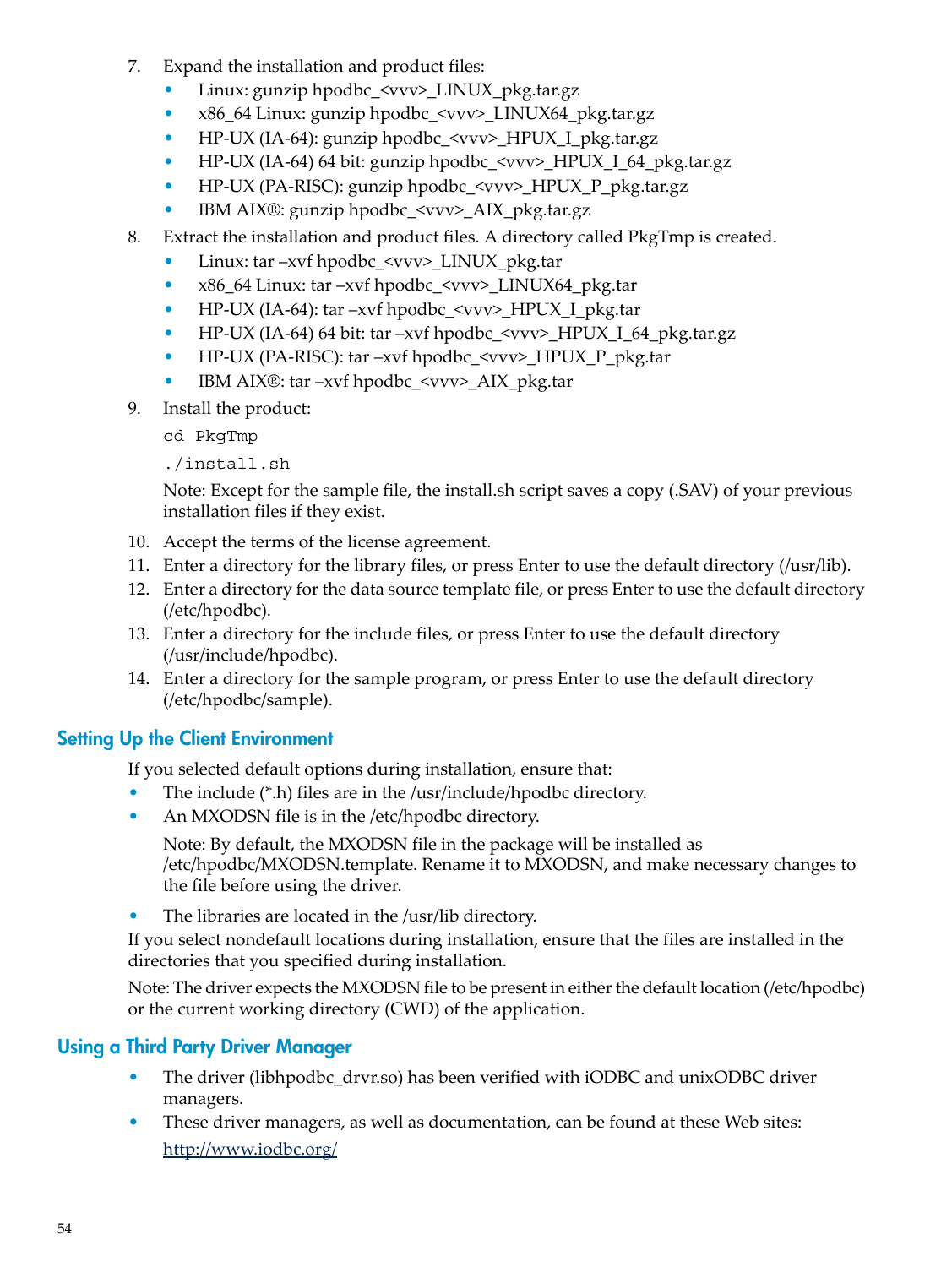7. Expand the installation and product files:
   - Linux: gunzip hpodbc_<vvv>_LINUX_pkg.tar.gz
   - x86_64 Linux: gunzip hpodbc_<vvv>_LINUX64_pkg.tar.gz
   - HP-UX (IA-64): gunzip hpodbc_<vvv>_HPUX_I_pkg.tar.gz
   - HP-UX (IA-64) 64 bit: gunzip hpodbc_<vvv>_HPUX_I_64_pkg.tar.gz
   - HP-UX (PA-RISC): gunzip hpodbc_<vvv>_HPUX_P_pkg.tar.gz
   - IBM AIX®: gunzip hpodbc_<vvv>_AIX_pkg.tar.gz
8. Extract the installation and product files. A directory called PkgTmp is created.
   - Linux: tar –xvf hpodbc_<vvv>_LINUX_pkg.tar
   - x86_64 Linux: tar –xvf hpodbc_<vvv>_LINUX64_pkg.tar
   - HP-UX (IA-64): tar –xvf hpodbc_<vvv>_HPUX_I_pkg.tar
   - HP-UX (IA-64) 64 bit: tar –xvf hpodbc_<vvv>_HPUX_I_64_pkg.tar.gz
   - HP-UX (PA-RISC): tar –xvf hpodbc_<vvv>_HPUX_P_pkg.tar
   - IBM AIX®: tar –xvf hpodbc_<vvv>_AIX_pkg.tar
9. Install the product:

   ```
   cd PkgTmp
   ./install.sh
   ```

   Note: Except for the sample file, the install.sh script saves a copy (.SAV) of your previous installation files if they exist.
10. Accept the terms of the license agreement.
11. Enter a directory for the library files, or press Enter to use the default directory (/usr/lib).
12. Enter a directory for the data source template file, or press Enter to use the default directory (/etc/hpodbc).
13. Enter a directory for the include files, or press Enter to use the default directory (/usr/include/hpodbc).
14. Enter a directory for the sample program, or press Enter to use the default directory (/etc/hpodbc/sample).

## Setting Up the Client Environment

If you selected default options during installation, ensure that:

- The include (*.h) files are in the /usr/include/hpodbc directory.
- An MXODSN file is in the /etc/hpodbc directory.

  Note: By default, the MXODSN file in the package will be installed as /etc/hpodbc/MXODSN.template. Rename it to MXODSN, and make necessary changes to the file before using the driver.
- The libraries are located in the /usr/lib directory.

If you select nondefault locations during installation, ensure that the files are installed in the directories that you specified during installation.

Note: The driver expects the MXODSN file to be present in either the default location (/etc/hpodbc) or the current working directory (CWD) of the application.

## Using a Third Party Driver Manager

- The driver (libhpodbc_drvr.so) has been verified with iODBC and unixODBC driver managers.
- These driver managers, as well as documentation, can be found at these Web sites:

  http://www.iodbc.org/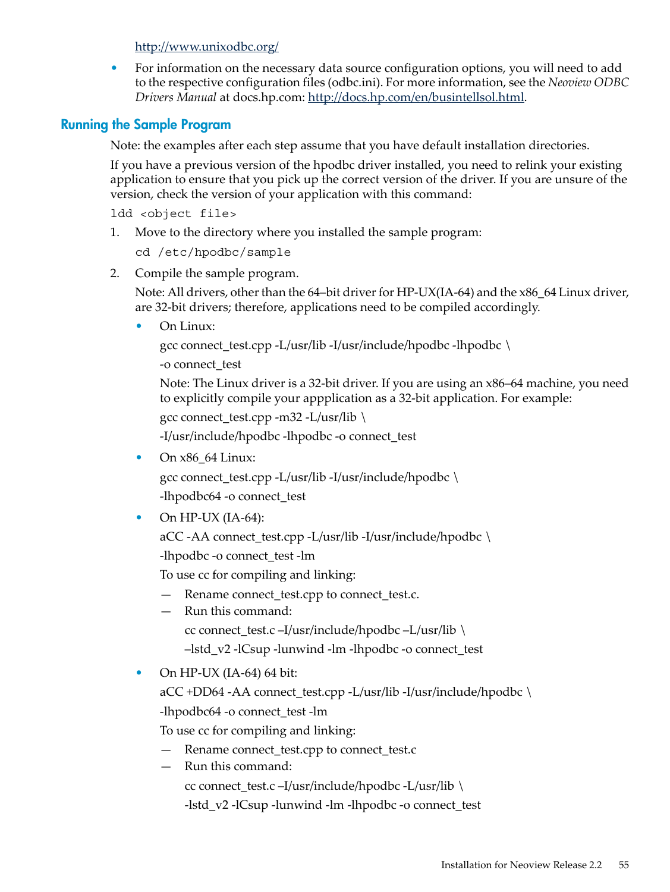http://www.unixodbc.org/

- For information on the necessary data source configuration options, you will need to add to the respective configuration files (odbc.ini). For more information, see the *Neoview ODBC Drivers Manual* at docs.hp.com: http://docs.hp.com/en/busintellsol.html.

## Running the Sample Program

Note: the examples after each step assume that you have default installation directories.

If you have a previous version of the hpodbc driver installed, you need to relink your existing application to ensure that you pick up the correct version of the driver. If you are unsure of the version, check the version of your application with this command:

```
ldd <object file>
```

1. Move to the directory where you installed the sample program:

   ```
   cd /etc/hpodbc/sample
   ```

2. Compile the sample program.

   Note: All drivers, other than the 64–bit driver for HP-UX(IA-64) and the x86_64 Linux driver, are 32-bit drivers; therefore, applications need to be compiled accordingly.

   - On Linux:

     ```
     gcc connect_test.cpp -L/usr/lib -I/usr/include/hpodbc -lhpodbc \
     -o connect_test
     ```

     Note: The Linux driver is a 32-bit driver. If you are using an x86–64 machine, you need to explicitly compile your appplication as a 32-bit application. For example:

     ```
     gcc connect_test.cpp -m32 -L/usr/lib \
     -I/usr/include/hpodbc -lhpodbc -o connect_test
     ```

   - On x86_64 Linux:

     ```
     gcc connect_test.cpp -L/usr/lib -I/usr/include/hpodbc \
     -lhpodbc64 -o connect_test
     ```

   - On HP-UX (IA-64):

     ```
     aCC -AA connect_test.cpp -L/usr/lib -I/usr/include/hpodbc \
     -lhpodbc -o connect_test -lm
     ```

     To use cc for compiling and linking:

     — Rename connect_test.cpp to connect_test.c.

     — Run this command:

     ```
     cc connect_test.c –I/usr/include/hpodbc –L/usr/lib \
     –lstd_v2 -lCsup -lunwind -lm -lhpodbc -o connect_test
     ```

   - On HP-UX (IA-64) 64 bit:

     ```
     aCC +DD64 -AA connect_test.cpp -L/usr/lib -I/usr/include/hpodbc \
     -lhpodbc64 -o connect_test -lm
     ```

     To use cc for compiling and linking:

     — Rename connect_test.cpp to connect_test.c

     — Run this command:

     ```
     cc connect_test.c –I/usr/include/hpodbc -L/usr/lib \
     -lstd_v2 -lCsup -lunwind -lm -lhpodbc -o connect_test
     ```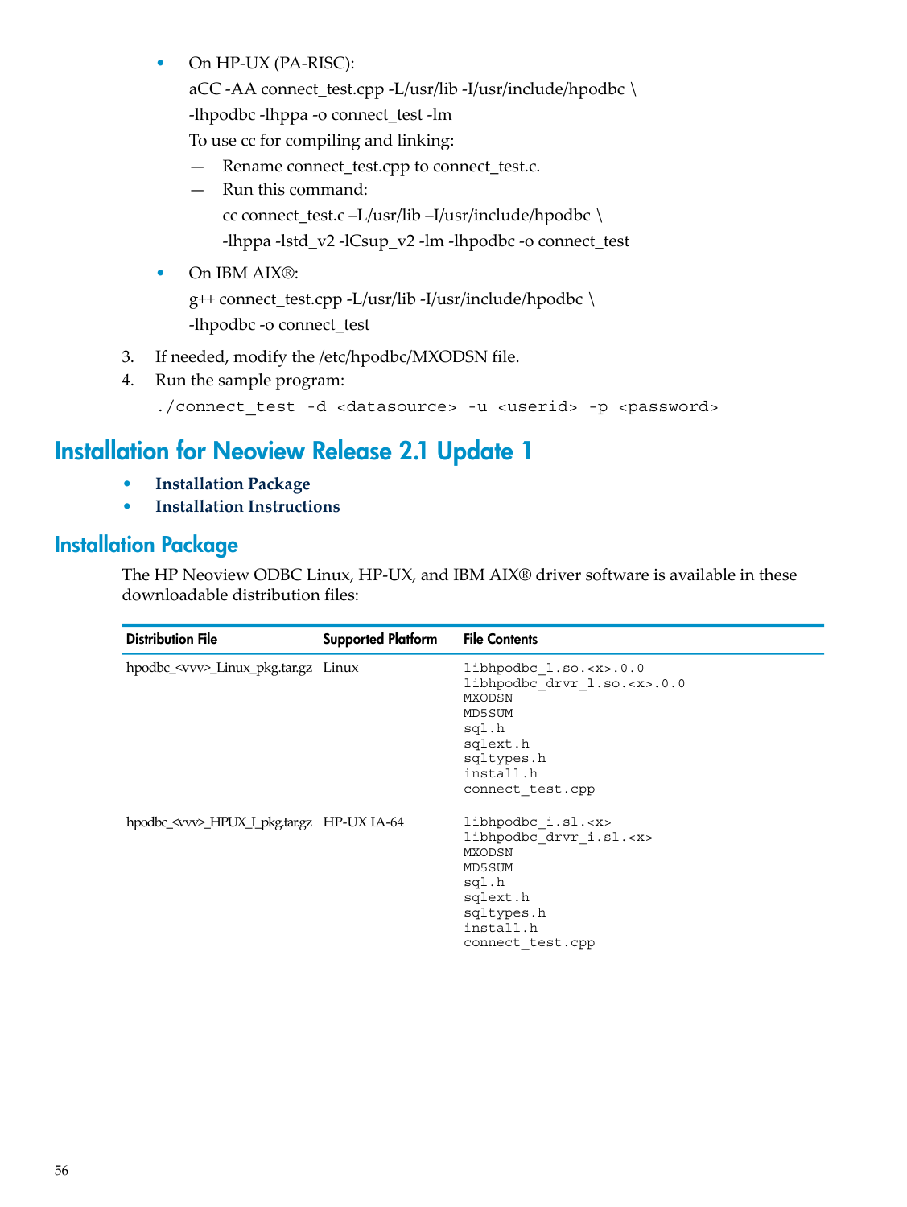- On HP-UX (PA-RISC):

  aCC -AA connect_test.cpp -L/usr/lib -I/usr/include/hpodbc \
  -lhpodbc -lhppa -o connect_test -lm

  To use cc for compiling and linking:

  — Rename connect_test.cpp to connect_test.c.

  — Run this command:

    cc connect_test.c –L/usr/lib –I/usr/include/hpodbc \
    -lhppa -lstd_v2 -lCsup_v2 -lm -lhpodbc -o connect_test

- On IBM AIX®:

  g++ connect_test.cpp -L/usr/lib -I/usr/include/hpodbc \
  -lhpodbc -o connect_test

3. If needed, modify the /etc/hpodbc/MXODSN file.
4. Run the sample program:

```
./connect_test -d <datasource> -u <userid> -p <password>
```

## Installation for Neoview Release 2.1 Update 1

- **Installation Package**
- **Installation Instructions**

## Installation Package

The HP Neoview ODBC Linux, HP-UX, and IBM AIX® driver software is available in these downloadable distribution files:

| Distribution File | Supported Platform | File Contents |
|---|---|---|
| hpodbc_<vvv>_Linux_pkg.tar.gz | Linux | libhpodbc_l.so.<x>.0.0<br>libhpodbc_drvr_l.so.<x>.0.0<br>MXODSN<br>MD5SUM<br>sql.h<br>sqlext.h<br>sqltypes.h<br>install.h<br>connect_test.cpp |
| hpodbc_<vvv>_HPUX_I_pkg.tar.gz | HP-UX IA-64 | libhpodbc_i.sl.<x><br>libhpodbc_drvr_i.sl.<x><br>MXODSN<br>MD5SUM<br>sql.h<br>sqlext.h<br>sqltypes.h<br>install.h<br>connect_test.cpp |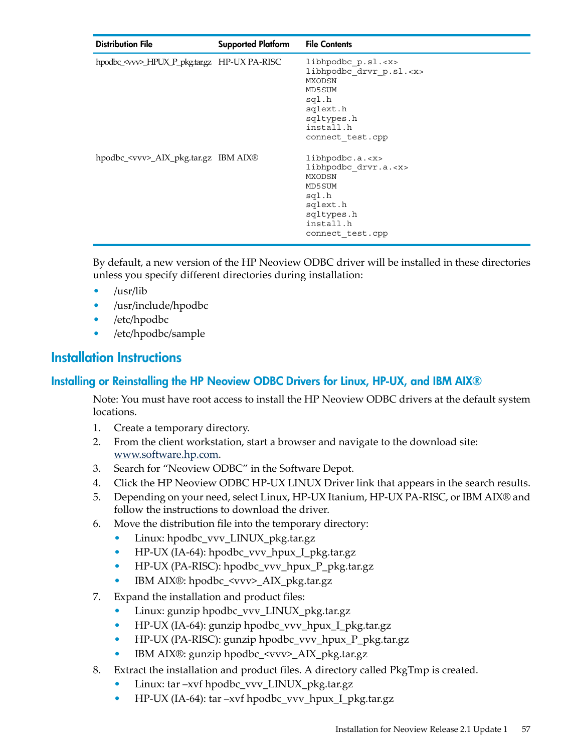| Distribution File | Supported Platform | File Contents |
|---|---|---|
| hpodbc_<vvv>_HPUX_P_pkg.tar.gz | HP-UX PA-RISC | libhpodbc_p.sl.<x><br>libhpodbc_drvr_p.sl.<x><br>MXODSN<br>MD5SUM<br>sql.h<br>sqlext.h<br>sqltypes.h<br>install.h<br>connect_test.cpp |
| hpodbc_<vvv>_AIX_pkg.tar.gz | IBM AIX® | libhpodbc.a.<x><br>libhpodbc_drvr.a.<x><br>MXODSN<br>MD5SUM<br>sql.h<br>sqlext.h<br>sqltypes.h<br>install.h<br>connect_test.cpp |

By default, a new version of the HP Neoview ODBC driver will be installed in these directories unless you specify different directories during installation:

- /usr/lib
- /usr/include/hpodbc
- /etc/hpodbc
- /etc/hpodbc/sample

## Installation Instructions

### Installing or Reinstalling the HP Neoview ODBC Drivers for Linux, HP-UX, and IBM AIX®

Note: You must have root access to install the HP Neoview ODBC drivers at the default system locations.

1. Create a temporary directory.
2. From the client workstation, start a browser and navigate to the download site: www.software.hp.com.
3. Search for "Neoview ODBC" in the Software Depot.
4. Click the HP Neoview ODBC HP-UX LINUX Driver link that appears in the search results.
5. Depending on your need, select Linux, HP-UX Itanium, HP-UX PA-RISC, or IBM AIX® and follow the instructions to download the driver.
6. Move the distribution file into the temporary directory:
   - Linux: hpodbc_vvv_LINUX_pkg.tar.gz
   - HP-UX (IA-64): hpodbc_vvv_hpux_I_pkg.tar.gz
   - HP-UX (PA-RISC): hpodbc_vvv_hpux_P_pkg.tar.gz
   - IBM AIX®: hpodbc_<vvv>_AIX_pkg.tar.gz
7. Expand the installation and product files:
   - Linux: gunzip hpodbc_vvv_LINUX_pkg.tar.gz
   - HP-UX (IA-64): gunzip hpodbc_vvv_hpux_I_pkg.tar.gz
   - HP-UX (PA-RISC): gunzip hpodbc_vvv_hpux_P_pkg.tar.gz
   - IBM AIX®: gunzip hpodbc_<vvv>_AIX_pkg.tar.gz
8. Extract the installation and product files. A directory called PkgTmp is created.
   - Linux: tar –xvf hpodbc_vvv_LINUX_pkg.tar.gz
   - HP-UX (IA-64): tar –xvf hpodbc_vvv_hpux_I_pkg.tar.gz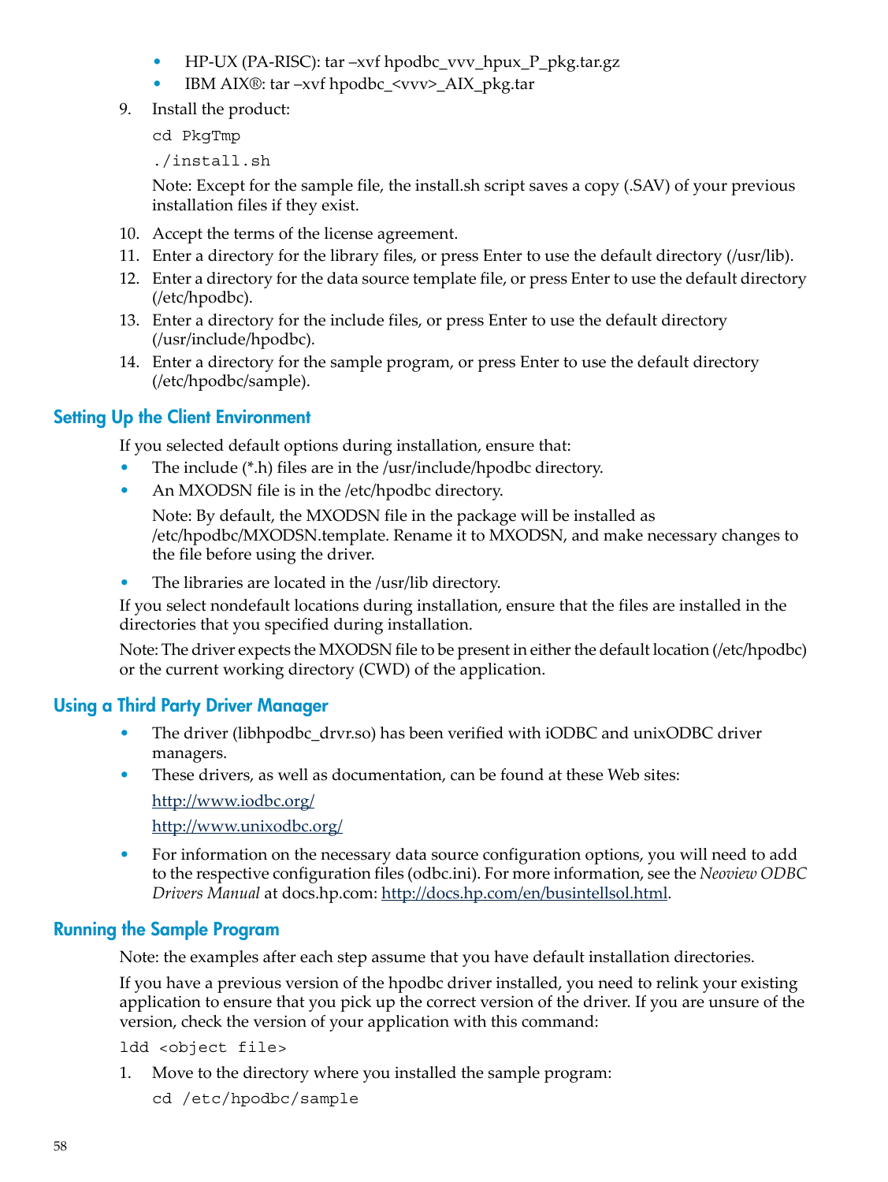- HP-UX (PA-RISC): tar –xvf hpodbc_vvv_hpux_P_pkg.tar.gz
- IBM AIX®: tar –xvf hpodbc_<vvv>_AIX_pkg.tar

9. Install the product:

   ```
   cd PkgTmp
   ./install.sh
   ```

   Note: Except for the sample file, the install.sh script saves a copy (.SAV) of your previous installation files if they exist.

10. Accept the terms of the license agreement.
11. Enter a directory for the library files, or press Enter to use the default directory (/usr/lib).
12. Enter a directory for the data source template file, or press Enter to use the default directory (/etc/hpodbc).
13. Enter a directory for the include files, or press Enter to use the default directory (/usr/include/hpodbc).
14. Enter a directory for the sample program, or press Enter to use the default directory (/etc/hpodbc/sample).

## Setting Up the Client Environment

If you selected default options during installation, ensure that:

- The include (*.h) files are in the /usr/include/hpodbc directory.
- An MXODSN file is in the /etc/hpodbc directory.

  Note: By default, the MXODSN file in the package will be installed as /etc/hpodbc/MXODSN.template. Rename it to MXODSN, and make necessary changes to the file before using the driver.

- The libraries are located in the /usr/lib directory.

If you select nondefault locations during installation, ensure that the files are installed in the directories that you specified during installation.

Note: The driver expects the MXODSN file to be present in either the default location (/etc/hpodbc) or the current working directory (CWD) of the application.

## Using a Third Party Driver Manager

- The driver (libhpodbc_drvr.so) has been verified with iODBC and unixODBC driver managers.
- These drivers, as well as documentation, can be found at these Web sites:

  http://www.iodbc.org/

  http://www.unixodbc.org/

- For information on the necessary data source configuration options, you will need to add to the respective configuration files (odbc.ini). For more information, see the *Neoview ODBC Drivers Manual* at docs.hp.com: http://docs.hp.com/en/busintellsol.html.

## Running the Sample Program

Note: the examples after each step assume that you have default installation directories.

If you have a previous version of the hpodbc driver installed, you need to relink your existing application to ensure that you pick up the correct version of the driver. If you are unsure of the version, check the version of your application with this command:

```
ldd <object file>
```

1. Move to the directory where you installed the sample program:

   ```
   cd /etc/hpodbc/sample
   ```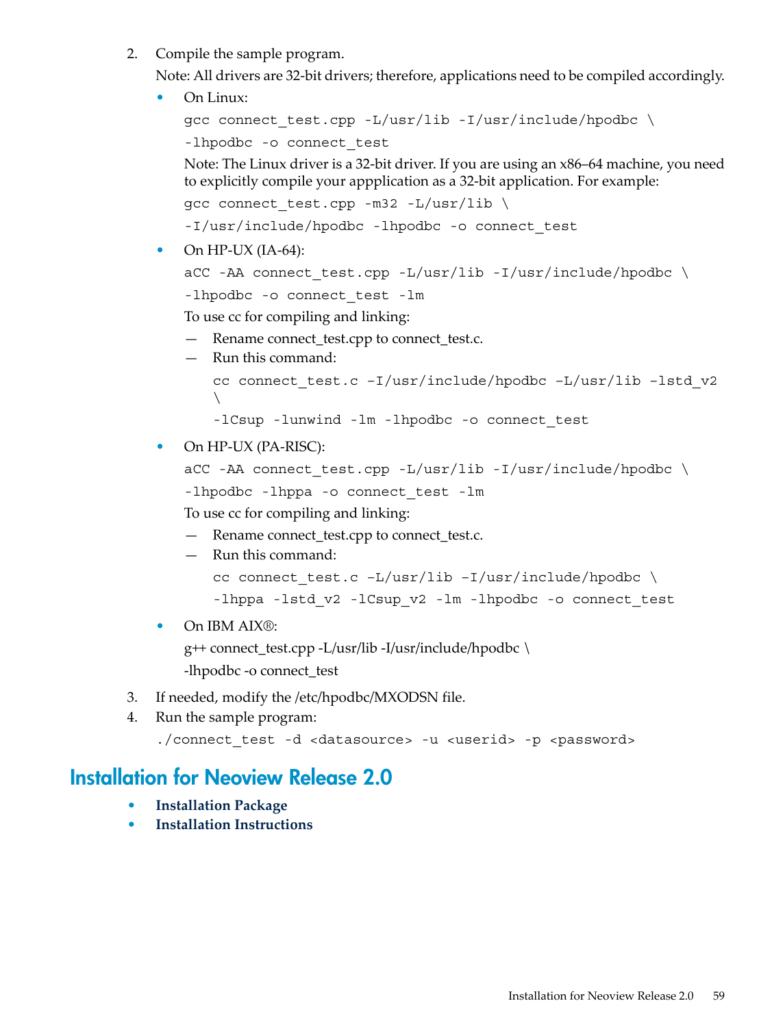2. Compile the sample program.

   Note: All drivers are 32-bit drivers; therefore, applications need to be compiled accordingly.

   - On Linux:

     ```
     gcc connect_test.cpp -L/usr/lib -I/usr/include/hpodbc \
     -lhpodbc -o connect_test
     ```

     Note: The Linux driver is a 32-bit driver. If you are using an x86–64 machine, you need to explicitly compile your appplication as a 32-bit application. For example:

     ```
     gcc connect_test.cpp -m32 -L/usr/lib \
     -I/usr/include/hpodbc -lhpodbc -o connect_test
     ```

   - On HP-UX (IA-64):

     ```
     aCC -AA connect_test.cpp -L/usr/lib -I/usr/include/hpodbc \
     -lhpodbc -o connect_test -lm
     ```

     To use cc for compiling and linking:

     — Rename connect_test.cpp to connect_test.c.

     — Run this command:

     ```
     cc connect_test.c –I/usr/include/hpodbc –L/usr/lib –lstd_v2
     \
     -lCsup -lunwind -lm -lhpodbc -o connect_test
     ```

   - On HP-UX (PA-RISC):

     ```
     aCC -AA connect_test.cpp -L/usr/lib -I/usr/include/hpodbc \
     -lhpodbc -lhppa -o connect_test -lm
     ```

     To use cc for compiling and linking:

     — Rename connect_test.cpp to connect_test.c.

     — Run this command:

     ```
     cc connect_test.c –L/usr/lib –I/usr/include/hpodbc \
     -lhppa -lstd_v2 -lCsup_v2 -lm -lhpodbc -o connect_test
     ```

   - On IBM AIX®:

     g++ connect_test.cpp -L/usr/lib -I/usr/include/hpodbc \
     -lhpodbc -o connect_test

3. If needed, modify the /etc/hpodbc/MXODSN file.

4. Run the sample program:

   ```
   ./connect_test -d <datasource> -u <userid> -p <password>
   ```

## Installation for Neoview Release 2.0

- **Installation Package**
- **Installation Instructions**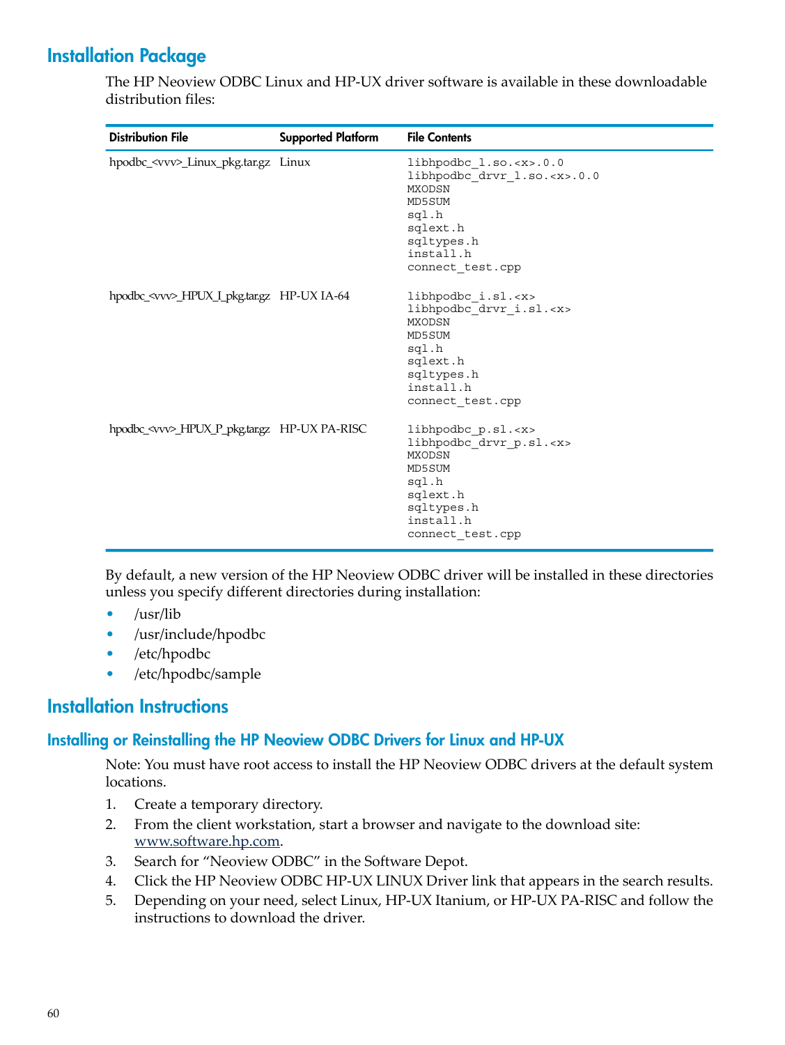## Installation Package

The HP Neoview ODBC Linux and HP-UX driver software is available in these downloadable distribution files:

| Distribution File | Supported Platform | File Contents |
| --- | --- | --- |
| hpodbc_<vvv>_Linux_pkg.tar.gz | Linux | libhpodbc_l.so.<x>.0.0<br>libhpodbc_drvr_l.so.<x>.0.0<br>MXODSN<br>MD5SUM<br>sql.h<br>sqlext.h<br>sqltypes.h<br>install.h<br>connect_test.cpp |
| hpodbc_<vvv>_HPUX_I_pkg.tar.gz | HP-UX IA-64 | libhpodbc_i.sl.<x><br>libhpodbc_drvr_i.sl.<x><br>MXODSN<br>MD5SUM<br>sql.h<br>sqlext.h<br>sqltypes.h<br>install.h<br>connect_test.cpp |
| hpodbc_<vvv>_HPUX_P_pkg.tar.gz | HP-UX PA-RISC | libhpodbc_p.sl.<x><br>libhpodbc_drvr_p.sl.<x><br>MXODSN<br>MD5SUM<br>sql.h<br>sqlext.h<br>sqltypes.h<br>install.h<br>connect_test.cpp |

By default, a new version of the HP Neoview ODBC driver will be installed in these directories unless you specify different directories during installation:

- /usr/lib
- /usr/include/hpodbc
- /etc/hpodbc
- /etc/hpodbc/sample

## Installation Instructions

### Installing or Reinstalling the HP Neoview ODBC Drivers for Linux and HP-UX

Note: You must have root access to install the HP Neoview ODBC drivers at the default system locations.

1. Create a temporary directory.
2. From the client workstation, start a browser and navigate to the download site: www.software.hp.com.
3. Search for "Neoview ODBC" in the Software Depot.
4. Click the HP Neoview ODBC HP-UX LINUX Driver link that appears in the search results.
5. Depending on your need, select Linux, HP-UX Itanium, or HP-UX PA-RISC and follow the instructions to download the driver.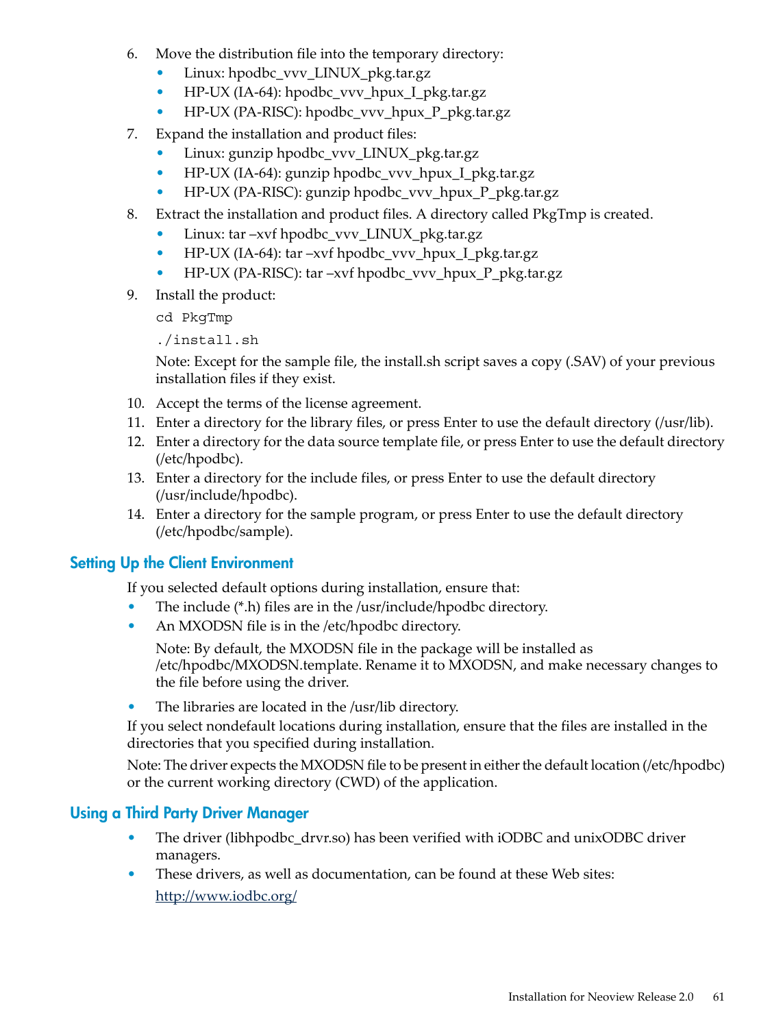6. Move the distribution file into the temporary directory:
   - Linux: hpodbc_vvv_LINUX_pkg.tar.gz
   - HP-UX (IA-64): hpodbc_vvv_hpux_I_pkg.tar.gz
   - HP-UX (PA-RISC): hpodbc_vvv_hpux_P_pkg.tar.gz
7. Expand the installation and product files:
   - Linux: gunzip hpodbc_vvv_LINUX_pkg.tar.gz
   - HP-UX (IA-64): gunzip hpodbc_vvv_hpux_I_pkg.tar.gz
   - HP-UX (PA-RISC): gunzip hpodbc_vvv_hpux_P_pkg.tar.gz
8. Extract the installation and product files. A directory called PkgTmp is created.
   - Linux: tar –xvf hpodbc_vvv_LINUX_pkg.tar.gz
   - HP-UX (IA-64): tar –xvf hpodbc_vvv_hpux_I_pkg.tar.gz
   - HP-UX (PA-RISC): tar –xvf hpodbc_vvv_hpux_P_pkg.tar.gz
9. Install the product:

   ```
   cd PkgTmp
   ./install.sh
   ```

   Note: Except for the sample file, the install.sh script saves a copy (.SAV) of your previous installation files if they exist.
10. Accept the terms of the license agreement.
11. Enter a directory for the library files, or press Enter to use the default directory (/usr/lib).
12. Enter a directory for the data source template file, or press Enter to use the default directory (/etc/hpodbc).
13. Enter a directory for the include files, or press Enter to use the default directory (/usr/include/hpodbc).
14. Enter a directory for the sample program, or press Enter to use the default directory (/etc/hpodbc/sample).

## Setting Up the Client Environment

If you selected default options during installation, ensure that:

- The include (*.h) files are in the /usr/include/hpodbc directory.
- An MXODSN file is in the /etc/hpodbc directory.

  Note: By default, the MXODSN file in the package will be installed as /etc/hpodbc/MXODSN.template. Rename it to MXODSN, and make necessary changes to the file before using the driver.
- The libraries are located in the /usr/lib directory.

If you select nondefault locations during installation, ensure that the files are installed in the directories that you specified during installation.

Note: The driver expects the MXODSN file to be present in either the default location (/etc/hpodbc) or the current working directory (CWD) of the application.

## Using a Third Party Driver Manager

- The driver (libhpodbc_drvr.so) has been verified with iODBC and unixODBC driver managers.
- These drivers, as well as documentation, can be found at these Web sites:

  http://www.iodbc.org/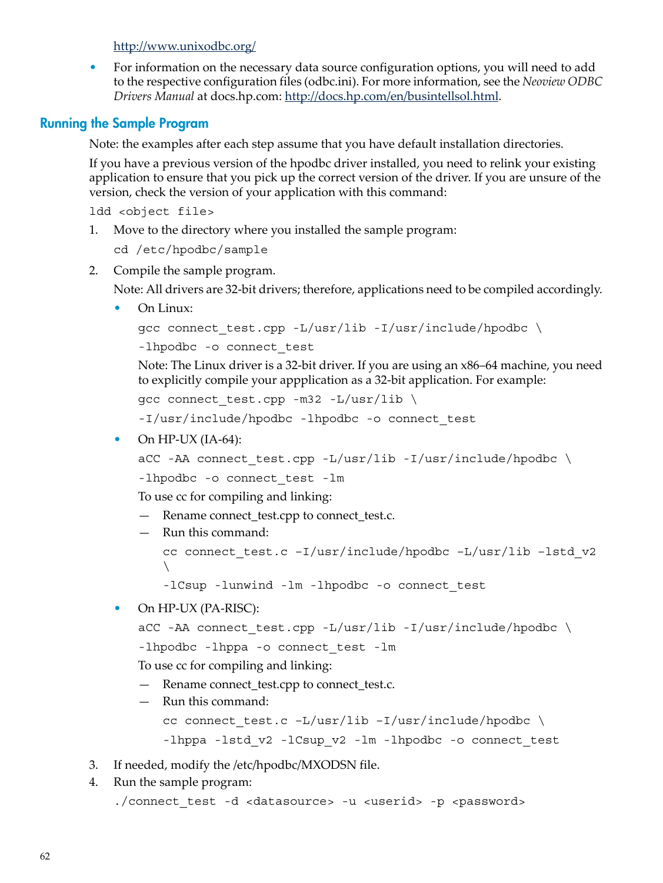http://www.unixodbc.org/

- For information on the necessary data source configuration options, you will need to add to the respective configuration files (odbc.ini). For more information, see the *Neoview ODBC Drivers Manual* at docs.hp.com: http://docs.hp.com/en/busintellsol.html.

## Running the Sample Program

Note: the examples after each step assume that you have default installation directories.

If you have a previous version of the hpodbc driver installed, you need to relink your existing application to ensure that you pick up the correct version of the driver. If you are unsure of the version, check the version of your application with this command:

```
ldd <object file>
```

1. Move to the directory where you installed the sample program:

   ```
   cd /etc/hpodbc/sample
   ```

2. Compile the sample program.

   Note: All drivers are 32-bit drivers; therefore, applications need to be compiled accordingly.

   - On Linux:

     ```
     gcc connect_test.cpp -L/usr/lib -I/usr/include/hpodbc \
     -lhpodbc -o connect_test
     ```

     Note: The Linux driver is a 32-bit driver. If you are using an x86–64 machine, you need to explicitly compile your appplication as a 32-bit application. For example:

     ```
     gcc connect_test.cpp -m32 -L/usr/lib \
     -I/usr/include/hpodbc -lhpodbc -o connect_test
     ```

   - On HP-UX (IA-64):

     ```
     aCC -AA connect_test.cpp -L/usr/lib -I/usr/include/hpodbc \
     -lhpodbc -o connect_test -lm
     ```

     To use cc for compiling and linking:

     — Rename connect_test.cpp to connect_test.c.

     — Run this command:

     ```
     cc connect_test.c –I/usr/include/hpodbc –L/usr/lib –lstd_v2 \
     -lCsup -lunwind -lm -lhpodbc -o connect_test
     ```

   - On HP-UX (PA-RISC):

     ```
     aCC -AA connect_test.cpp -L/usr/lib -I/usr/include/hpodbc \
     -lhpodbc -lhppa -o connect_test -lm
     ```

     To use cc for compiling and linking:

     — Rename connect_test.cpp to connect_test.c.

     — Run this command:

     ```
     cc connect_test.c –L/usr/lib –I/usr/include/hpodbc \
     -lhppa -lstd_v2 -lCsup_v2 -lm -lhpodbc -o connect_test
     ```

3. If needed, modify the /etc/hpodbc/MXODSN file.

4. Run the sample program:

   ```
   ./connect_test -d <datasource> -u <userid> -p <password>
   ```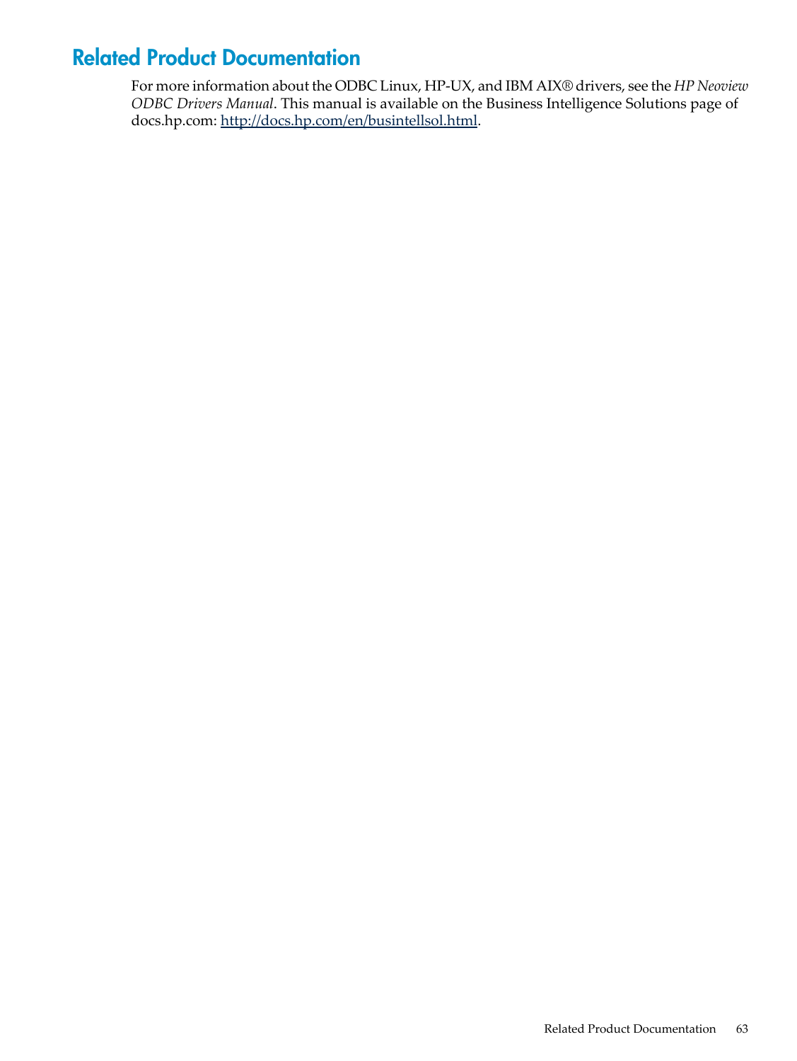## Related Product Documentation

For more information about the ODBC Linux, HP-UX, and IBM AIX® drivers, see the *HP Neoview ODBC Drivers Manual*. This manual is available on the Business Intelligence Solutions page of docs.hp.com: [http://docs.hp.com/en/busintellsol.html](http://docs.hp.com/en/busintellsol.html).